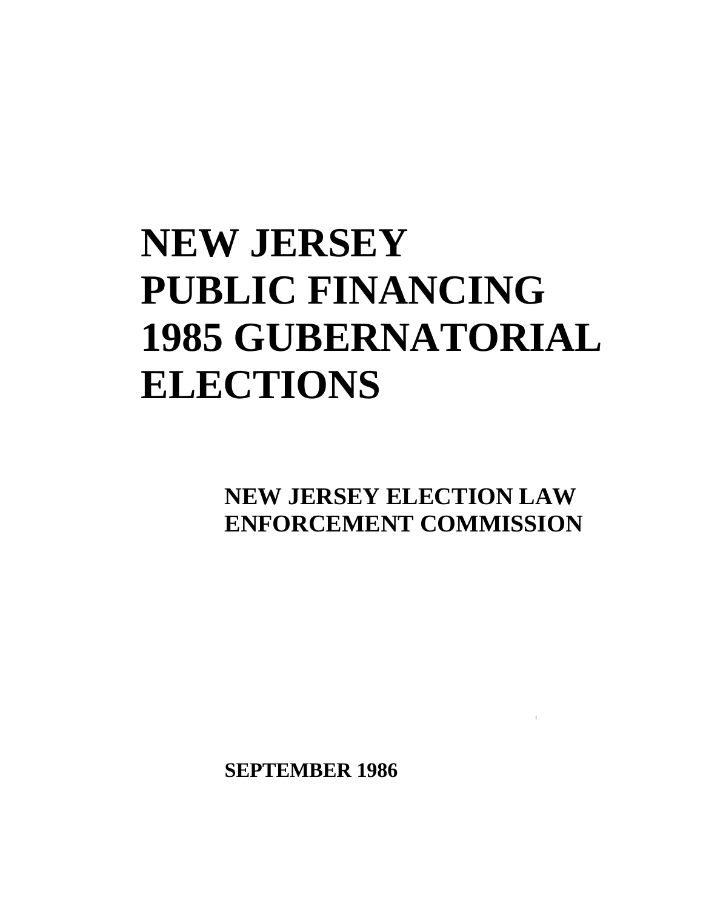# NEW JERSEY PUBLIC FINANCING 1985 GUBERNATORIAL ELECTIONS

## NEW JERSEY ELECTION LAW ENFORCEMENT COMMISSION

**SEPTEMBER 1986**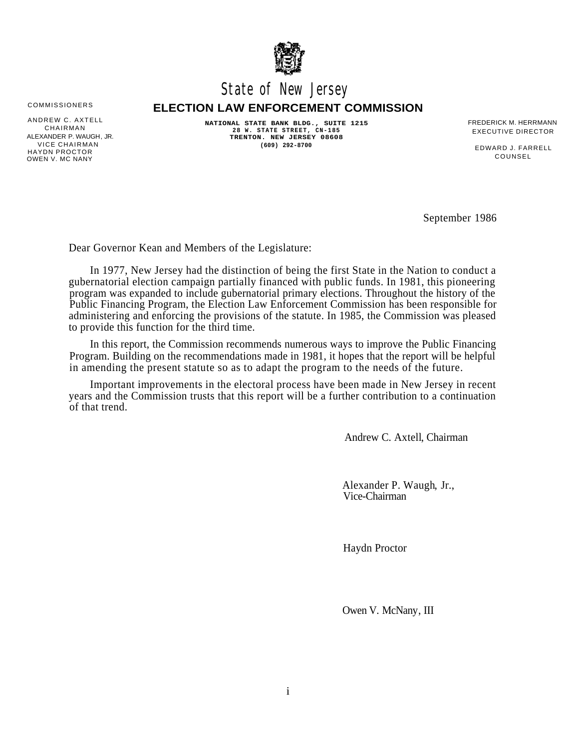# State of New Jersey

## ELECTION LAW ENFORCEMENT COMMISSION

NATIONAL STATE BANK BLDG., SUITE 1215
28 W. STATE STREET, CN-185
TRENTON. NEW JERSEY 08608
(609) 292-8700

COMMISSIONERS

ANDREW C. AXTELL
CHAIRMAN
ALEXANDER P. WAUGH, JR.
VICE CHAIRMAN
HAYDN PROCTOR
OWEN V. MC NANY

FREDERICK M. HERRMANN
EXECUTIVE DIRECTOR

EDWARD J. FARRELL
COUNSEL

September 1986

Dear Governor Kean and Members of the Legislature:

In 1977, New Jersey had the distinction of being the first State in the Nation to conduct a gubernatorial election campaign partially financed with public funds. In 1981, this pioneering program was expanded to include gubernatorial primary elections. Throughout the history of the Public Financing Program, the Election Law Enforcement Commission has been responsible for administering and enforcing the provisions of the statute. In 1985, the Commission was pleased to provide this function for the third time.

In this report, the Commission recommends numerous ways to improve the Public Financing Program. Building on the recommendations made in 1981, it hopes that the report will be helpful in amending the present statute so as to adapt the program to the needs of the future.

Important improvements in the electoral process have been made in New Jersey in recent years and the Commission trusts that this report will be a further contribution to a continuation of that trend.

Andrew C. Axtell, Chairman

Alexander P. Waugh, Jr.,
Vice-Chairman

Haydn Proctor

Owen V. McNany, III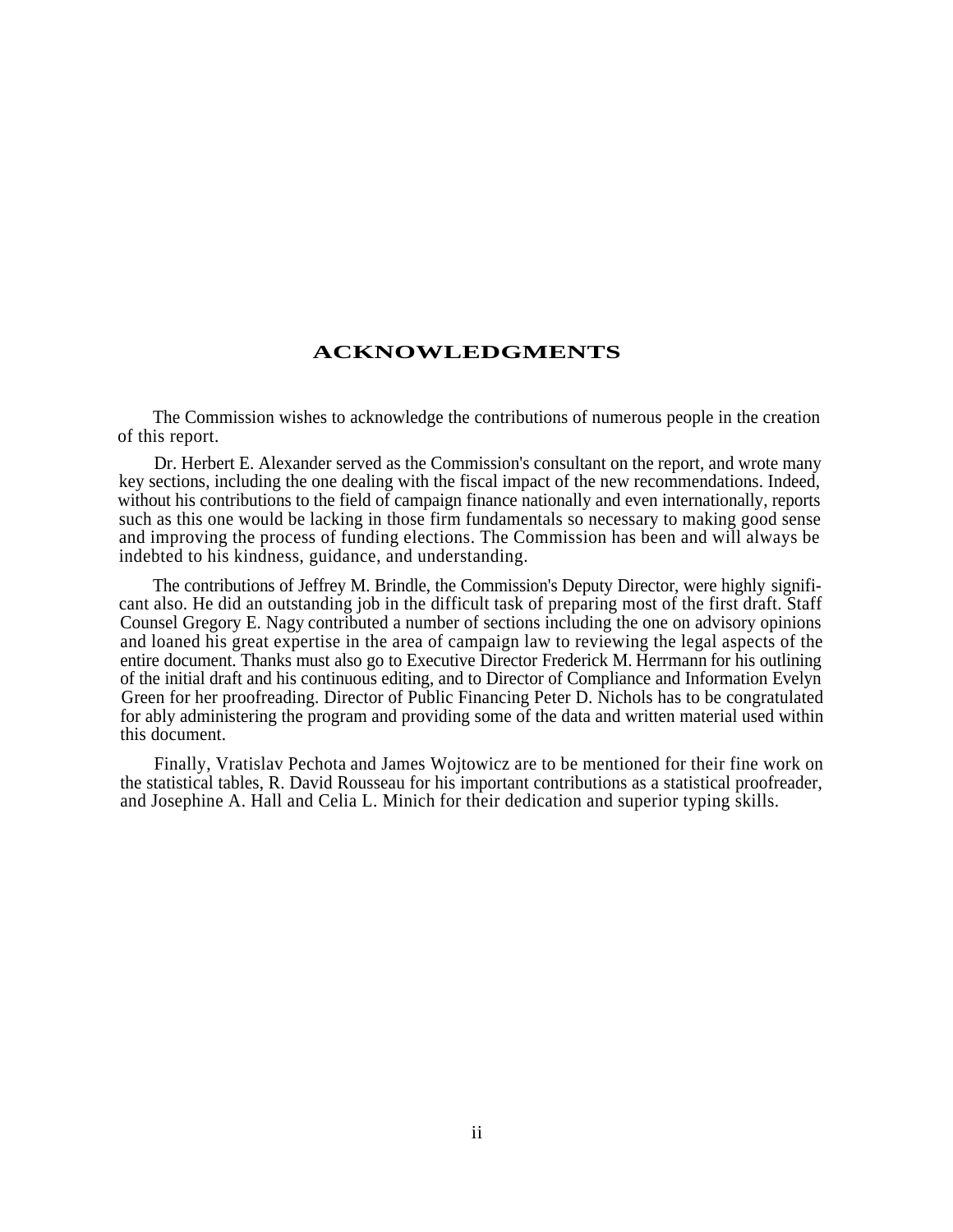# ACKNOWLEDGMENTS

The Commission wishes to acknowledge the contributions of numerous people in the creation of this report.

Dr. Herbert E. Alexander served as the Commission's consultant on the report, and wrote many key sections, including the one dealing with the fiscal impact of the new recommendations. Indeed, without his contributions to the field of campaign finance nationally and even internationally, reports such as this one would be lacking in those firm fundamentals so necessary to making good sense and improving the process of funding elections. The Commission has been and will always be indebted to his kindness, guidance, and understanding.

The contributions of Jeffrey M. Brindle, the Commission's Deputy Director, were highly significant also. He did an outstanding job in the difficult task of preparing most of the first draft. Staff Counsel Gregory E. Nagy contributed a number of sections including the one on advisory opinions and loaned his great expertise in the area of campaign law to reviewing the legal aspects of the entire document. Thanks must also go to Executive Director Frederick M. Herrmann for his outlining of the initial draft and his continuous editing, and to Director of Compliance and Information Evelyn Green for her proofreading. Director of Public Financing Peter D. Nichols has to be congratulated for ably administering the program and providing some of the data and written material used within this document.

Finally, Vratislav Pechota and James Wojtowicz are to be mentioned for their fine work on the statistical tables, R. David Rousseau for his important contributions as a statistical proofreader, and Josephine A. Hall and Celia L. Minich for their dedication and superior typing skills.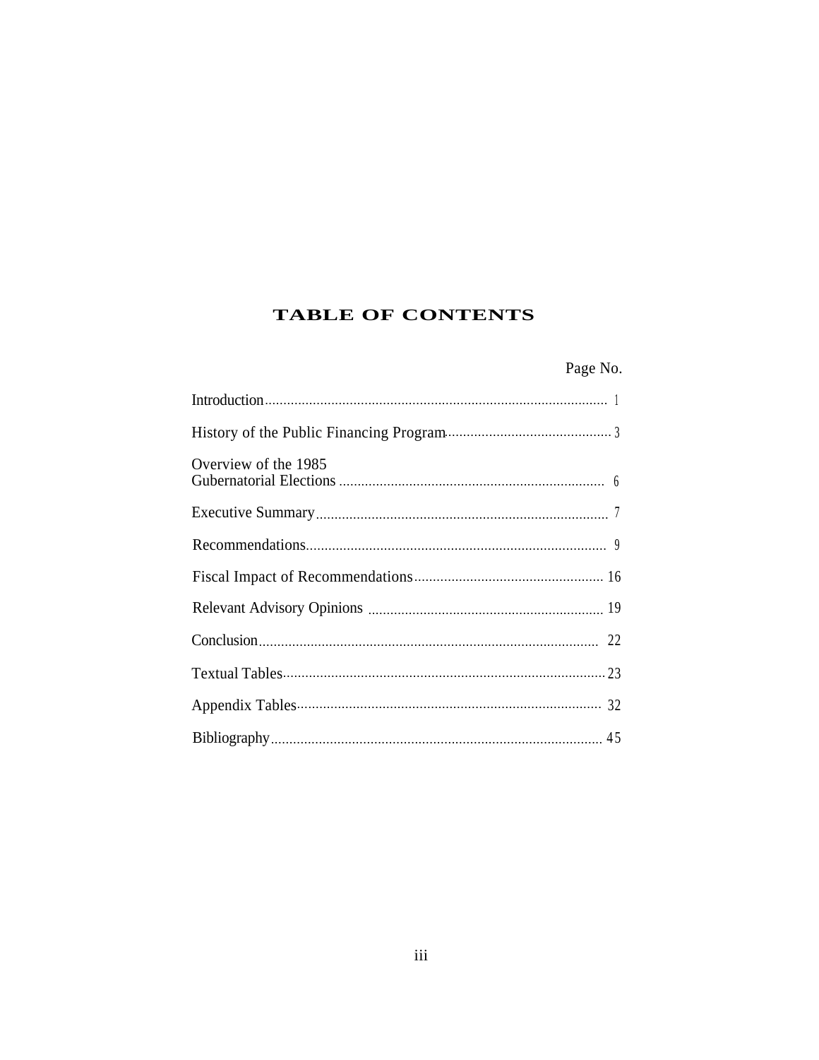# TABLE OF CONTENTS

| | Page No. |
|---|---|
| Introduction | 1 |
| History of the Public Financing Program | 3 |
| Overview of the 1985 Gubernatorial Elections | 6 |
| Executive Summary | 7 |
| Recommendations | 9 |
| Fiscal Impact of Recommendations | 16 |
| Relevant Advisory Opinions | 19 |
| Conclusion | 22 |
| Textual Tables | 23 |
| Appendix Tables | 32 |
| Bibliography | 45 |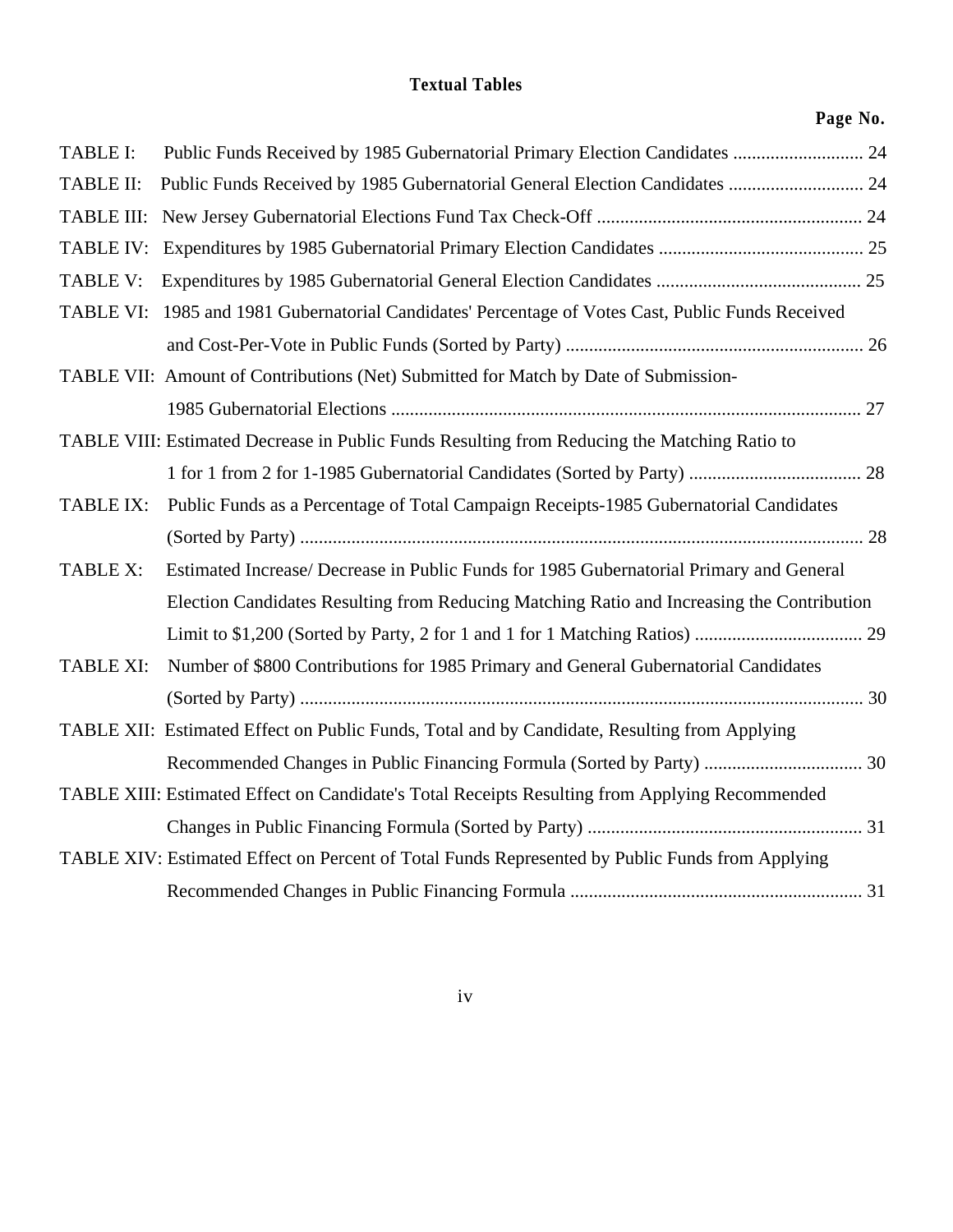## Textual Tables

| | | Page No. |
|---|---|---|
| TABLE I: | Public Funds Received by 1985 Gubernatorial Primary Election Candidates | 24 |
| TABLE II: | Public Funds Received by 1985 Gubernatorial General Election Candidates | 24 |
| TABLE III: | New Jersey Gubernatorial Elections Fund Tax Check-Off | 24 |
| TABLE IV: | Expenditures by 1985 Gubernatorial Primary Election Candidates | 25 |
| TABLE V: | Expenditures by 1985 Gubernatorial General Election Candidates | 25 |
| TABLE VI: | 1985 and 1981 Gubernatorial Candidates' Percentage of Votes Cast, Public Funds Received and Cost-Per-Vote in Public Funds (Sorted by Party) | 26 |
| TABLE VII: | Amount of Contributions (Net) Submitted for Match by Date of Submission-1985 Gubernatorial Elections | 27 |
| TABLE VIII: | Estimated Decrease in Public Funds Resulting from Reducing the Matching Ratio to 1 for 1 from 2 for 1-1985 Gubernatorial Candidates (Sorted by Party) | 28 |
| TABLE IX: | Public Funds as a Percentage of Total Campaign Receipts-1985 Gubernatorial Candidates (Sorted by Party) | 28 |
| TABLE X: | Estimated Increase/ Decrease in Public Funds for 1985 Gubernatorial Primary and General Election Candidates Resulting from Reducing Matching Ratio and Increasing the Contribution Limit to $1,200 (Sorted by Party, 2 for 1 and 1 for 1 Matching Ratios) | 29 |
| TABLE XI: | Number of $800 Contributions for 1985 Primary and General Gubernatorial Candidates (Sorted by Party) | 30 |
| TABLE XII: | Estimated Effect on Public Funds, Total and by Candidate, Resulting from Applying Recommended Changes in Public Financing Formula (Sorted by Party) | 30 |
| TABLE XIII: | Estimated Effect on Candidate's Total Receipts Resulting from Applying Recommended Changes in Public Financing Formula (Sorted by Party) | 31 |
| TABLE XIV: | Estimated Effect on Percent of Total Funds Represented by Public Funds from Applying Recommended Changes in Public Financing Formula | 31 |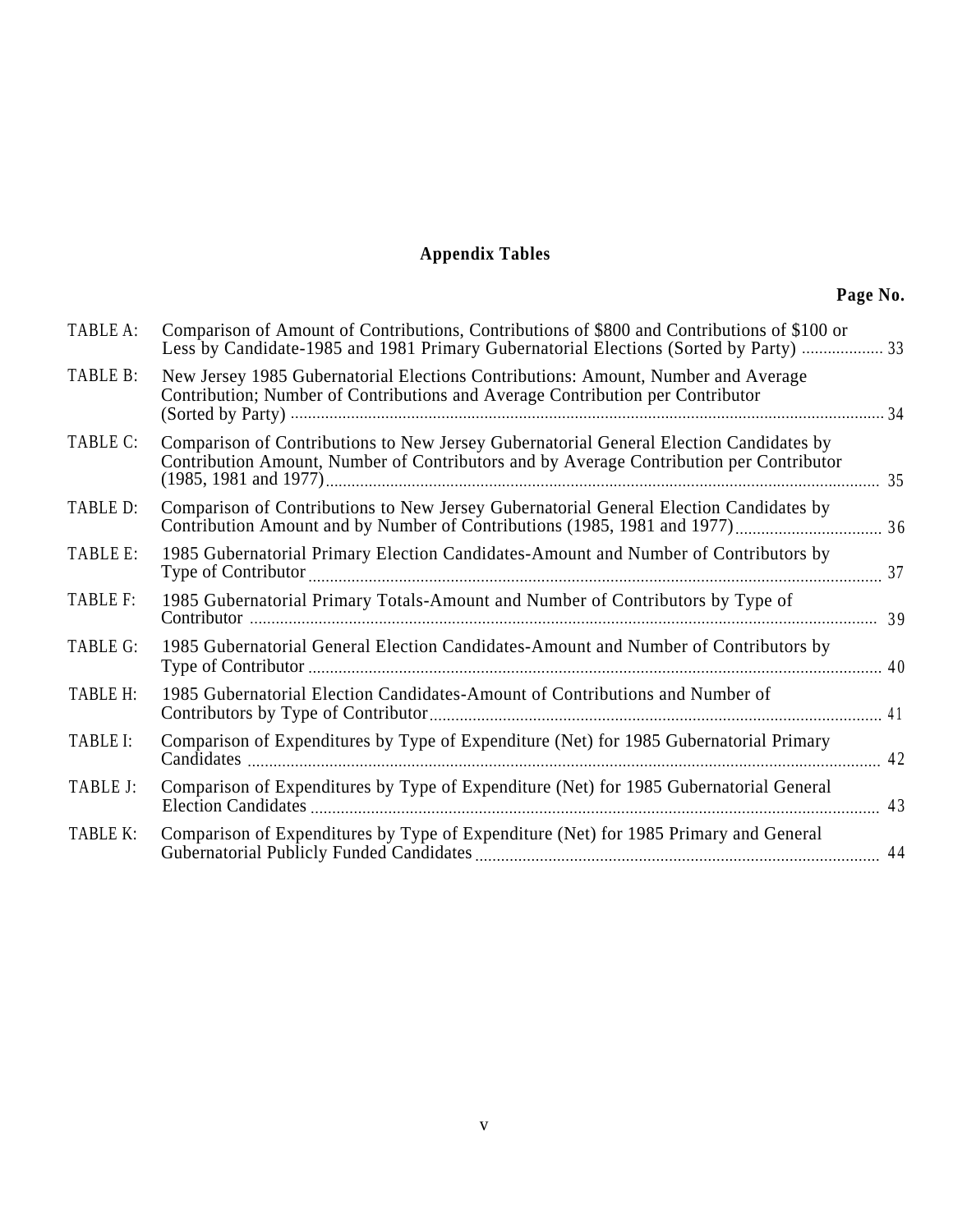## Appendix Tables

| | | Page No. |
|---|---|---|
| TABLE A: | Comparison of Amount of Contributions, Contributions of $800 and Contributions of $100 or Less by Candidate-1985 and 1981 Primary Gubernatorial Elections (Sorted by Party) | 33 |
| TABLE B: | New Jersey 1985 Gubernatorial Elections Contributions: Amount, Number and Average Contribution; Number of Contributions and Average Contribution per Contributor (Sorted by Party) | 34 |
| TABLE C: | Comparison of Contributions to New Jersey Gubernatorial General Election Candidates by Contribution Amount, Number of Contributors and by Average Contribution per Contributor (1985, 1981 and 1977) | 35 |
| TABLE D: | Comparison of Contributions to New Jersey Gubernatorial General Election Candidates by Contribution Amount and by Number of Contributions (1985, 1981 and 1977) | 36 |
| TABLE E: | 1985 Gubernatorial Primary Election Candidates-Amount and Number of Contributors by Type of Contributor | 37 |
| TABLE F: | 1985 Gubernatorial Primary Totals-Amount and Number of Contributors by Type of Contributor | 39 |
| TABLE G: | 1985 Gubernatorial General Election Candidates-Amount and Number of Contributors by Type of Contributor | 40 |
| TABLE H: | 1985 Gubernatorial Election Candidates-Amount of Contributions and Number of Contributors by Type of Contributor | 41 |
| TABLE I: | Comparison of Expenditures by Type of Expenditure (Net) for 1985 Gubernatorial Primary Candidates | 42 |
| TABLE J: | Comparison of Expenditures by Type of Expenditure (Net) for 1985 Gubernatorial General Election Candidates | 43 |
| TABLE K: | Comparison of Expenditures by Type of Expenditure (Net) for 1985 Primary and General Gubernatorial Publicly Funded Candidates | 44 |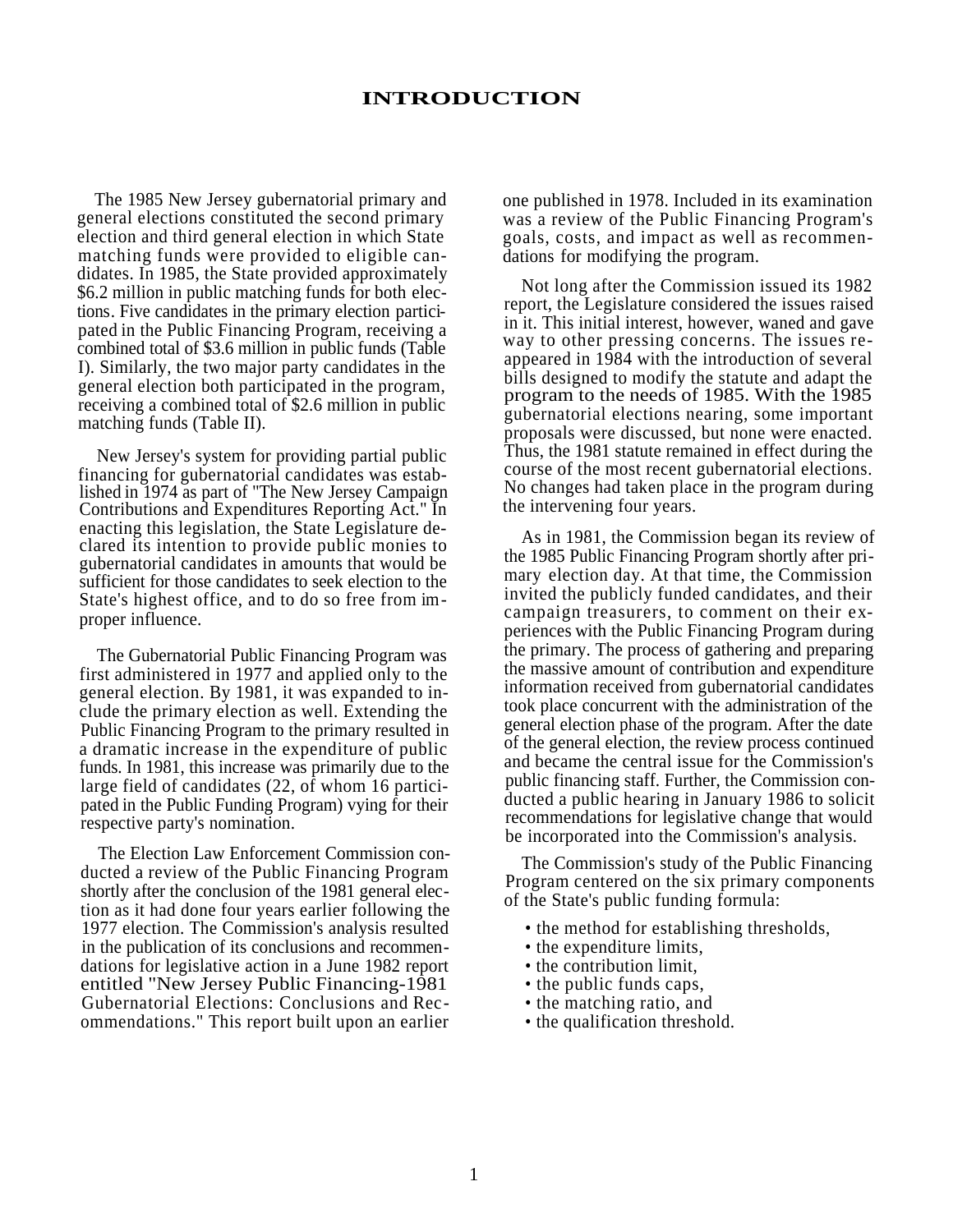# INTRODUCTION

The 1985 New Jersey gubernatorial primary and general elections constituted the second primary election and third general election in which State matching funds were provided to eligible candidates. In 1985, the State provided approximately $6.2 million in public matching funds for both elections. Five candidates in the primary election participated in the Public Financing Program, receiving a combined total of $3.6 million in public funds (Table I). Similarly, the two major party candidates in the general election both participated in the program, receiving a combined total of $2.6 million in public matching funds (Table II).

New Jersey's system for providing partial public financing for gubernatorial candidates was established in 1974 as part of "The New Jersey Campaign Contributions and Expenditures Reporting Act." In enacting this legislation, the State Legislature declared its intention to provide public monies to gubernatorial candidates in amounts that would be sufficient for those candidates to seek election to the State's highest office, and to do so free from improper influence.

The Gubernatorial Public Financing Program was first administered in 1977 and applied only to the general election. By 1981, it was expanded to include the primary election as well. Extending the Public Financing Program to the primary resulted in a dramatic increase in the expenditure of public funds. In 1981, this increase was primarily due to the large field of candidates (22, of whom 16 participated in the Public Funding Program) vying for their respective party's nomination.

The Election Law Enforcement Commission conducted a review of the Public Financing Program shortly after the conclusion of the 1981 general election as it had done four years earlier following the 1977 election. The Commission's analysis resulted in the publication of its conclusions and recommendations for legislative action in a June 1982 report entitled "New Jersey Public Financing-1981 Gubernatorial Elections: Conclusions and Recommendations." This report built upon an earlier one published in 1978. Included in its examination was a review of the Public Financing Program's goals, costs, and impact as well as recommendations for modifying the program.

Not long after the Commission issued its 1982 report, the Legislature considered the issues raised in it. This initial interest, however, waned and gave way to other pressing concerns. The issues reappeared in 1984 with the introduction of several bills designed to modify the statute and adapt the program to the needs of 1985. With the 1985 gubernatorial elections nearing, some important proposals were discussed, but none were enacted. Thus, the 1981 statute remained in effect during the course of the most recent gubernatorial elections. No changes had taken place in the program during the intervening four years.

As in 1981, the Commission began its review of the 1985 Public Financing Program shortly after primary election day. At that time, the Commission invited the publicly funded candidates, and their campaign treasurers, to comment on their experiences with the Public Financing Program during the primary. The process of gathering and preparing the massive amount of contribution and expenditure information received from gubernatorial candidates took place concurrent with the administration of the general election phase of the program. After the date of the general election, the review process continued and became the central issue for the Commission's public financing staff. Further, the Commission conducted a public hearing in January 1986 to solicit recommendations for legislative change that would be incorporated into the Commission's analysis.

The Commission's study of the Public Financing Program centered on the six primary components of the State's public funding formula:

- the method for establishing thresholds,
- the expenditure limits,
- the contribution limit,
- the public funds caps,
- the matching ratio, and
- the qualification threshold.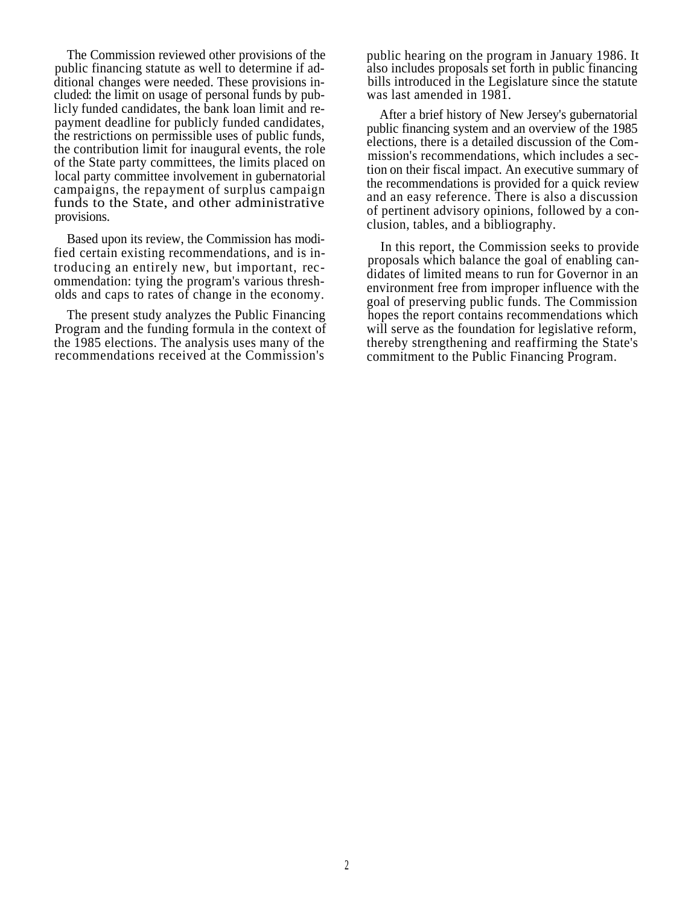The Commission reviewed other provisions of the public financing statute as well to determine if additional changes were needed. These provisions included: the limit on usage of personal funds by publicly funded candidates, the bank loan limit and repayment deadline for publicly funded candidates, the restrictions on permissible uses of public funds, the contribution limit for inaugural events, the role of the State party committees, the limits placed on local party committee involvement in gubernatorial campaigns, the repayment of surplus campaign funds to the State, and other administrative provisions.

Based upon its review, the Commission has modified certain existing recommendations, and is introducing an entirely new, but important, recommendation: tying the program's various thresholds and caps to rates of change in the economy.

The present study analyzes the Public Financing Program and the funding formula in the context of the 1985 elections. The analysis uses many of the recommendations received at the Commission's public hearing on the program in January 1986. It also includes proposals set forth in public financing bills introduced in the Legislature since the statute was last amended in 1981.

After a brief history of New Jersey's gubernatorial public financing system and an overview of the 1985 elections, there is a detailed discussion of the Commission's recommendations, which includes a section on their fiscal impact. An executive summary of the recommendations is provided for a quick review and an easy reference. There is also a discussion of pertinent advisory opinions, followed by a conclusion, tables, and a bibliography.

In this report, the Commission seeks to provide proposals which balance the goal of enabling candidates of limited means to run for Governor in an environment free from improper influence with the goal of preserving public funds. The Commission hopes the report contains recommendations which will serve as the foundation for legislative reform, thereby strengthening and reaffirming the State's commitment to the Public Financing Program.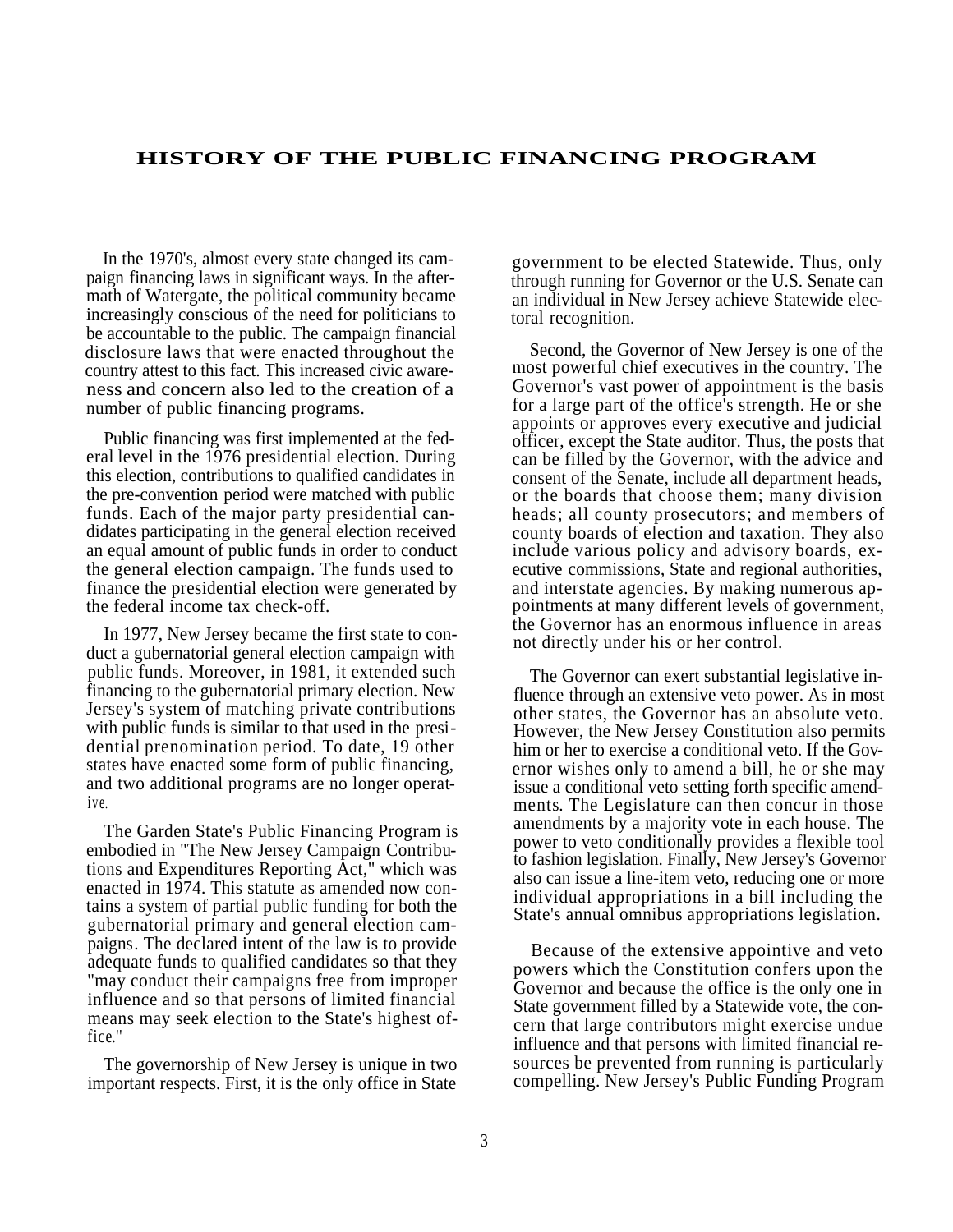# HISTORY OF THE PUBLIC FINANCING PROGRAM

In the 1970's, almost every state changed its campaign financing laws in significant ways. In the aftermath of Watergate, the political community became increasingly conscious of the need for politicians to be accountable to the public. The campaign financial disclosure laws that were enacted throughout the country attest to this fact. This increased civic awareness and concern also led to the creation of a number of public financing programs.

Public financing was first implemented at the federal level in the 1976 presidential election. During this election, contributions to qualified candidates in the pre-convention period were matched with public funds. Each of the major party presidential candidates participating in the general election received an equal amount of public funds in order to conduct the general election campaign. The funds used to finance the presidential election were generated by the federal income tax check-off.

In 1977, New Jersey became the first state to conduct a gubernatorial general election campaign with public funds. Moreover, in 1981, it extended such financing to the gubernatorial primary election. New Jersey's system of matching private contributions with public funds is similar to that used in the presidential prenomination period. To date, 19 other states have enacted some form of public financing, and two additional programs are no longer operative.

The Garden State's Public Financing Program is embodied in "The New Jersey Campaign Contributions and Expenditures Reporting Act," which was enacted in 1974. This statute as amended now contains a system of partial public funding for both the gubernatorial primary and general election campaigns. The declared intent of the law is to provide adequate funds to qualified candidates so that they "may conduct their campaigns free from improper influence and so that persons of limited financial means may seek election to the State's highest office."

The governorship of New Jersey is unique in two important respects. First, it is the only office in State government to be elected Statewide. Thus, only through running for Governor or the U.S. Senate can an individual in New Jersey achieve Statewide electoral recognition.

Second, the Governor of New Jersey is one of the most powerful chief executives in the country. The Governor's vast power of appointment is the basis for a large part of the office's strength. He or she appoints or approves every executive and judicial officer, except the State auditor. Thus, the posts that can be filled by the Governor, with the advice and consent of the Senate, include all department heads, or the boards that choose them; many division heads; all county prosecutors; and members of county boards of election and taxation. They also include various policy and advisory boards, executive commissions, State and regional authorities, and interstate agencies. By making numerous appointments at many different levels of government, the Governor has an enormous influence in areas not directly under his or her control.

The Governor can exert substantial legislative influence through an extensive veto power. As in most other states, the Governor has an absolute veto. However, the New Jersey Constitution also permits him or her to exercise a conditional veto. If the Governor wishes only to amend a bill, he or she may issue a conditional veto setting forth specific amendments. The Legislature can then concur in those amendments by a majority vote in each house. The power to veto conditionally provides a flexible tool to fashion legislation. Finally, New Jersey's Governor also can issue a line-item veto, reducing one or more individual appropriations in a bill including the State's annual omnibus appropriations legislation.

Because of the extensive appointive and veto powers which the Constitution confers upon the Governor and because the office is the only one in State government filled by a Statewide vote, the concern that large contributors might exercise undue influence and that persons with limited financial resources be prevented from running is particularly compelling. New Jersey's Public Funding Program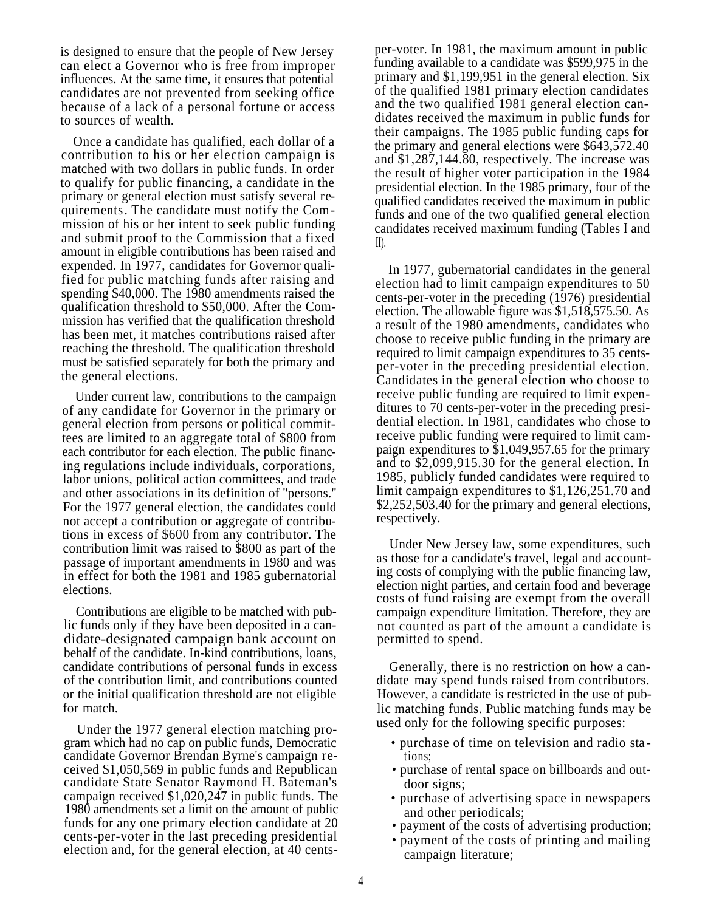is designed to ensure that the people of New Jersey can elect a Governor who is free from improper influences. At the same time, it ensures that potential candidates are not prevented from seeking office because of a lack of a personal fortune or access to sources of wealth.

Once a candidate has qualified, each dollar of a contribution to his or her election campaign is matched with two dollars in public funds. In order to qualify for public financing, a candidate in the primary or general election must satisfy several requirements. The candidate must notify the Commission of his or her intent to seek public funding and submit proof to the Commission that a fixed amount in eligible contributions has been raised and expended. In 1977, candidates for Governor qualified for public matching funds after raising and spending $40,000. The 1980 amendments raised the qualification threshold to $50,000. After the Commission has verified that the qualification threshold has been met, it matches contributions raised after reaching the threshold. The qualification threshold must be satisfied separately for both the primary and the general elections.

Under current law, contributions to the campaign of any candidate for Governor in the primary or general election from persons or political committees are limited to an aggregate total of $800 from each contributor for each election. The public financing regulations include individuals, corporations, labor unions, political action committees, and trade and other associations in its definition of "persons." For the 1977 general election, the candidates could not accept a contribution or aggregate of contributions in excess of $600 from any contributor. The contribution limit was raised to $800 as part of the passage of important amendments in 1980 and was in effect for both the 1981 and 1985 gubernatorial elections.

Contributions are eligible to be matched with public funds only if they have been deposited in a candidate-designated campaign bank account on behalf of the candidate. In-kind contributions, loans, candidate contributions of personal funds in excess of the contribution limit, and contributions counted or the initial qualification threshold are not eligible for match.

Under the 1977 general election matching program which had no cap on public funds, Democratic candidate Governor Brendan Byrne's campaign received $1,050,569 in public funds and Republican candidate State Senator Raymond H. Bateman's campaign received $1,020,247 in public funds. The 1980 amendments set a limit on the amount of public funds for any one primary election candidate at 20 cents-per-voter in the last preceding presidential election and, for the general election, at 40 cents-per-voter. In 1981, the maximum amount in public funding available to a candidate was $599,975 in the primary and $1,199,951 in the general election. Six of the qualified 1981 primary election candidates and the two qualified 1981 general election candidates received the maximum in public funds for their campaigns. The 1985 public funding caps for the primary and general elections were $643,572.40 and $1,287,144.80, respectively. The increase was the result of higher voter participation in the 1984 presidential election. In the 1985 primary, four of the qualified candidates received the maximum in public funds and one of the two qualified general election candidates received maximum funding (Tables I and II).

In 1977, gubernatorial candidates in the general election had to limit campaign expenditures to 50 cents-per-voter in the preceding (1976) presidential election. The allowable figure was $1,518,575.50. As a result of the 1980 amendments, candidates who choose to receive public funding in the primary are required to limit campaign expenditures to 35 cents-per-voter in the preceding presidential election. Candidates in the general election who choose to receive public funding are required to limit expenditures to 70 cents-per-voter in the preceding presidential election. In 1981, candidates who chose to receive public funding were required to limit campaign expenditures to $1,049,957.65 for the primary and to $2,099,915.30 for the general election. In 1985, publicly funded candidates were required to limit campaign expenditures to $1,126,251.70 and $2,252,503.40 for the primary and general elections, respectively.

Under New Jersey law, some expenditures, such as those for a candidate's travel, legal and accounting costs of complying with the public financing law, election night parties, and certain food and beverage costs of fund raising are exempt from the overall campaign expenditure limitation. Therefore, they are not counted as part of the amount a candidate is permitted to spend.

Generally, there is no restriction on how a candidate may spend funds raised from contributors. However, a candidate is restricted in the use of public matching funds. Public matching funds may be used only for the following specific purposes:

- purchase of time on television and radio stations;
- purchase of rental space on billboards and outdoor signs;
- purchase of advertising space in newspapers and other periodicals;
- payment of the costs of advertising production;
- payment of the costs of printing and mailing campaign literature;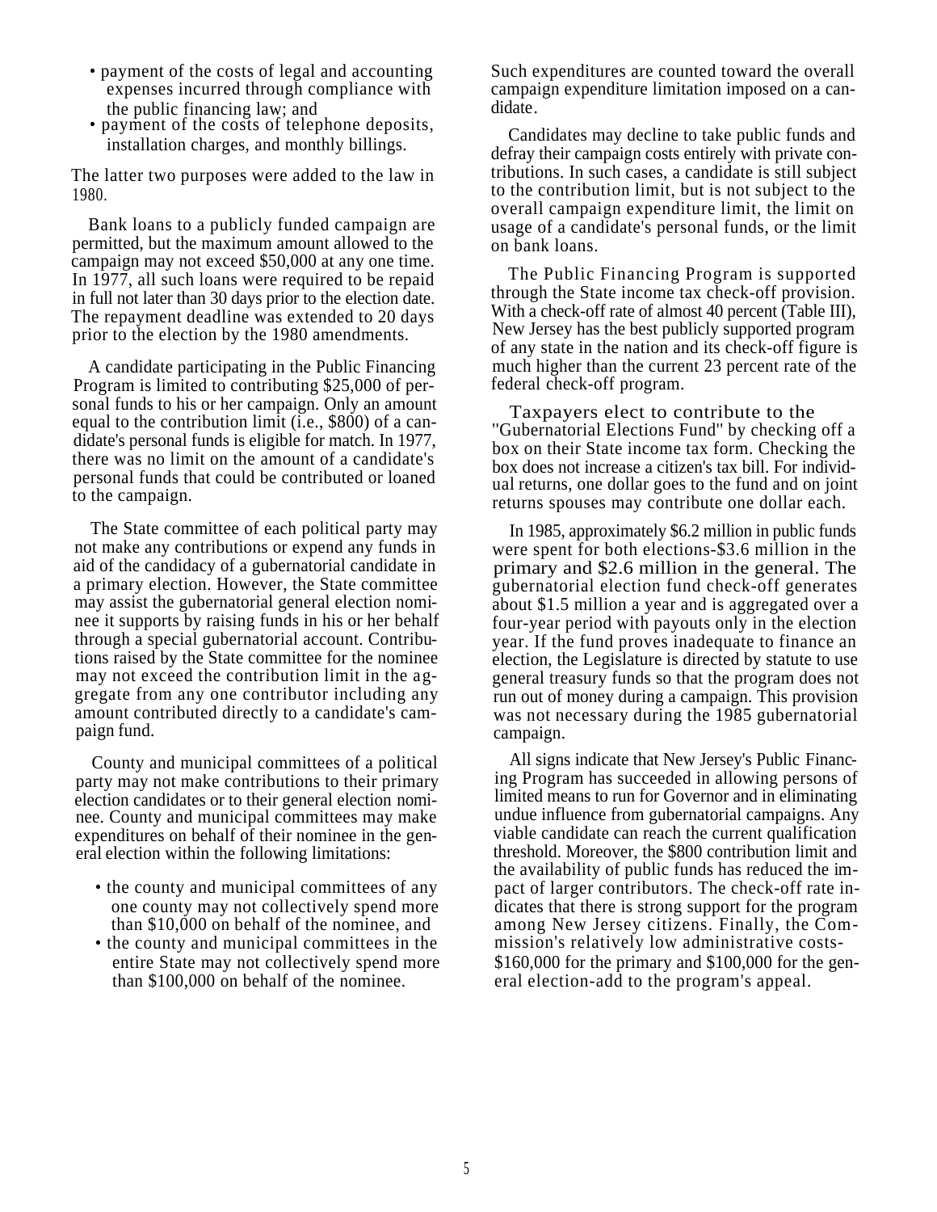- payment of the costs of legal and accounting expenses incurred through compliance with the public financing law; and
- payment of the costs of telephone deposits, installation charges, and monthly billings.

The latter two purposes were added to the law in 1980.

Bank loans to a publicly funded campaign are permitted, but the maximum amount allowed to the campaign may not exceed $50,000 at any one time. In 1977, all such loans were required to be repaid in full not later than 30 days prior to the election date. The repayment deadline was extended to 20 days prior to the election by the 1980 amendments.

A candidate participating in the Public Financing Program is limited to contributing $25,000 of personal funds to his or her campaign. Only an amount equal to the contribution limit (i.e., $800) of a candidate's personal funds is eligible for match. In 1977, there was no limit on the amount of a candidate's personal funds that could be contributed or loaned to the campaign.

The State committee of each political party may not make any contributions or expend any funds in aid of the candidacy of a gubernatorial candidate in a primary election. However, the State committee may assist the gubernatorial general election nominee it supports by raising funds in his or her behalf through a special gubernatorial account. Contributions raised by the State committee for the nominee may not exceed the contribution limit in the aggregate from any one contributor including any amount contributed directly to a candidate's campaign fund.

County and municipal committees of a political party may not make contributions to their primary election candidates or to their general election nominee. County and municipal committees may make expenditures on behalf of their nominee in the general election within the following limitations:

- the county and municipal committees of any one county may not collectively spend more than $10,000 on behalf of the nominee, and
- the county and municipal committees in the entire State may not collectively spend more than $100,000 on behalf of the nominee.

Such expenditures are counted toward the overall campaign expenditure limitation imposed on a candidate.

Candidates may decline to take public funds and defray their campaign costs entirely with private contributions. In such cases, a candidate is still subject to the contribution limit, but is not subject to the overall campaign expenditure limit, the limit on usage of a candidate's personal funds, or the limit on bank loans.

The Public Financing Program is supported through the State income tax check-off provision. With a check-off rate of almost 40 percent (Table III), New Jersey has the best publicly supported program of any state in the nation and its check-off figure is much higher than the current 23 percent rate of the federal check-off program.

Taxpayers elect to contribute to the "Gubernatorial Elections Fund" by checking off a box on their State income tax form. Checking the box does not increase a citizen's tax bill. For individual returns, one dollar goes to the fund and on joint returns spouses may contribute one dollar each.

In 1985, approximately $6.2 million in public funds were spent for both elections-$3.6 million in the primary and $2.6 million in the general. The gubernatorial election fund check-off generates about $1.5 million a year and is aggregated over a four-year period with payouts only in the election year. If the fund proves inadequate to finance an election, the Legislature is directed by statute to use general treasury funds so that the program does not run out of money during a campaign. This provision was not necessary during the 1985 gubernatorial campaign.

All signs indicate that New Jersey's Public Financing Program has succeeded in allowing persons of limited means to run for Governor and in eliminating undue influence from gubernatorial campaigns. Any viable candidate can reach the current qualification threshold. Moreover, the $800 contribution limit and the availability of public funds has reduced the impact of larger contributors. The check-off rate indicates that there is strong support for the program among New Jersey citizens. Finally, the Commission's relatively low administrative costs-$160,000 for the primary and $100,000 for the general election-add to the program's appeal.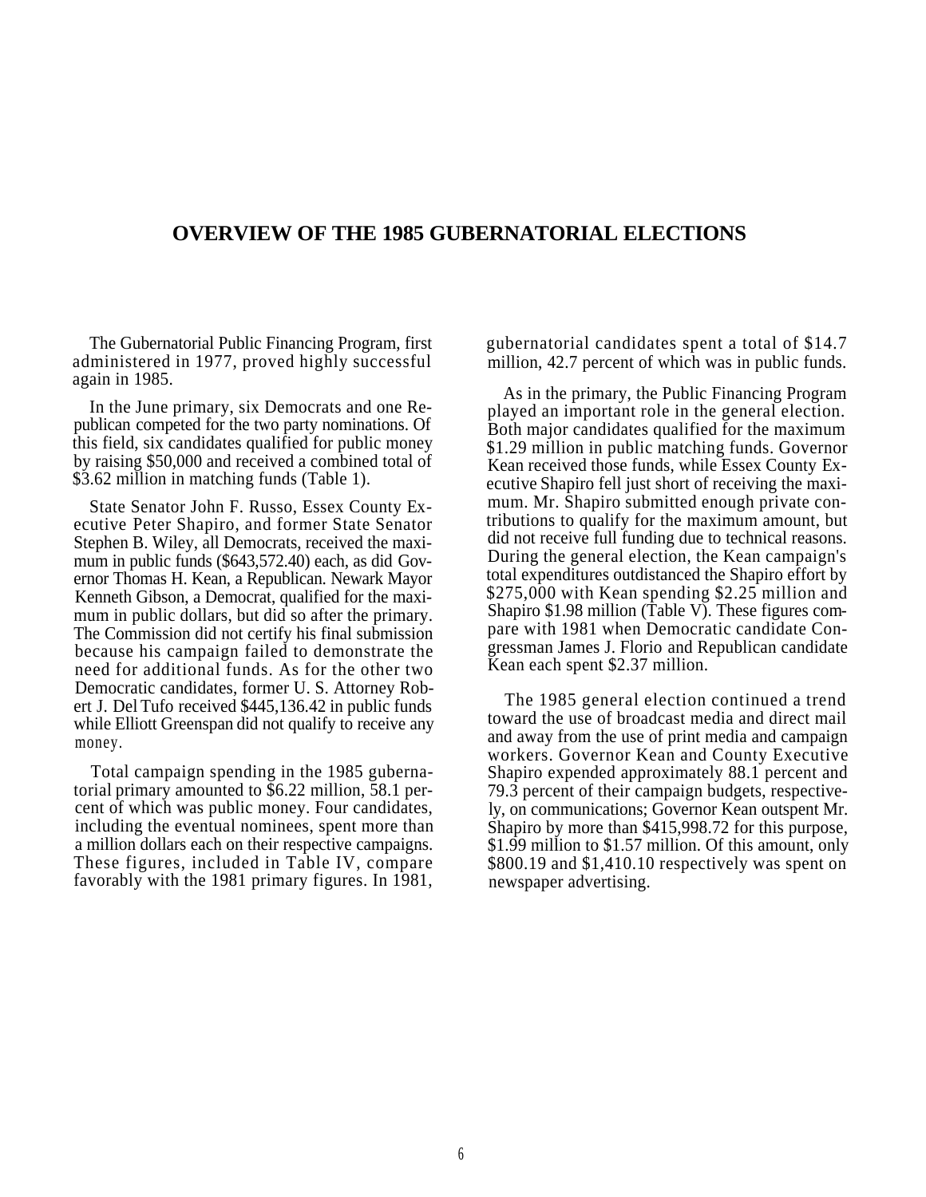# OVERVIEW OF THE 1985 GUBERNATORIAL ELECTIONS

The Gubernatorial Public Financing Program, first administered in 1977, proved highly successful again in 1985.

In the June primary, six Democrats and one Republican competed for the two party nominations. Of this field, six candidates qualified for public money by raising $50,000 and received a combined total of $3.62 million in matching funds (Table 1).

State Senator John F. Russo, Essex County Executive Peter Shapiro, and former State Senator Stephen B. Wiley, all Democrats, received the maximum in public funds ($643,572.40) each, as did Governor Thomas H. Kean, a Republican. Newark Mayor Kenneth Gibson, a Democrat, qualified for the maximum in public dollars, but did so after the primary. The Commission did not certify his final submission because his campaign failed to demonstrate the need for additional funds. As for the other two Democratic candidates, former U. S. Attorney Robert J. Del Tufo received $445,136.42 in public funds while Elliott Greenspan did not qualify to receive any money.

Total campaign spending in the 1985 gubernatorial primary amounted to $6.22 million, 58.1 percent of which was public money. Four candidates, including the eventual nominees, spent more than a million dollars each on their respective campaigns. These figures, included in Table IV, compare favorably with the 1981 primary figures. In 1981, gubernatorial candidates spent a total of $14.7 million, 42.7 percent of which was in public funds.

As in the primary, the Public Financing Program played an important role in the general election. Both major candidates qualified for the maximum $1.29 million in public matching funds. Governor Kean received those funds, while Essex County Executive Shapiro fell just short of receiving the maximum. Mr. Shapiro submitted enough private contributions to qualify for the maximum amount, but did not receive full funding due to technical reasons. During the general election, the Kean campaign's total expenditures outdistanced the Shapiro effort by $275,000 with Kean spending $2.25 million and Shapiro $1.98 million (Table V). These figures compare with 1981 when Democratic candidate Congressman James J. Florio and Republican candidate Kean each spent $2.37 million.

The 1985 general election continued a trend toward the use of broadcast media and direct mail and away from the use of print media and campaign workers. Governor Kean and County Executive Shapiro expended approximately 88.1 percent and 79.3 percent of their campaign budgets, respectively, on communications; Governor Kean outspent Mr. Shapiro by more than $415,998.72 for this purpose, $1.99 million to $1.57 million. Of this amount, only $800.19 and $1,410.10 respectively was spent on newspaper advertising.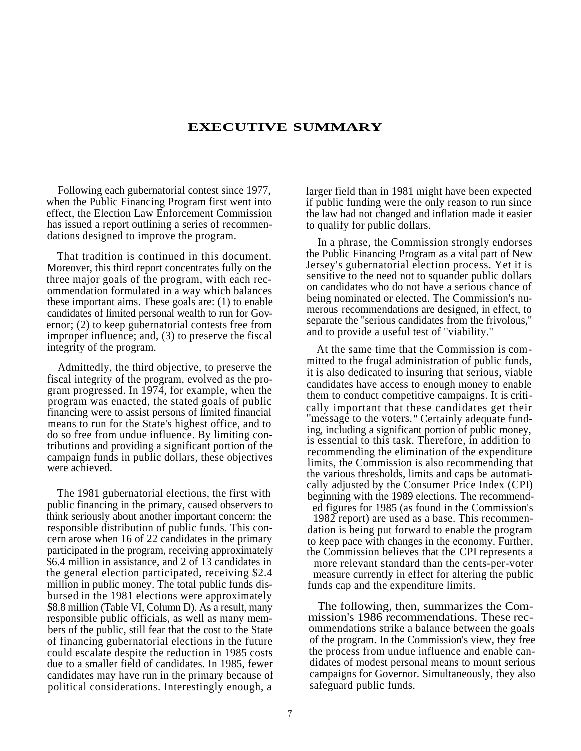# EXECUTIVE SUMMARY

Following each gubernatorial contest since 1977, when the Public Financing Program first went into effect, the Election Law Enforcement Commission has issued a report outlining a series of recommendations designed to improve the program.

That tradition is continued in this document. Moreover, this third report concentrates fully on the three major goals of the program, with each recommendation formulated in a way which balances these important aims. These goals are: (1) to enable candidates of limited personal wealth to run for Governor; (2) to keep gubernatorial contests free from improper influence; and, (3) to preserve the fiscal integrity of the program.

Admittedly, the third objective, to preserve the fiscal integrity of the program, evolved as the program progressed. In 1974, for example, when the program was enacted, the stated goals of public financing were to assist persons of limited financial means to run for the State's highest office, and to do so free from undue influence. By limiting contributions and providing a significant portion of the campaign funds in public dollars, these objectives were achieved.

The 1981 gubernatorial elections, the first with public financing in the primary, caused observers to think seriously about another important concern: the responsible distribution of public funds. This concern arose when 16 of 22 candidates in the primary participated in the program, receiving approximately $6.4 million in assistance, and 2 of 13 candidates in the general election participated, receiving $2.4 million in public money. The total public funds disbursed in the 1981 elections were approximately $8.8 million (Table VI, Column D). As a result, many responsible public officials, as well as many members of the public, still fear that the cost to the State of financing gubernatorial elections in the future could escalate despite the reduction in 1985 costs due to a smaller field of candidates. In 1985, fewer candidates may have run in the primary because of political considerations. Interestingly enough, a larger field than in 1981 might have been expected if public funding were the only reason to run since the law had not changed and inflation made it easier to qualify for public dollars.

In a phrase, the Commission strongly endorses the Public Financing Program as a vital part of New Jersey's gubernatorial election process. Yet it is sensitive to the need not to squander public dollars on candidates who do not have a serious chance of being nominated or elected. The Commission's numerous recommendations are designed, in effect, to separate the "serious candidates from the frivolous," and to provide a useful test of "viability."

At the same time that the Commission is committed to the frugal administration of public funds, it is also dedicated to insuring that serious, viable candidates have access to enough money to enable them to conduct competitive campaigns. It is critically important that these candidates get their "message to the voters." Certainly adequate funding, including a significant portion of public money, is essential to this task. Therefore, in addition to recommending the elimination of the expenditure limits, the Commission is also recommending that the various thresholds, limits and caps be automatically adjusted by the Consumer Price Index (CPI) beginning with the 1989 elections. The recommended figures for 1985 (as found in the Commission's 1982 report) are used as a base. This recommendation is being put forward to enable the program to keep pace with changes in the economy. Further, the Commission believes that the CPI represents a more relevant standard than the cents-per-voter measure currently in effect for altering the public funds cap and the expenditure limits.

The following, then, summarizes the Commission's 1986 recommendations. These recommendations strike a balance between the goals of the program. In the Commission's view, they free the process from undue influence and enable candidates of modest personal means to mount serious campaigns for Governor. Simultaneously, they also safeguard public funds.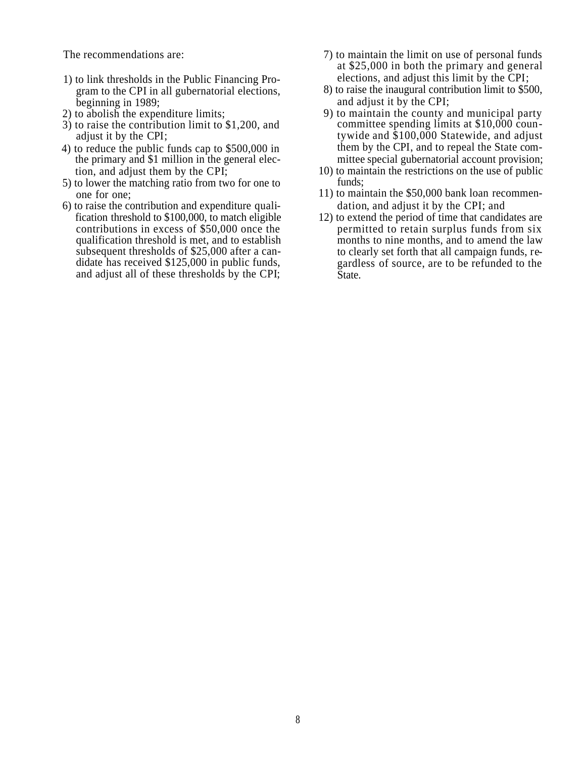The recommendations are:

1) to link thresholds in the Public Financing Program to the CPI in all gubernatorial elections, beginning in 1989;
2) to abolish the expenditure limits;
3) to raise the contribution limit to $1,200, and adjust it by the CPI;
4) to reduce the public funds cap to $500,000 in the primary and $1 million in the general election, and adjust them by the CPI;
5) to lower the matching ratio from two for one to one for one;
6) to raise the contribution and expenditure qualification threshold to $100,000, to match eligible contributions in excess of $50,000 once the qualification threshold is met, and to establish subsequent thresholds of $25,000 after a candidate has received $125,000 in public funds, and adjust all of these thresholds by the CPI;
7) to maintain the limit on use of personal funds at $25,000 in both the primary and general elections, and adjust this limit by the CPI;
8) to raise the inaugural contribution limit to $500, and adjust it by the CPI;
9) to maintain the county and municipal party committee spending limits at $10,000 countywide and $100,000 Statewide, and adjust them by the CPI, and to repeal the State committee special gubernatorial account provision;
10) to maintain the restrictions on the use of public funds;
11) to maintain the $50,000 bank loan recommendation, and adjust it by the CPI; and
12) to extend the period of time that candidates are permitted to retain surplus funds from six months to nine months, and to amend the law to clearly set forth that all campaign funds, regardless of source, are to be refunded to the State.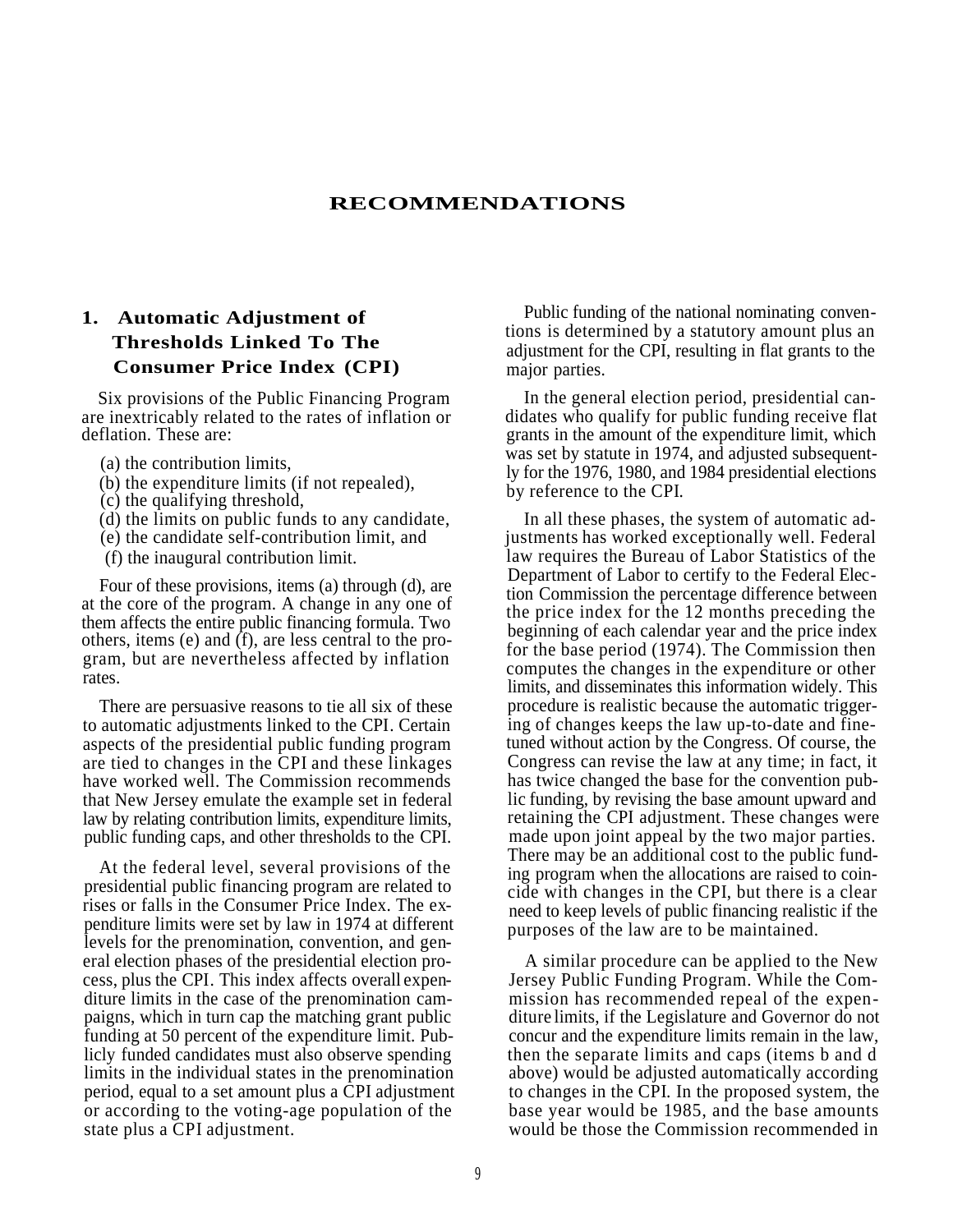# RECOMMENDATIONS

## 1. Automatic Adjustment of Thresholds Linked To The Consumer Price Index (CPI)

Six provisions of the Public Financing Program are inextricably related to the rates of inflation or deflation. These are:

(a) the contribution limits,
(b) the expenditure limits (if not repealed),
(c) the qualifying threshold,
(d) the limits on public funds to any candidate,
(e) the candidate self-contribution limit, and
(f) the inaugural contribution limit.

Four of these provisions, items (a) through (d), are at the core of the program. A change in any one of them affects the entire public financing formula. Two others, items (e) and (f), are less central to the program, but are nevertheless affected by inflation rates.

There are persuasive reasons to tie all six of these to automatic adjustments linked to the CPI. Certain aspects of the presidential public funding program are tied to changes in the CPI and these linkages have worked well. The Commission recommends that New Jersey emulate the example set in federal law by relating contribution limits, expenditure limits, public funding caps, and other thresholds to the CPI.

At the federal level, several provisions of the presidential public financing program are related to rises or falls in the Consumer Price Index. The expenditure limits were set by law in 1974 at different levels for the prenomination, convention, and general election phases of the presidential election process, plus the CPI. This index affects overall expenditure limits in the case of the prenomination campaigns, which in turn cap the matching grant public funding at 50 percent of the expenditure limit. Publicly funded candidates must also observe spending limits in the individual states in the prenomination period, equal to a set amount plus a CPI adjustment or according to the voting-age population of the state plus a CPI adjustment.

Public funding of the national nominating conventions is determined by a statutory amount plus an adjustment for the CPI, resulting in flat grants to the major parties.

In the general election period, presidential candidates who qualify for public funding receive flat grants in the amount of the expenditure limit, which was set by statute in 1974, and adjusted subsequently for the 1976, 1980, and 1984 presidential elections by reference to the CPI.

In all these phases, the system of automatic adjustments has worked exceptionally well. Federal law requires the Bureau of Labor Statistics of the Department of Labor to certify to the Federal Election Commission the percentage difference between the price index for the 12 months preceding the beginning of each calendar year and the price index for the base period (1974). The Commission then computes the changes in the expenditure or other limits, and disseminates this information widely. This procedure is realistic because the automatic triggering of changes keeps the law up-to-date and fine-tuned without action by the Congress. Of course, the Congress can revise the law at any time; in fact, it has twice changed the base for the convention public funding, by revising the base amount upward and retaining the CPI adjustment. These changes were made upon joint appeal by the two major parties. There may be an additional cost to the public funding program when the allocations are raised to coincide with changes in the CPI, but there is a clear need to keep levels of public financing realistic if the purposes of the law are to be maintained.

A similar procedure can be applied to the New Jersey Public Funding Program. While the Commission has recommended repeal of the expenditure limits, if the Legislature and Governor do not concur and the expenditure limits remain in the law, then the separate limits and caps (items b and d above) would be adjusted automatically according to changes in the CPI. In the proposed system, the base year would be 1985, and the base amounts would be those the Commission recommended in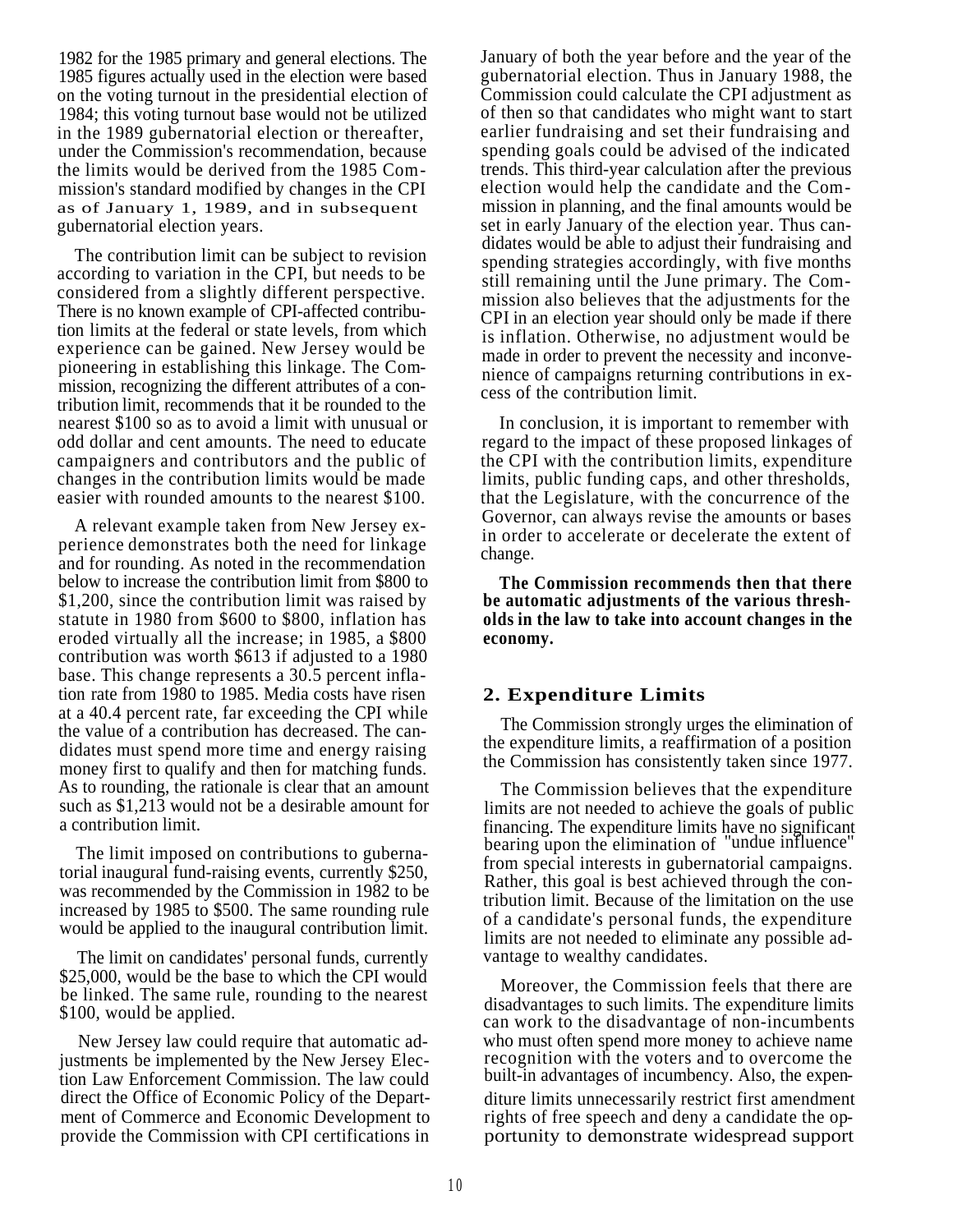1982 for the 1985 primary and general elections. The 1985 figures actually used in the election were based on the voting turnout in the presidential election of 1984; this voting turnout base would not be utilized in the 1989 gubernatorial election or thereafter, under the Commission's recommendation, because the limits would be derived from the 1985 Commission's standard modified by changes in the CPI as of January 1, 1989, and in subsequent gubernatorial election years.

The contribution limit can be subject to revision according to variation in the CPI, but needs to be considered from a slightly different perspective. There is no known example of CPI-affected contribution limits at the federal or state levels, from which experience can be gained. New Jersey would be pioneering in establishing this linkage. The Commission, recognizing the different attributes of a contribution limit, recommends that it be rounded to the nearest $100 so as to avoid a limit with unusual or odd dollar and cent amounts. The need to educate campaigners and contributors and the public of changes in the contribution limits would be made easier with rounded amounts to the nearest $100.

A relevant example taken from New Jersey experience demonstrates both the need for linkage and for rounding. As noted in the recommendation below to increase the contribution limit from $800 to $1,200, since the contribution limit was raised by statute in 1980 from $600 to $800, inflation has eroded virtually all the increase; in 1985, a $800 contribution was worth $613 if adjusted to a 1980 base. This change represents a 30.5 percent inflation rate from 1980 to 1985. Media costs have risen at a 40.4 percent rate, far exceeding the CPI while the value of a contribution has decreased. The candidates must spend more time and energy raising money first to qualify and then for matching funds. As to rounding, the rationale is clear that an amount such as $1,213 would not be a desirable amount for a contribution limit.

The limit imposed on contributions to gubernatorial inaugural fund-raising events, currently $250, was recommended by the Commission in 1982 to be increased by 1985 to $500. The same rounding rule would be applied to the inaugural contribution limit.

The limit on candidates' personal funds, currently $25,000, would be the base to which the CPI would be linked. The same rule, rounding to the nearest $100, would be applied.

New Jersey law could require that automatic adjustments be implemented by the New Jersey Election Law Enforcement Commission. The law could direct the Office of Economic Policy of the Department of Commerce and Economic Development to provide the Commission with CPI certifications in January of both the year before and the year of the gubernatorial election. Thus in January 1988, the Commission could calculate the CPI adjustment as of then so that candidates who might want to start earlier fundraising and set their fundraising and spending goals could be advised of the indicated trends. This third-year calculation after the previous election would help the candidate and the Commission in planning, and the final amounts would be set in early January of the election year. Thus candidates would be able to adjust their fundraising and spending strategies accordingly, with five months still remaining until the June primary. The Commission also believes that the adjustments for the CPI in an election year should only be made if there is inflation. Otherwise, no adjustment would be made in order to prevent the necessity and inconvenience of campaigns returning contributions in excess of the contribution limit.

In conclusion, it is important to remember with regard to the impact of these proposed linkages of the CPI with the contribution limits, expenditure limits, public funding caps, and other thresholds, that the Legislature, with the concurrence of the Governor, can always revise the amounts or bases in order to accelerate or decelerate the extent of change.

**The Commission recommends then that there be automatic adjustments of the various thresholds in the law to take into account changes in the economy.**

## 2. Expenditure Limits

The Commission strongly urges the elimination of the expenditure limits, a reaffirmation of a position the Commission has consistently taken since 1977.

The Commission believes that the expenditure limits are not needed to achieve the goals of public financing. The expenditure limits have no significant bearing upon the elimination of "undue influence" from special interests in gubernatorial campaigns. Rather, this goal is best achieved through the contribution limit. Because of the limitation on the use of a candidate's personal funds, the expenditure limits are not needed to eliminate any possible advantage to wealthy candidates.

Moreover, the Commission feels that there are disadvantages to such limits. The expenditure limits can work to the disadvantage of non-incumbents who must often spend more money to achieve name recognition with the voters and to overcome the built-in advantages of incumbency. Also, the expenditure limits unnecessarily restrict first amendment rights of free speech and deny a candidate the opportunity to demonstrate widespread support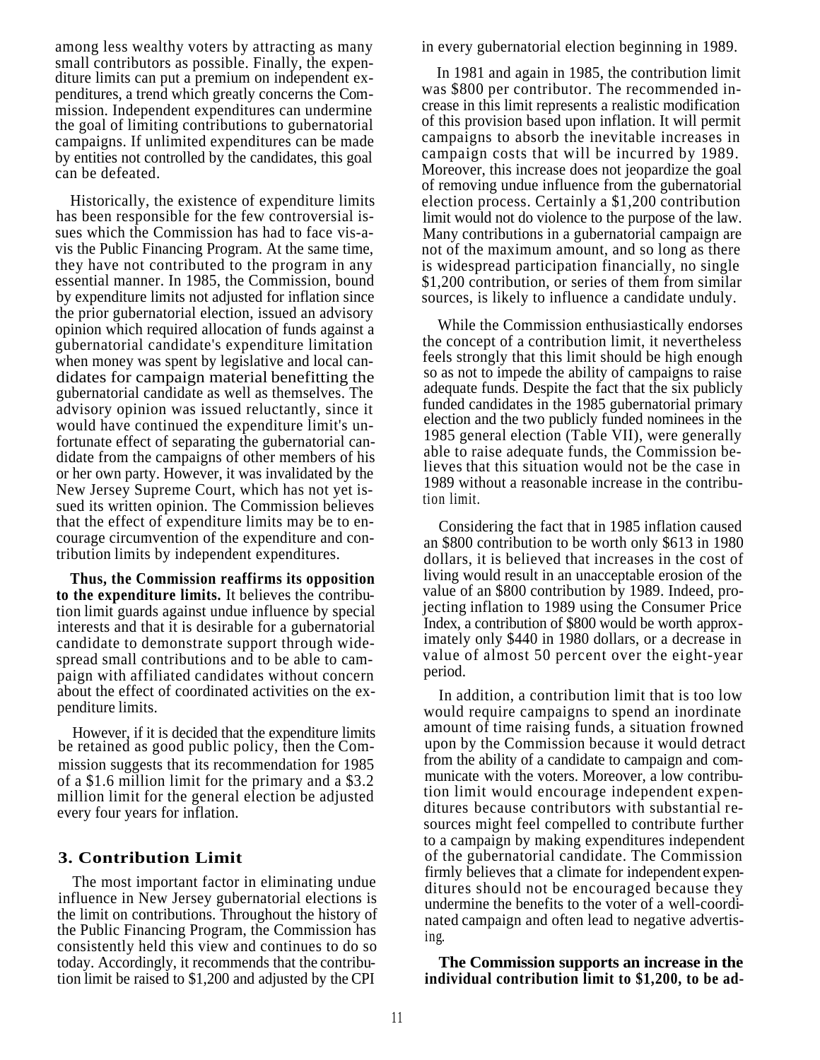among less wealthy voters by attracting as many small contributors as possible. Finally, the expenditure limits can put a premium on independent expenditures, a trend which greatly concerns the Commission. Independent expenditures can undermine the goal of limiting contributions to gubernatorial campaigns. If unlimited expenditures can be made by entities not controlled by the candidates, this goal can be defeated.

Historically, the existence of expenditure limits has been responsible for the few controversial issues which the Commission has had to face vis-a-vis the Public Financing Program. At the same time, they have not contributed to the program in any essential manner. In 1985, the Commission, bound by expenditure limits not adjusted for inflation since the prior gubernatorial election, issued an advisory opinion which required allocation of funds against a gubernatorial candidate's expenditure limitation when money was spent by legislative and local candidates for campaign material benefitting the gubernatorial candidate as well as themselves. The advisory opinion was issued reluctantly, since it would have continued the expenditure limit's unfortunate effect of separating the gubernatorial candidate from the campaigns of other members of his or her own party. However, it was invalidated by the New Jersey Supreme Court, which has not yet issued its written opinion. The Commission believes that the effect of expenditure limits may be to encourage circumvention of the expenditure and contribution limits by independent expenditures.

**Thus, the Commission reaffirms its opposition to the expenditure limits.** It believes the contribution limit guards against undue influence by special interests and that it is desirable for a gubernatorial candidate to demonstrate support through widespread small contributions and to be able to campaign with affiliated candidates without concern about the effect of coordinated activities on the expenditure limits.

However, if it is decided that the expenditure limits be retained as good public policy, then the Commission suggests that its recommendation for 1985 of a $1.6 million limit for the primary and a $3.2 million limit for the general election be adjusted every four years for inflation.

### 3. Contribution Limit

The most important factor in eliminating undue influence in New Jersey gubernatorial elections is the limit on contributions. Throughout the history of the Public Financing Program, the Commission has consistently held this view and continues to do so today. Accordingly, it recommends that the contribution limit be raised to $1,200 and adjusted by the CPI in every gubernatorial election beginning in 1989.

In 1981 and again in 1985, the contribution limit was $800 per contributor. The recommended increase in this limit represents a realistic modification of this provision based upon inflation. It will permit campaigns to absorb the inevitable increases in campaign costs that will be incurred by 1989. Moreover, this increase does not jeopardize the goal of removing undue influence from the gubernatorial election process. Certainly a $1,200 contribution limit would not do violence to the purpose of the law. Many contributions in a gubernatorial campaign are not of the maximum amount, and so long as there is widespread participation financially, no single $1,200 contribution, or series of them from similar sources, is likely to influence a candidate unduly.

While the Commission enthusiastically endorses the concept of a contribution limit, it nevertheless feels strongly that this limit should be high enough so as not to impede the ability of campaigns to raise adequate funds. Despite the fact that the six publicly funded candidates in the 1985 gubernatorial primary election and the two publicly funded nominees in the 1985 general election (Table VII), were generally able to raise adequate funds, the Commission believes that this situation would not be the case in 1989 without a reasonable increase in the contribution limit.

Considering the fact that in 1985 inflation caused an $800 contribution to be worth only $613 in 1980 dollars, it is believed that increases in the cost of living would result in an unacceptable erosion of the value of an $800 contribution by 1989. Indeed, projecting inflation to 1989 using the Consumer Price Index, a contribution of $800 would be worth approximately only $440 in 1980 dollars, or a decrease in value of almost 50 percent over the eight-year period.

In addition, a contribution limit that is too low would require campaigns to spend an inordinate amount of time raising funds, a situation frowned upon by the Commission because it would detract from the ability of a candidate to campaign and communicate with the voters. Moreover, a low contribution limit would encourage independent expenditures because contributors with substantial resources might feel compelled to contribute further to a campaign by making expenditures independent of the gubernatorial candidate. The Commission firmly believes that a climate for independent expenditures should not be encouraged because they undermine the benefits to the voter of a well-coordinated campaign and often lead to negative advertising.

**The Commission supports an increase in the individual contribution limit to $1,200, to be ad-**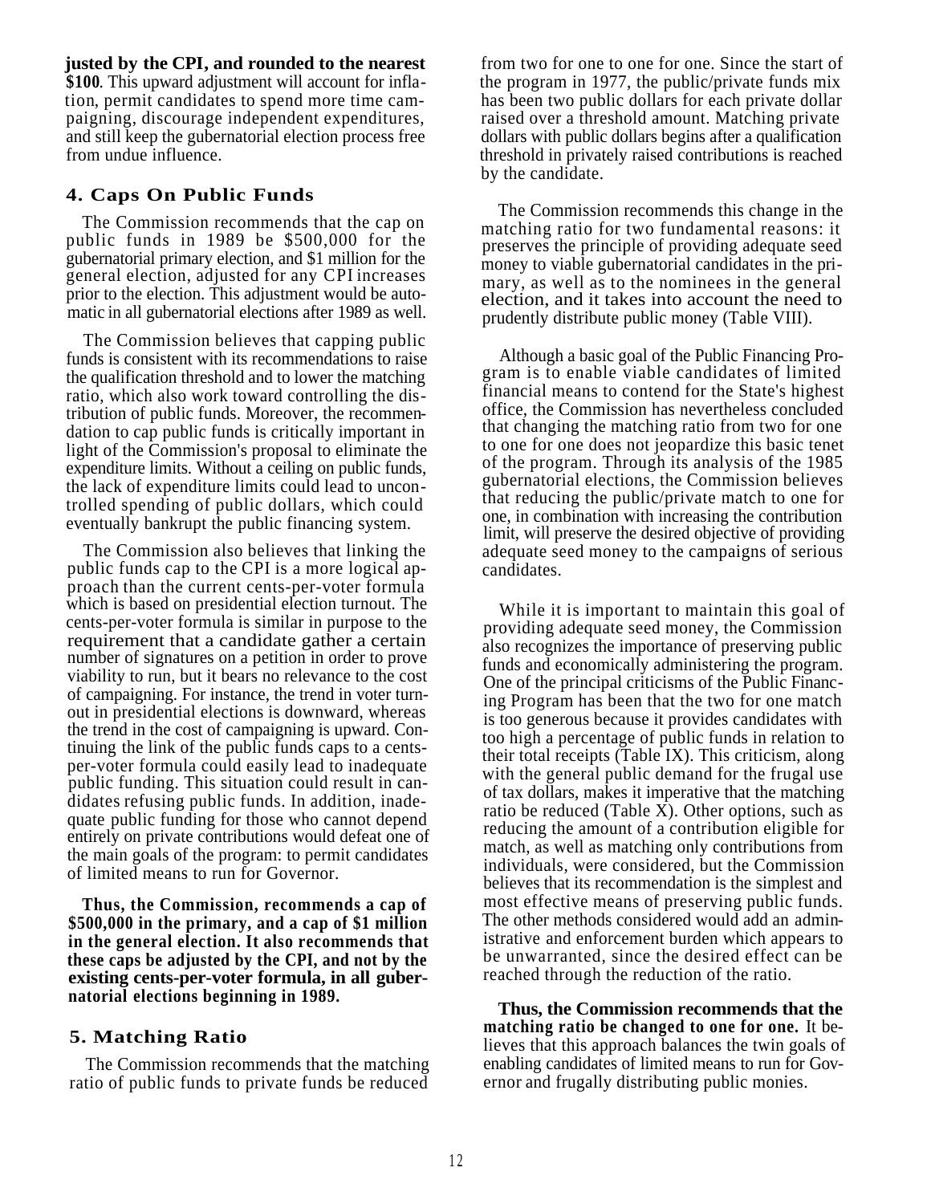**justed by the CPI, and rounded to the nearest $100**. This upward adjustment will account for inflation, permit candidates to spend more time campaigning, discourage independent expenditures, and still keep the gubernatorial election process free from undue influence.

### 4. Caps On Public Funds

The Commission recommends that the cap on public funds in 1989 be $500,000 for the gubernatorial primary election, and $1 million for the general election, adjusted for any CPI increases prior to the election. This adjustment would be automatic in all gubernatorial elections after 1989 as well.

The Commission believes that capping public funds is consistent with its recommendations to raise the qualification threshold and to lower the matching ratio, which also work toward controlling the distribution of public funds. Moreover, the recommendation to cap public funds is critically important in light of the Commission's proposal to eliminate the expenditure limits. Without a ceiling on public funds, the lack of expenditure limits could lead to uncontrolled spending of public dollars, which could eventually bankrupt the public financing system.

The Commission also believes that linking the public funds cap to the CPI is a more logical approach than the current cents-per-voter formula which is based on presidential election turnout. The cents-per-voter formula is similar in purpose to the requirement that a candidate gather a certain number of signatures on a petition in order to prove viability to run, but it bears no relevance to the cost of campaigning. For instance, the trend in voter turnout in presidential elections is downward, whereas the trend in the cost of campaigning is upward. Continuing the link of the public funds caps to a cents-per-voter formula could easily lead to inadequate public funding. This situation could result in candidates refusing public funds. In addition, inadequate public funding for those who cannot depend entirely on private contributions would defeat one of the main goals of the program: to permit candidates of limited means to run for Governor.

**Thus, the Commission, recommends a cap of $500,000 in the primary, and a cap of $1 million in the general election. It also recommends that these caps be adjusted by the CPI, and not by the existing cents-per-voter formula, in all gubernatorial elections beginning in 1989.**

### 5. Matching Ratio

The Commission recommends that the matching ratio of public funds to private funds be reduced from two for one to one for one. Since the start of the program in 1977, the public/private funds mix has been two public dollars for each private dollar raised over a threshold amount. Matching private dollars with public dollars begins after a qualification threshold in privately raised contributions is reached by the candidate.

The Commission recommends this change in the matching ratio for two fundamental reasons: it preserves the principle of providing adequate seed money to viable gubernatorial candidates in the primary, as well as to the nominees in the general election, and it takes into account the need to prudently distribute public money (Table VIII).

Although a basic goal of the Public Financing Program is to enable viable candidates of limited financial means to contend for the State's highest office, the Commission has nevertheless concluded that changing the matching ratio from two for one to one for one does not jeopardize this basic tenet of the program. Through its analysis of the 1985 gubernatorial elections, the Commission believes that reducing the public/private match to one for one, in combination with increasing the contribution limit, will preserve the desired objective of providing adequate seed money to the campaigns of serious candidates.

While it is important to maintain this goal of providing adequate seed money, the Commission also recognizes the importance of preserving public funds and economically administering the program. One of the principal criticisms of the Public Financing Program has been that the two for one match is too generous because it provides candidates with too high a percentage of public funds in relation to their total receipts (Table IX). This criticism, along with the general public demand for the frugal use of tax dollars, makes it imperative that the matching ratio be reduced (Table X). Other options, such as reducing the amount of a contribution eligible for match, as well as matching only contributions from individuals, were considered, but the Commission believes that its recommendation is the simplest and most effective means of preserving public funds. The other methods considered would add an administrative and enforcement burden which appears to be unwarranted, since the desired effect can be reached through the reduction of the ratio.

**Thus, the Commission recommends that the matching ratio be changed to one for one.** It believes that this approach balances the twin goals of enabling candidates of limited means to run for Governor and frugally distributing public monies.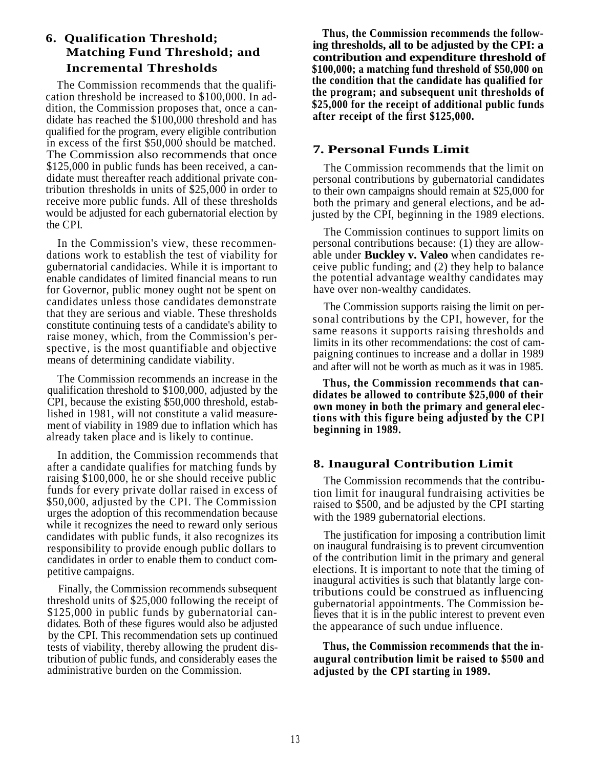## 6. Qualification Threshold; Matching Fund Threshold; and Incremental Thresholds

The Commission recommends that the qualification threshold be increased to $100,000. In addition, the Commission proposes that, once a candidate has reached the $100,000 threshold and has qualified for the program, every eligible contribution in excess of the first $50,000 should be matched. The Commission also recommends that once $125,000 in public funds has been received, a candidate must thereafter reach additional private contribution thresholds in units of $25,000 in order to receive more public funds. All of these thresholds would be adjusted for each gubernatorial election by the CPI.

In the Commission's view, these recommendations work to establish the test of viability for gubernatorial candidacies. While it is important to enable candidates of limited financial means to run for Governor, public money ought not be spent on candidates unless those candidates demonstrate that they are serious and viable. These thresholds constitute continuing tests of a candidate's ability to raise money, which, from the Commission's perspective, is the most quantifiable and objective means of determining candidate viability.

The Commission recommends an increase in the qualification threshold to $100,000, adjusted by the CPI, because the existing $50,000 threshold, established in 1981, will not constitute a valid measurement of viability in 1989 due to inflation which has already taken place and is likely to continue.

In addition, the Commission recommends that after a candidate qualifies for matching funds by raising $100,000, he or she should receive public funds for every private dollar raised in excess of $50,000, adjusted by the CPI. The Commission urges the adoption of this recommendation because while it recognizes the need to reward only serious candidates with public funds, it also recognizes its responsibility to provide enough public dollars to candidates in order to enable them to conduct competitive campaigns.

Finally, the Commission recommends subsequent threshold units of $25,000 following the receipt of $125,000 in public funds by gubernatorial candidates. Both of these figures would also be adjusted by the CPI. This recommendation sets up continued tests of viability, thereby allowing the prudent distribution of public funds, and considerably eases the administrative burden on the Commission.

**Thus, the Commission recommends the following thresholds, all to be adjusted by the CPI: a contribution and expenditure threshold of $100,000; a matching fund threshold of $50,000 on the condition that the candidate has qualified for the program; and subsequent unit thresholds of $25,000 for the receipt of additional public funds after receipt of the first $125,000.**

## 7. Personal Funds Limit

The Commission recommends that the limit on personal contributions by gubernatorial candidates to their own campaigns should remain at $25,000 for both the primary and general elections, and be adjusted by the CPI, beginning in the 1989 elections.

The Commission continues to support limits on personal contributions because: (1) they are allowable under **Buckley v. Valeo** when candidates receive public funding; and (2) they help to balance the potential advantage wealthy candidates may have over non-wealthy candidates.

The Commission supports raising the limit on personal contributions by the CPI, however, for the same reasons it supports raising thresholds and limits in its other recommendations: the cost of campaigning continues to increase and a dollar in 1989 and after will not be worth as much as it was in 1985.

**Thus, the Commission recommends that candidates be allowed to contribute $25,000 of their own money in both the primary and general elections with this figure being adjusted by the CPI beginning in 1989.**

## 8. Inaugural Contribution Limit

The Commission recommends that the contribution limit for inaugural fundraising activities be raised to $500, and be adjusted by the CPI starting with the 1989 gubernatorial elections.

The justification for imposing a contribution limit on inaugural fundraising is to prevent circumvention of the contribution limit in the primary and general elections. It is important to note that the timing of inaugural activities is such that blatantly large contributions could be construed as influencing gubernatorial appointments. The Commission believes that it is in the public interest to prevent even the appearance of such undue influence.

**Thus, the Commission recommends that the inaugural contribution limit be raised to $500 and adjusted by the CPI starting in 1989.**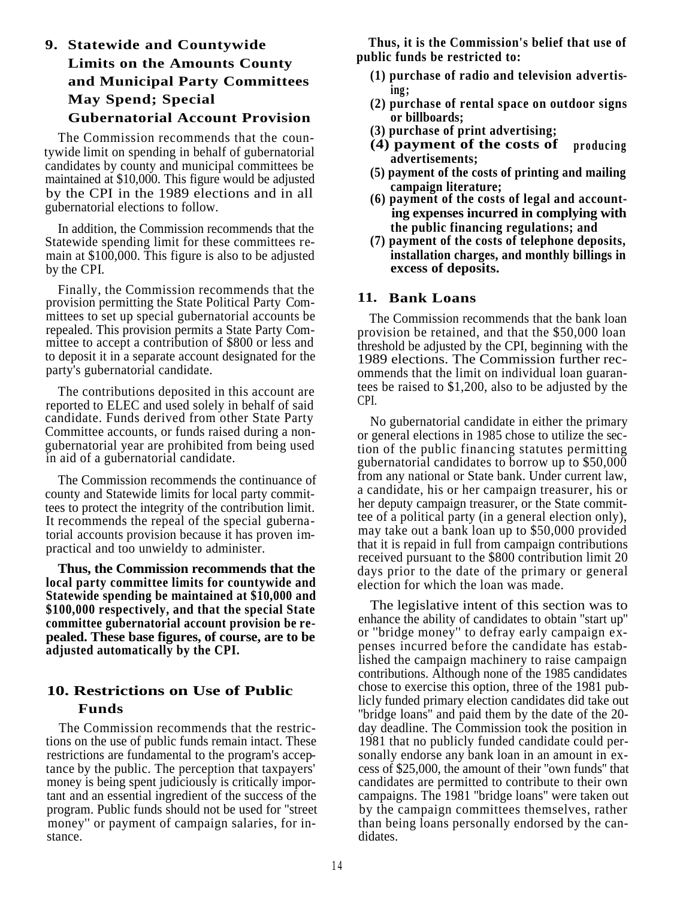## 9. Statewide and Countywide Limits on the Amounts County and Municipal Party Committees May Spend; Special Gubernatorial Account Provision

The Commission recommends that the countywide limit on spending in behalf of gubernatorial candidates by county and municipal committees be maintained at $10,000. This figure would be adjusted by the CPI in the 1989 elections and in all gubernatorial elections to follow.

In addition, the Commission recommends that the Statewide spending limit for these committees remain at $100,000. This figure is also to be adjusted by the CPI.

Finally, the Commission recommends that the provision permitting the State Political Party Committees to set up special gubernatorial accounts be repealed. This provision permits a State Party Committee to accept a contribution of $800 or less and to deposit it in a separate account designated for the party's gubernatorial candidate.

The contributions deposited in this account are reported to ELEC and used solely in behalf of said candidate. Funds derived from other State Party Committee accounts, or funds raised during a non-gubernatorial year are prohibited from being used in aid of a gubernatorial candidate.

The Commission recommends the continuance of county and Statewide limits for local party committees to protect the integrity of the contribution limit. It recommends the repeal of the special gubernatorial accounts provision because it has proven impractical and too unwieldy to administer.

**Thus, the Commission recommends that the local party committee limits for countywide and Statewide spending be maintained at $10,000 and $100,000 respectively, and that the special State committee gubernatorial account provision be repealed. These base figures, of course, are to be adjusted automatically by the CPI.**

## 10. Restrictions on Use of Public Funds

The Commission recommends that the restrictions on the use of public funds remain intact. These restrictions are fundamental to the program's acceptance by the public. The perception that taxpayers' money is being spent judiciously is critically important and an essential ingredient of the success of the program. Public funds should not be used for "street money" or payment of campaign salaries, for instance.

**Thus, it is the Commission's belief that use of public funds be restricted to:**

**(1) purchase of radio and television advertising;**
**(2) purchase of rental space on outdoor signs or billboards;**
**(3) purchase of print advertising;**
**(4) payment of the costs of producing advertisements;**
**(5) payment of the costs of printing and mailing campaign literature;**
**(6) payment of the costs of legal and accounting expenses incurred in complying with the public financing regulations; and**
**(7) payment of the costs of telephone deposits, installation charges, and monthly billings in excess of deposits.**

## 11. Bank Loans

The Commission recommends that the bank loan provision be retained, and that the $50,000 loan threshold be adjusted by the CPI, beginning with the 1989 elections. The Commission further recommends that the limit on individual loan guarantees be raised to $1,200, also to be adjusted by the CPI.

No gubernatorial candidate in either the primary or general elections in 1985 chose to utilize the section of the public financing statutes permitting gubernatorial candidates to borrow up to $50,000 from any national or State bank. Under current law, a candidate, his or her campaign treasurer, his or her deputy campaign treasurer, or the State committee of a political party (in a general election only), may take out a bank loan up to $50,000 provided that it is repaid in full from campaign contributions received pursuant to the $800 contribution limit 20 days prior to the date of the primary or general election for which the loan was made.

The legislative intent of this section was to enhance the ability of candidates to obtain "start up" or "bridge money" to defray early campaign expenses incurred before the candidate has established the campaign machinery to raise campaign contributions. Although none of the 1985 candidates chose to exercise this option, three of the 1981 publicly funded primary election candidates did take out "bridge loans" and paid them by the date of the 20-day deadline. The Commission took the position in 1981 that no publicly funded candidate could personally endorse any bank loan in an amount in excess of $25,000, the amount of their "own funds" that candidates are permitted to contribute to their own campaigns. The 1981 "bridge loans" were taken out by the campaign committees themselves, rather than being loans personally endorsed by the candidates.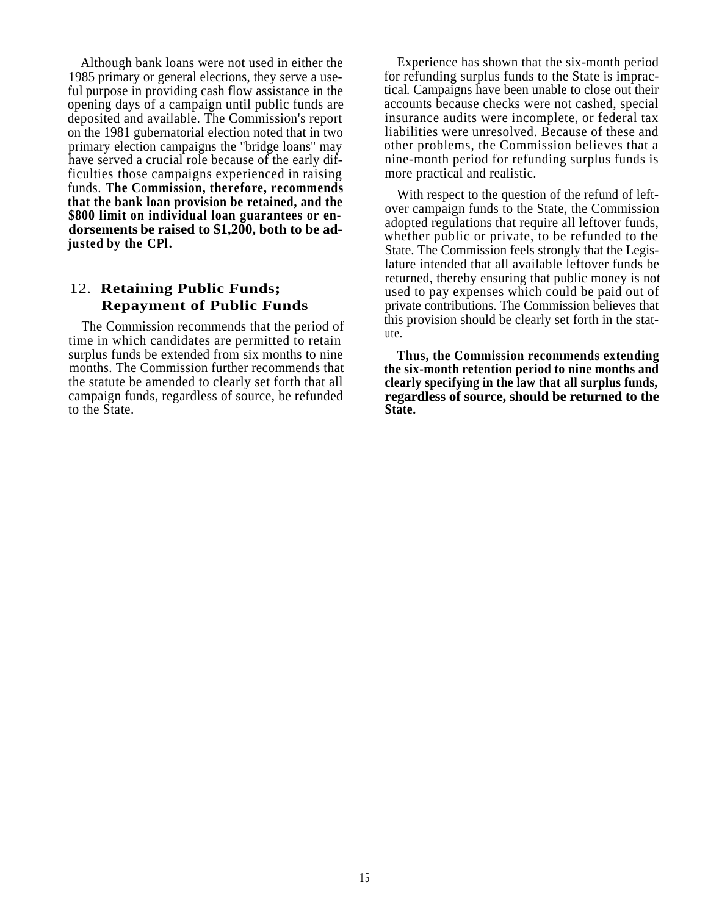Although bank loans were not used in either the 1985 primary or general elections, they serve a useful purpose in providing cash flow assistance in the opening days of a campaign until public funds are deposited and available. The Commission's report on the 1981 gubernatorial election noted that in two primary election campaigns the "bridge loans" may have served a crucial role because of the early difficulties those campaigns experienced in raising funds. **The Commission, therefore, recommends that the bank loan provision be retained, and the $800 limit on individual loan guarantees or endorsements be raised to $1,200, both to be adjusted by the CPl.**

## 12. Retaining Public Funds; Repayment of Public Funds

The Commission recommends that the period of time in which candidates are permitted to retain surplus funds be extended from six months to nine months. The Commission further recommends that the statute be amended to clearly set forth that all campaign funds, regardless of source, be refunded to the State.

Experience has shown that the six-month period for refunding surplus funds to the State is impractical. Campaigns have been unable to close out their accounts because checks were not cashed, special insurance audits were incomplete, or federal tax liabilities were unresolved. Because of these and other problems, the Commission believes that a nine-month period for refunding surplus funds is more practical and realistic.

With respect to the question of the refund of leftover campaign funds to the State, the Commission adopted regulations that require all leftover funds, whether public or private, to be refunded to the State. The Commission feels strongly that the Legislature intended that all available leftover funds be returned, thereby ensuring that public money is not used to pay expenses which could be paid out of private contributions. The Commission believes that this provision should be clearly set forth in the statute.

**Thus, the Commission recommends extending the six-month retention period to nine months and clearly specifying in the law that all surplus funds, regardless of source, should be returned to the State.**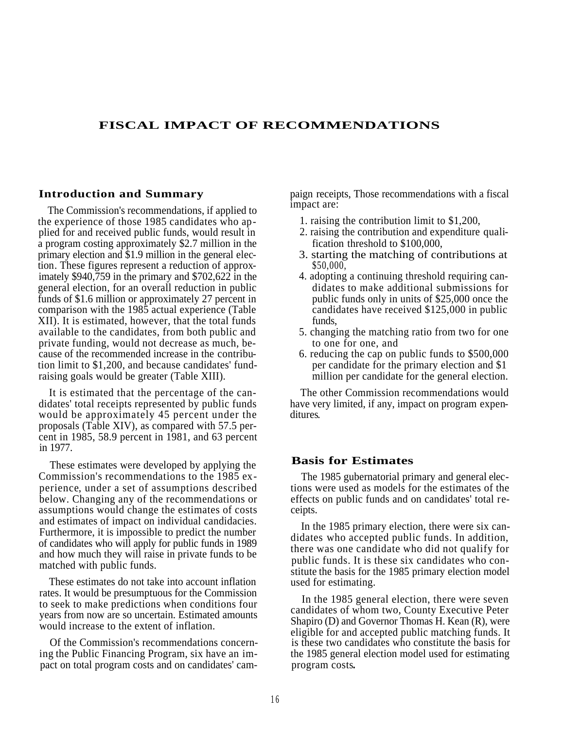# FISCAL IMPACT OF RECOMMENDATIONS

## Introduction and Summary

The Commission's recommendations, if applied to the experience of those 1985 candidates who applied for and received public funds, would result in a program costing approximately $2.7 million in the primary election and $1.9 million in the general election. These figures represent a reduction of approximately $940,759 in the primary and $702,622 in the general election, for an overall reduction in public funds of $1.6 million or approximately 27 percent in comparison with the 1985 actual experience (Table XII). It is estimated, however, that the total funds available to the candidates, from both public and private funding, would not decrease as much, because of the recommended increase in the contribution limit to $1,200, and because candidates' fundraising goals would be greater (Table XIII).

It is estimated that the percentage of the candidates' total receipts represented by public funds would be approximately 45 percent under the proposals (Table XIV), as compared with 57.5 percent in 1985, 58.9 percent in 1981, and 63 percent in 1977.

These estimates were developed by applying the Commission's recommendations to the 1985 experience, under a set of assumptions described below. Changing any of the recommendations or assumptions would change the estimates of costs and estimates of impact on individual candidacies. Furthermore, it is impossible to predict the number of candidates who will apply for public funds in 1989 and how much they will raise in private funds to be matched with public funds.

These estimates do not take into account inflation rates. It would be presumptuous for the Commission to seek to make predictions when conditions four years from now are so uncertain. Estimated amounts would increase to the extent of inflation.

Of the Commission's recommendations concerning the Public Financing Program, six have an impact on total program costs and on candidates' campaign receipts, Those recommendations with a fiscal impact are:

1. raising the contribution limit to $1,200,
2. raising the contribution and expenditure qualification threshold to $100,000,
3. starting the matching of contributions at $50,000,
4. adopting a continuing threshold requiring candidates to make additional submissions for public funds only in units of $25,000 once the candidates have received $125,000 in public funds,
5. changing the matching ratio from two for one to one for one, and
6. reducing the cap on public funds to $500,000 per candidate for the primary election and $1 million per candidate for the general election.

The other Commission recommendations would have very limited, if any, impact on program expenditures.

## Basis for Estimates

The 1985 gubernatorial primary and general elections were used as models for the estimates of the effects on public funds and on candidates' total receipts.

In the 1985 primary election, there were six candidates who accepted public funds. In addition, there was one candidate who did not qualify for public funds. It is these six candidates who constitute the basis for the 1985 primary election model used for estimating.

In the 1985 general election, there were seven candidates of whom two, County Executive Peter Shapiro (D) and Governor Thomas H. Kean (R), were eligible for and accepted public matching funds. It is these two candidates who constitute the basis for the 1985 general election model used for estimating program costs.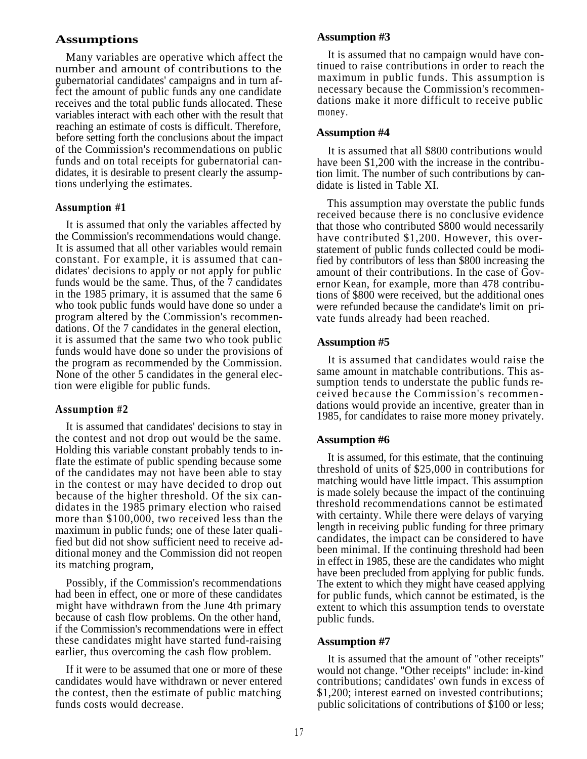## Assumptions

Many variables are operative which affect the number and amount of contributions to the gubernatorial candidates' campaigns and in turn affect the amount of public funds any one candidate receives and the total public funds allocated. These variables interact with each other with the result that reaching an estimate of costs is difficult. Therefore, before setting forth the conclusions about the impact of the Commission's recommendations on public funds and on total receipts for gubernatorial candidates, it is desirable to present clearly the assumptions underlying the estimates.

### Assumption #1

It is assumed that only the variables affected by the Commission's recommendations would change. It is assumed that all other variables would remain constant. For example, it is assumed that candidates' decisions to apply or not apply for public funds would be the same. Thus, of the 7 candidates in the 1985 primary, it is assumed that the same 6 who took public funds would have done so under a program altered by the Commission's recommendations. Of the 7 candidates in the general election, it is assumed that the same two who took public funds would have done so under the provisions of the program as recommended by the Commission. None of the other 5 candidates in the general election were eligible for public funds.

### Assumption #2

It is assumed that candidates' decisions to stay in the contest and not drop out would be the same. Holding this variable constant probably tends to inflate the estimate of public spending because some of the candidates may not have been able to stay in the contest or may have decided to drop out because of the higher threshold. Of the six candidates in the 1985 primary election who raised more than $100,000, two received less than the maximum in public funds; one of these later qualified but did not show sufficient need to receive additional money and the Commission did not reopen its matching program,

Possibly, if the Commission's recommendations had been in effect, one or more of these candidates might have withdrawn from the June 4th primary because of cash flow problems. On the other hand, if the Commission's recommendations were in effect these candidates might have started fund-raising earlier, thus overcoming the cash flow problem.

If it were to be assumed that one or more of these candidates would have withdrawn or never entered the contest, then the estimate of public matching funds costs would decrease.

### Assumption #3

It is assumed that no campaign would have continued to raise contributions in order to reach the maximum in public funds. This assumption is necessary because the Commission's recommendations make it more difficult to receive public money.

### Assumption #4

It is assumed that all $800 contributions would have been $1,200 with the increase in the contribution limit. The number of such contributions by candidate is listed in Table XI.

This assumption may overstate the public funds received because there is no conclusive evidence that those who contributed $800 would necessarily have contributed $1,200. However, this overstatement of public funds collected could be modified by contributors of less than $800 increasing the amount of their contributions. In the case of Governor Kean, for example, more than 478 contributions of $800 were received, but the additional ones were refunded because the candidate's limit on private funds already had been reached.

### Assumption #5

It is assumed that candidates would raise the same amount in matchable contributions. This assumption tends to understate the public funds received because the Commission's recommendations would provide an incentive, greater than in 1985, for candidates to raise more money privately.

### Assumption #6

It is assumed, for this estimate, that the continuing threshold of units of $25,000 in contributions for matching would have little impact. This assumption is made solely because the impact of the continuing threshold recommendations cannot be estimated with certainty. While there were delays of varying length in receiving public funding for three primary candidates, the impact can be considered to have been minimal. If the continuing threshold had been in effect in 1985, these are the candidates who might have been precluded from applying for public funds. The extent to which they might have ceased applying for public funds, which cannot be estimated, is the extent to which this assumption tends to overstate public funds.

### Assumption #7

It is assumed that the amount of "other receipts" would not change. "Other receipts" include: in-kind contributions; candidates' own funds in excess of $1,200; interest earned on invested contributions; public solicitations of contributions of $100 or less;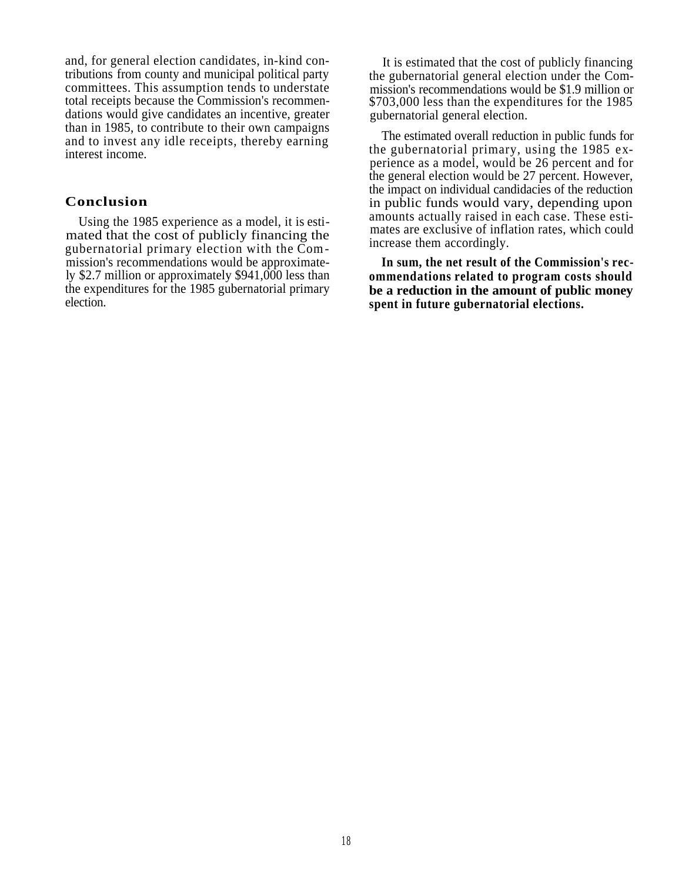and, for general election candidates, in-kind contributions from county and municipal political party committees. This assumption tends to understate total receipts because the Commission's recommendations would give candidates an incentive, greater than in 1985, to contribute to their own campaigns and to invest any idle receipts, thereby earning interest income.

## Conclusion

Using the 1985 experience as a model, it is estimated that the cost of publicly financing the gubernatorial primary election with the Commission's recommendations would be approximately $2.7 million or approximately $941,000 less than the expenditures for the 1985 gubernatorial primary election.

It is estimated that the cost of publicly financing the gubernatorial general election under the Commission's recommendations would be $1.9 million or $703,000 less than the expenditures for the 1985 gubernatorial general election.

The estimated overall reduction in public funds for the gubernatorial primary, using the 1985 experience as a model, would be 26 percent and for the general election would be 27 percent. However, the impact on individual candidacies of the reduction in public funds would vary, depending upon amounts actually raised in each case. These estimates are exclusive of inflation rates, which could increase them accordingly.

**In sum, the net result of the Commission's recommendations related to program costs should be a reduction in the amount of public money spent in future gubernatorial elections.**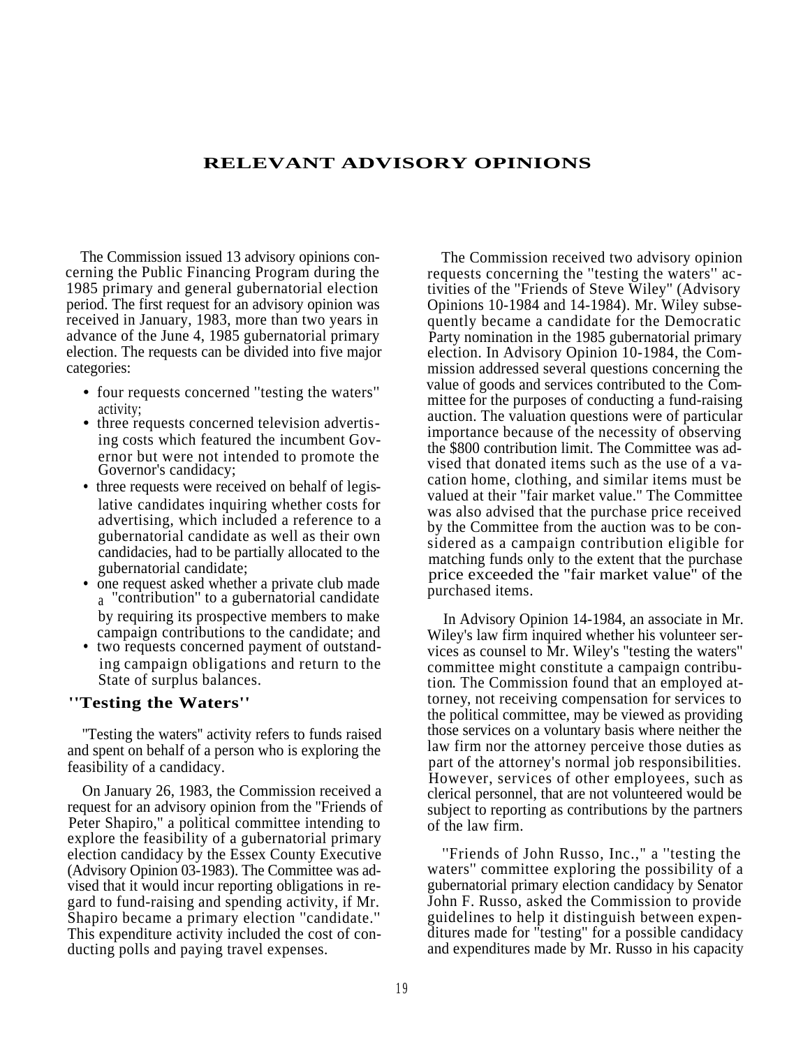# RELEVANT ADVISORY OPINIONS

The Commission issued 13 advisory opinions concerning the Public Financing Program during the 1985 primary and general gubernatorial election period. The first request for an advisory opinion was received in January, 1983, more than two years in advance of the June 4, 1985 gubernatorial primary election. The requests can be divided into five major categories:

- four requests concerned "testing the waters" activity;
- three requests concerned television advertising costs which featured the incumbent Governor but were not intended to promote the Governor's candidacy;
- three requests were received on behalf of legislative candidates inquiring whether costs for advertising, which included a reference to a gubernatorial candidate as well as their own candidacies, had to be partially allocated to the gubernatorial candidate;
- one request asked whether a private club made a "contribution" to a gubernatorial candidate by requiring its prospective members to make campaign contributions to the candidate; and
- two requests concerned payment of outstanding campaign obligations and return to the State of surplus balances.

## "Testing the Waters"

"Testing the waters" activity refers to funds raised and spent on behalf of a person who is exploring the feasibility of a candidacy.

On January 26, 1983, the Commission received a request for an advisory opinion from the "Friends of Peter Shapiro," a political committee intending to explore the feasibility of a gubernatorial primary election candidacy by the Essex County Executive (Advisory Opinion 03-1983). The Committee was advised that it would incur reporting obligations in regard to fund-raising and spending activity, if Mr. Shapiro became a primary election "candidate." This expenditure activity included the cost of conducting polls and paying travel expenses.

The Commission received two advisory opinion requests concerning the "testing the waters" activities of the "Friends of Steve Wiley" (Advisory Opinions 10-1984 and 14-1984). Mr. Wiley subsequently became a candidate for the Democratic Party nomination in the 1985 gubernatorial primary election. In Advisory Opinion 10-1984, the Commission addressed several questions concerning the value of goods and services contributed to the Committee for the purposes of conducting a fund-raising auction. The valuation questions were of particular importance because of the necessity of observing the $800 contribution limit. The Committee was advised that donated items such as the use of a vacation home, clothing, and similar items must be valued at their "fair market value." The Committee was also advised that the purchase price received by the Committee from the auction was to be considered as a campaign contribution eligible for matching funds only to the extent that the purchase price exceeded the "fair market value" of the purchased items.

In Advisory Opinion 14-1984, an associate in Mr. Wiley's law firm inquired whether his volunteer services as counsel to Mr. Wiley's "testing the waters" committee might constitute a campaign contribution. The Commission found that an employed attorney, not receiving compensation for services to the political committee, may be viewed as providing those services on a voluntary basis where neither the law firm nor the attorney perceive those duties as part of the attorney's normal job responsibilities. However, services of other employees, such as clerical personnel, that are not volunteered would be subject to reporting as contributions by the partners of the law firm.

"Friends of John Russo, Inc.," a "testing the waters" committee exploring the possibility of a gubernatorial primary election candidacy by Senator John F. Russo, asked the Commission to provide guidelines to help it distinguish between expenditures made for "testing" for a possible candidacy and expenditures made by Mr. Russo in his capacity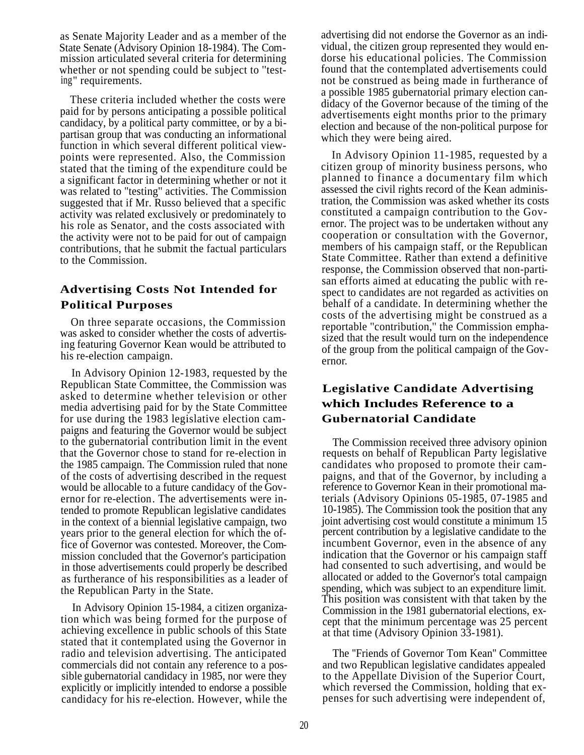as Senate Majority Leader and as a member of the State Senate (Advisory Opinion 18-1984). The Commission articulated several criteria for determining whether or not spending could be subject to "testing" requirements.

These criteria included whether the costs were paid for by persons anticipating a possible political candidacy, by a political party committee, or by a bipartisan group that was conducting an informational function in which several different political viewpoints were represented. Also, the Commission stated that the timing of the expenditure could be a significant factor in determining whether or not it was related to "testing" activities. The Commission suggested that if Mr. Russo believed that a specific activity was related exclusively or predominately to his role as Senator, and the costs associated with the activity were not to be paid for out of campaign contributions, that he submit the factual particulars to the Commission.

### Advertising Costs Not Intended for Political Purposes

On three separate occasions, the Commission was asked to consider whether the costs of advertising featuring Governor Kean would be attributed to his re-election campaign.

In Advisory Opinion 12-1983, requested by the Republican State Committee, the Commission was asked to determine whether television or other media advertising paid for by the State Committee for use during the 1983 legislative election campaigns and featuring the Governor would be subject to the gubernatorial contribution limit in the event that the Governor chose to stand for re-election in the 1985 campaign. The Commission ruled that none of the costs of advertising described in the request would be allocable to a future candidacy of the Governor for re-election. The advertisements were intended to promote Republican legislative candidates in the context of a biennial legislative campaign, two years prior to the general election for which the office of Governor was contested. Moreover, the Commission concluded that the Governor's participation in those advertisements could properly be described as furtherance of his responsibilities as a leader of the Republican Party in the State.

In Advisory Opinion 15-1984, a citizen organization which was being formed for the purpose of achieving excellence in public schools of this State stated that it contemplated using the Governor in radio and television advertising. The anticipated commercials did not contain any reference to a possible gubernatorial candidacy in 1985, nor were they explicitly or implicitly intended to endorse a possible candidacy for his re-election. However, while the advertising did not endorse the Governor as an individual, the citizen group represented they would endorse his educational policies. The Commission found that the contemplated advertisements could not be construed as being made in furtherance of a possible 1985 gubernatorial primary election candidacy of the Governor because of the timing of the advertisements eight months prior to the primary election and because of the non-political purpose for which they were being aired.

In Advisory Opinion 11-1985, requested by a citizen group of minority business persons, who planned to finance a documentary film which assessed the civil rights record of the Kean administration, the Commission was asked whether its costs constituted a campaign contribution to the Governor. The project was to be undertaken without any cooperation or consultation with the Governor, members of his campaign staff, or the Republican State Committee. Rather than extend a definitive response, the Commission observed that non-partisan efforts aimed at educating the public with respect to candidates are not regarded as activities on behalf of a candidate. In determining whether the costs of the advertising might be construed as a reportable "contribution," the Commission emphasized that the result would turn on the independence of the group from the political campaign of the Governor.

### Legislative Candidate Advertising which Includes Reference to a Gubernatorial Candidate

The Commission received three advisory opinion requests on behalf of Republican Party legislative candidates who proposed to promote their campaigns, and that of the Governor, by including a reference to Governor Kean in their promotional materials (Advisory Opinions 05-1985, 07-1985 and 10-1985). The Commission took the position that any joint advertising cost would constitute a minimum 15 percent contribution by a legislative candidate to the incumbent Governor, even in the absence of any indication that the Governor or his campaign staff had consented to such advertising, and would be allocated or added to the Governor's total campaign spending, which was subject to an expenditure limit. This position was consistent with that taken by the Commission in the 1981 gubernatorial elections, except that the minimum percentage was 25 percent at that time (Advisory Opinion 33-1981).

The "Friends of Governor Tom Kean" Committee and two Republican legislative candidates appealed to the Appellate Division of the Superior Court, which reversed the Commission, holding that expenses for such advertising were independent of,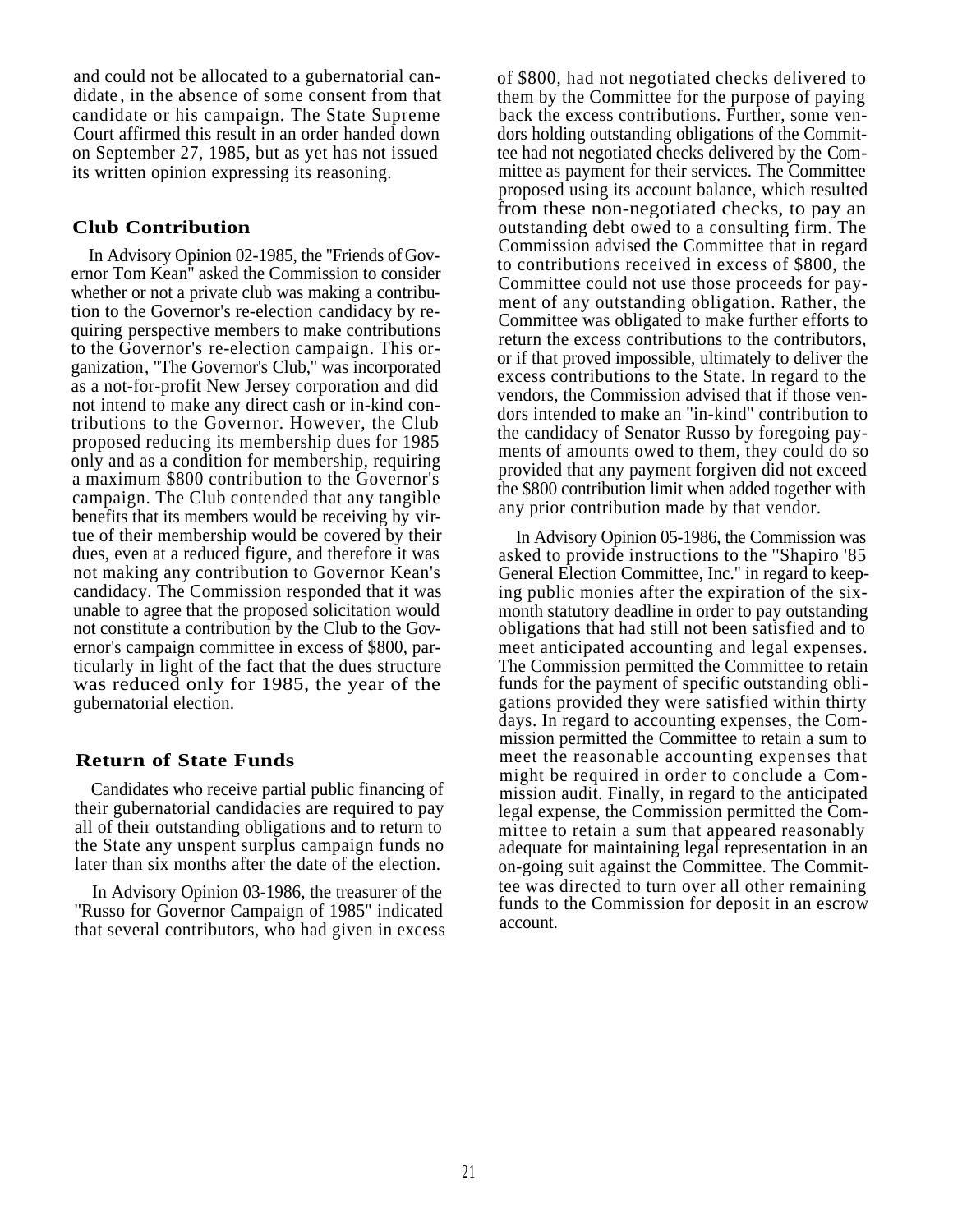and could not be allocated to a gubernatorial candidate, in the absence of some consent from that candidate or his campaign. The State Supreme Court affirmed this result in an order handed down on September 27, 1985, but as yet has not issued its written opinion expressing its reasoning.

## Club Contribution

In Advisory Opinion 02-1985, the "Friends of Governor Tom Kean" asked the Commission to consider whether or not a private club was making a contribution to the Governor's re-election candidacy by requiring perspective members to make contributions to the Governor's re-election campaign. This organization, "The Governor's Club," was incorporated as a not-for-profit New Jersey corporation and did not intend to make any direct cash or in-kind contributions to the Governor. However, the Club proposed reducing its membership dues for 1985 only and as a condition for membership, requiring a maximum $800 contribution to the Governor's campaign. The Club contended that any tangible benefits that its members would be receiving by virtue of their membership would be covered by their dues, even at a reduced figure, and therefore it was not making any contribution to Governor Kean's candidacy. The Commission responded that it was unable to agree that the proposed solicitation would not constitute a contribution by the Club to the Governor's campaign committee in excess of $800, particularly in light of the fact that the dues structure was reduced only for 1985, the year of the gubernatorial election.

## Return of State Funds

Candidates who receive partial public financing of their gubernatorial candidacies are required to pay all of their outstanding obligations and to return to the State any unspent surplus campaign funds no later than six months after the date of the election.

In Advisory Opinion 03-1986, the treasurer of the "Russo for Governor Campaign of 1985" indicated that several contributors, who had given in excess of $800, had not negotiated checks delivered to them by the Committee for the purpose of paying back the excess contributions. Further, some vendors holding outstanding obligations of the Committee had not negotiated checks delivered by the Committee as payment for their services. The Committee proposed using its account balance, which resulted from these non-negotiated checks, to pay an outstanding debt owed to a consulting firm. The Commission advised the Committee that in regard to contributions received in excess of $800, the Committee could not use those proceeds for payment of any outstanding obligation. Rather, the Committee was obligated to make further efforts to return the excess contributions to the contributors, or if that proved impossible, ultimately to deliver the excess contributions to the State. In regard to the vendors, the Commission advised that if those vendors intended to make an "in-kind" contribution to the candidacy of Senator Russo by foregoing payments of amounts owed to them, they could do so provided that any payment forgiven did not exceed the $800 contribution limit when added together with any prior contribution made by that vendor.

In Advisory Opinion 05-1986, the Commission was asked to provide instructions to the "Shapiro '85 General Election Committee, Inc." in regard to keeping public monies after the expiration of the six-month statutory deadline in order to pay outstanding obligations that had still not been satisfied and to meet anticipated accounting and legal expenses. The Commission permitted the Committee to retain funds for the payment of specific outstanding obligations provided they were satisfied within thirty days. In regard to accounting expenses, the Commission permitted the Committee to retain a sum to meet the reasonable accounting expenses that might be required in order to conclude a Commission audit. Finally, in regard to the anticipated legal expense, the Commission permitted the Committee to retain a sum that appeared reasonably adequate for maintaining legal representation in an on-going suit against the Committee. The Committee was directed to turn over all other remaining funds to the Commission for deposit in an escrow account.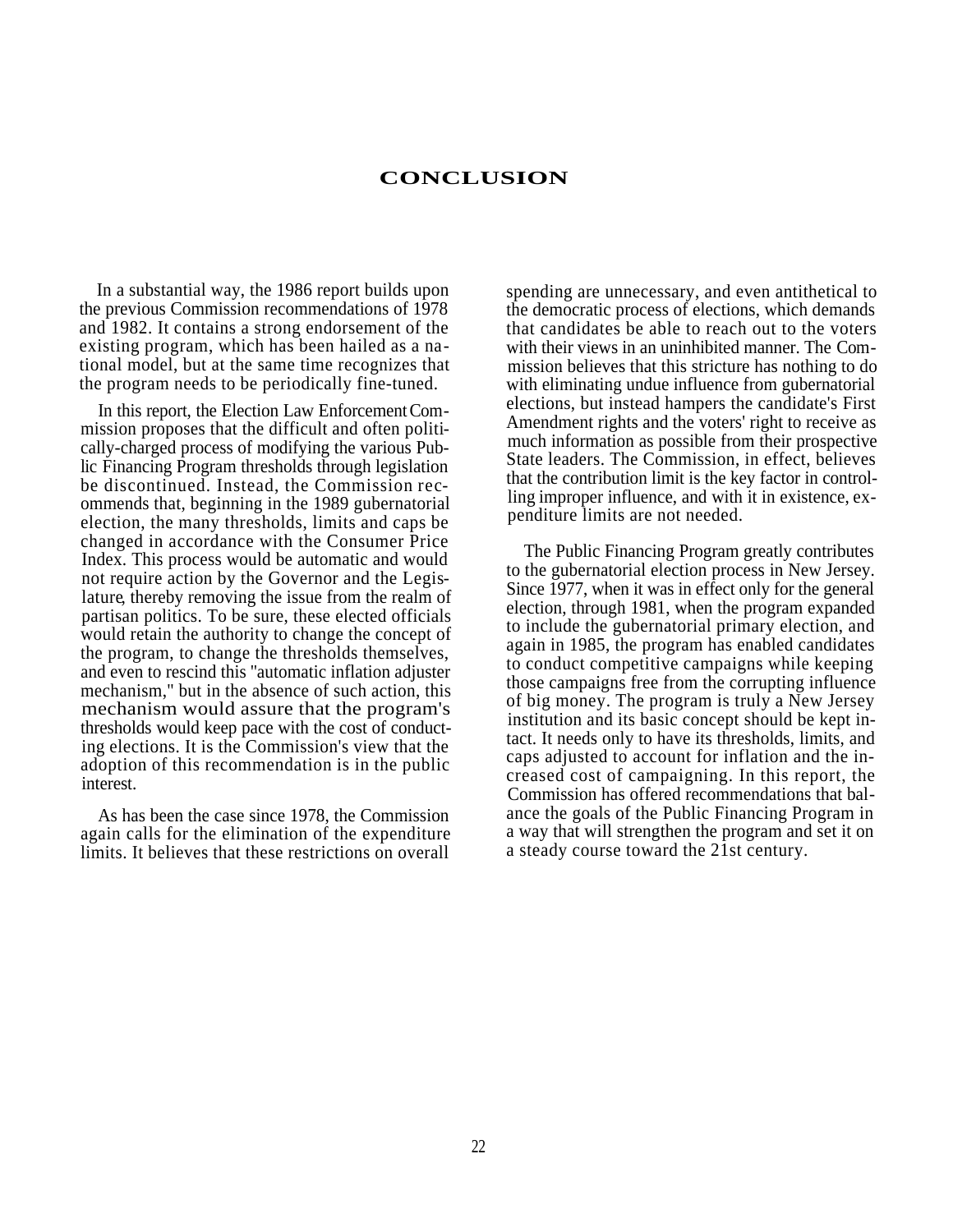# CONCLUSION

In a substantial way, the 1986 report builds upon the previous Commission recommendations of 1978 and 1982. It contains a strong endorsement of the existing program, which has been hailed as a national model, but at the same time recognizes that the program needs to be periodically fine-tuned.

In this report, the Election Law Enforcement Commission proposes that the difficult and often politically-charged process of modifying the various Public Financing Program thresholds through legislation be discontinued. Instead, the Commission recommends that, beginning in the 1989 gubernatorial election, the many thresholds, limits and caps be changed in accordance with the Consumer Price Index. This process would be automatic and would not require action by the Governor and the Legislature, thereby removing the issue from the realm of partisan politics. To be sure, these elected officials would retain the authority to change the concept of the program, to change the thresholds themselves, and even to rescind this "automatic inflation adjuster mechanism," but in the absence of such action, this mechanism would assure that the program's thresholds would keep pace with the cost of conducting elections. It is the Commission's view that the adoption of this recommendation is in the public interest.

As has been the case since 1978, the Commission again calls for the elimination of the expenditure limits. It believes that these restrictions on overall spending are unnecessary, and even antithetical to the democratic process of elections, which demands that candidates be able to reach out to the voters with their views in an uninhibited manner. The Commission believes that this stricture has nothing to do with eliminating undue influence from gubernatorial elections, but instead hampers the candidate's First Amendment rights and the voters' right to receive as much information as possible from their prospective State leaders. The Commission, in effect, believes that the contribution limit is the key factor in controlling improper influence, and with it in existence, expenditure limits are not needed.

The Public Financing Program greatly contributes to the gubernatorial election process in New Jersey. Since 1977, when it was in effect only for the general election, through 1981, when the program expanded to include the gubernatorial primary election, and again in 1985, the program has enabled candidates to conduct competitive campaigns while keeping those campaigns free from the corrupting influence of big money. The program is truly a New Jersey institution and its basic concept should be kept intact. It needs only to have its thresholds, limits, and caps adjusted to account for inflation and the increased cost of campaigning. In this report, the Commission has offered recommendations that balance the goals of the Public Financing Program in a way that will strengthen the program and set it on a steady course toward the 21st century.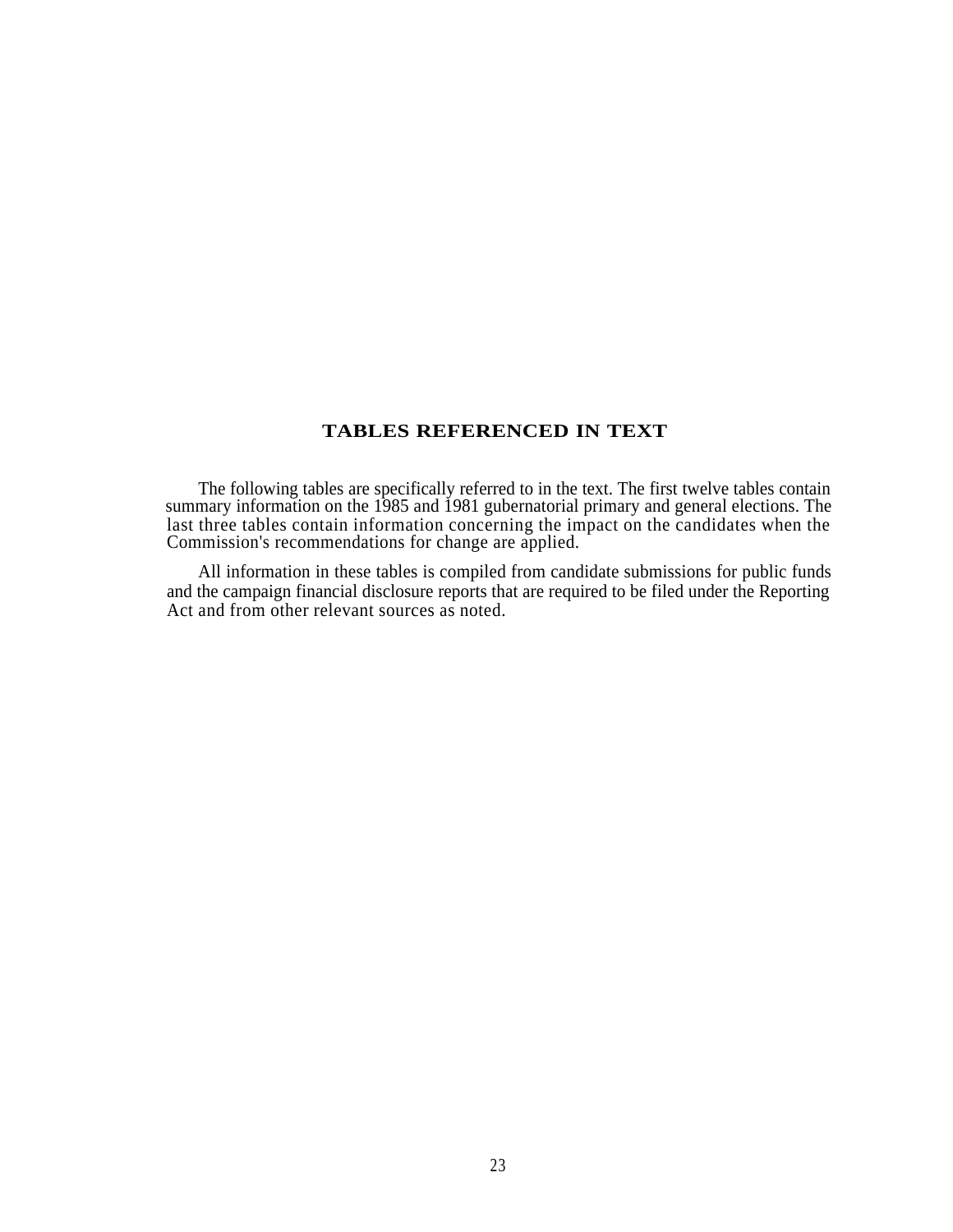## TABLES REFERENCED IN TEXT

The following tables are specifically referred to in the text. The first twelve tables contain summary information on the 1985 and 1981 gubernatorial primary and general elections. The last three tables contain information concerning the impact on the candidates when the Commission's recommendations for change are applied.

All information in these tables is compiled from candidate submissions for public funds and the campaign financial disclosure reports that are required to be filed under the Reporting Act and from other relevant sources as noted.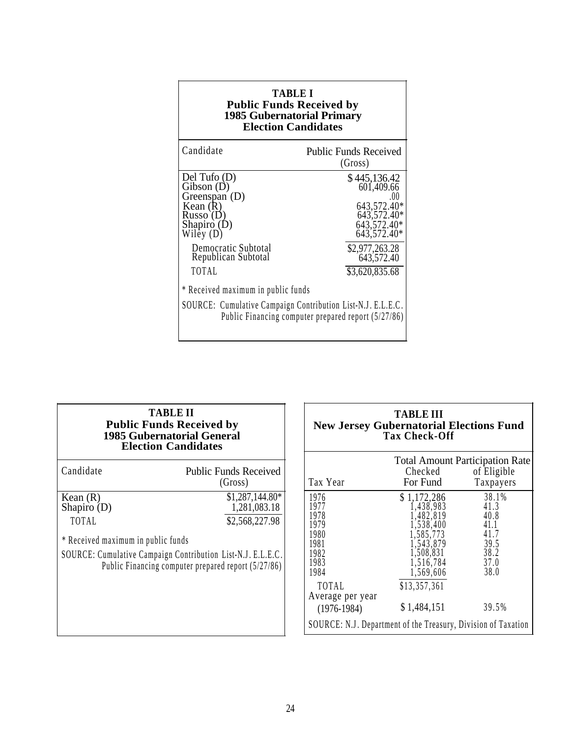**TABLE I**
**Public Funds Received by 1985 Gubernatorial Primary Election Candidates**

| Candidate | Public Funds Received (Gross) |
|---|---|
| Del Tufo (D) | $ 445,136.42 |
| Gibson (D) | 601,409.66 |
| Greenspan (D) | .00 |
| Kean (R) | 643,572.40* |
| Russo (D) | 643,572.40* |
| Shapiro (D) | 643,572.40* |
| Wiley (D) | 643,572.40* |
| Democratic Subtotal | $2,977,263.28 |
| Republican Subtotal | 643,572.40 |
| TOTAL | $3,620,835.68 |

\* Received maximum in public funds

SOURCE: Cumulative Campaign Contribution List-N.J. E.L.E.C. Public Financing computer prepared report (5/27/86)

**TABLE II**
**Public Funds Received by 1985 Gubernatorial General Election Candidates**

| Candidate | Public Funds Received (Gross) |
|---|---|
| Kean (R) | $1,287,144.80* |
| Shapiro (D) | 1,281,083.18 |
| TOTAL | $2,568,227.98 |

\* Received maximum in public funds

SOURCE: Cumulative Campaign Contribution List-N.J. E.L.E.C. Public Financing computer prepared report (5/27/86)

**TABLE III**
**New Jersey Gubernatorial Elections Fund Tax Check-Off**

| Tax Year | Total Amount Checked For Fund | Participation Rate of Eligible Taxpayers |
|---|---|---|
| 1976 | $ 1,172,286 | 38.1% |
| 1977 | 1,438,983 | 41.3 |
| 1978 | 1,482,819 | 40.8 |
| 1979 | 1,538,400 | 41.1 |
| 1980 | 1,585,773 | 41.7 |
| 1981 | 1,543,879 | 39.5 |
| 1982 | 1,508,831 | 38.2 |
| 1983 | 1,516,784 | 37.0 |
| 1984 | 1,569,606 | 38.0 |
| TOTAL | $13,357,361 | |
| Average per year (1976-1984) | $ 1,484,151 | 39.5% |

SOURCE: N.J. Department of the Treasury, Division of Taxation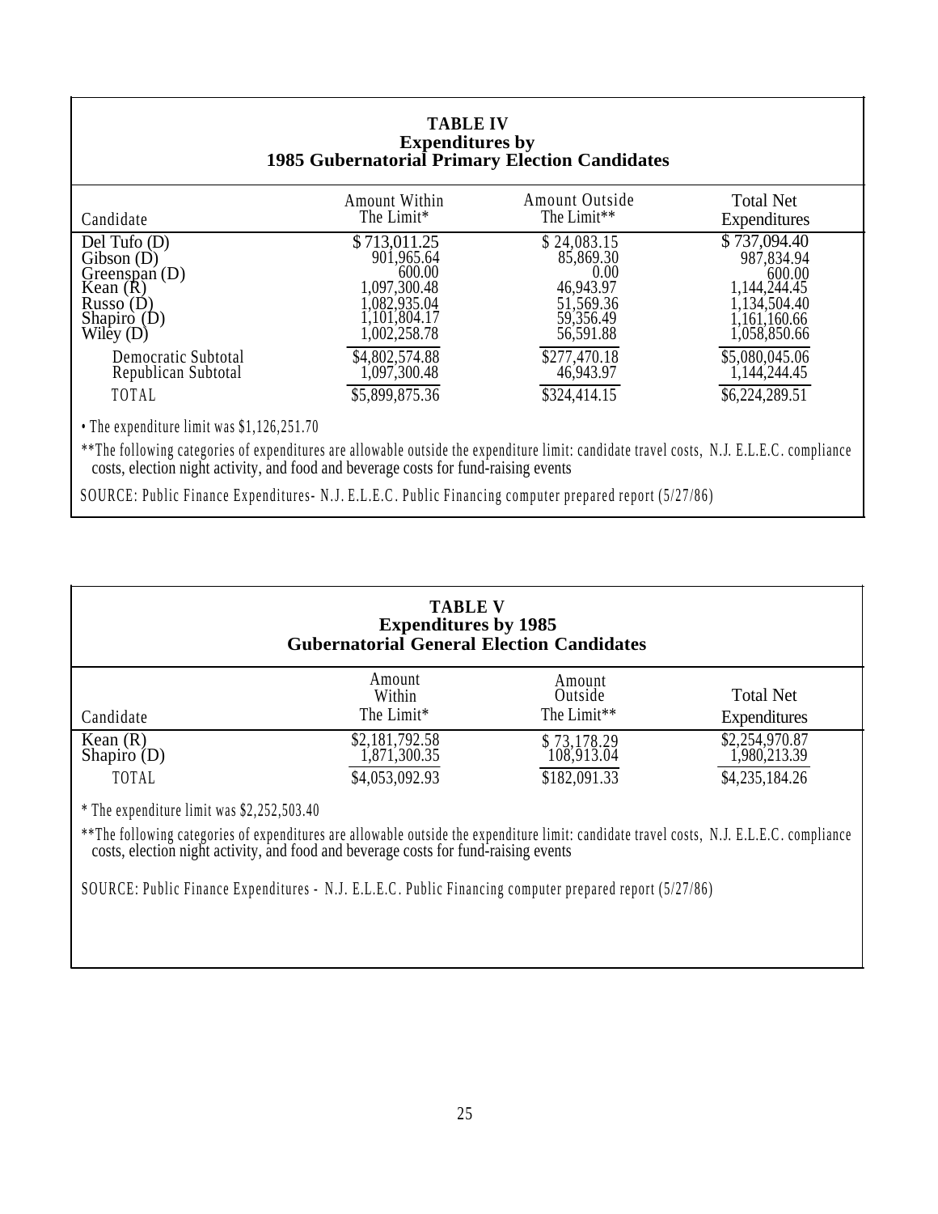**TABLE IV**
**Expenditures by**
**1985 Gubernatorial Primary Election Candidates**

| Candidate | Amount Within The Limit* | Amount Outside The Limit** | Total Net Expenditures |
|---|---|---|---|
| Del Tufo (D) | $ 713,011.25 | $ 24,083.15 | $ 737,094.40 |
| Gibson (D) | 901,965.64 | 85,869.30 | 987,834.94 |
| Greenspan (D) | 600.00 | 0.00 | 600.00 |
| Kean (R) | 1,097,300.48 | 46,943.97 | 1,144,244.45 |
| Russo (D) | 1,082,935.04 | 51,569.36 | 1,134,504.40 |
| Shapiro (D) | 1,101,804.17 | 59,356.49 | 1,161,160.66 |
| Wiley (D) | 1,002,258.78 | 56,591.88 | 1,058,850.66 |
| Democratic Subtotal | $4,802,574.88 | $277,470.18 | $5,080,045.06 |
| Republican Subtotal | 1,097,300.48 | 46,943.97 | 1,144,244.45 |
| TOTAL | $5,899,875.36 | $324,414.15 | $6,224,289.51 |

* The expenditure limit was $1,126,251.70

**The following categories of expenditures are allowable outside the expenditure limit: candidate travel costs, N.J. E.L.E.C. compliance costs, election night activity, and food and beverage costs for fund-raising events

SOURCE: Public Finance Expenditures- N.J. E.L.E.C. Public Financing computer prepared report (5/27/86)

**TABLE V**
**Expenditures by 1985**
**Gubernatorial General Election Candidates**

| Candidate | Amount Within The Limit* | Amount Outside The Limit** | Total Net Expenditures |
|---|---|---|---|
| Kean (R) | $2,181,792.58 | $ 73,178.29 | $2,254,970.87 |
| Shapiro (D) | 1,871,300.35 | 108,913.04 | 1,980,213.39 |
| TOTAL | $4,053,092.93 | $182,091.33 | $4,235,184.26 |

* The expenditure limit was $2,252,503.40

**The following categories of expenditures are allowable outside the expenditure limit: candidate travel costs, N.J. E.L.E.C. compliance costs, election night activity, and food and beverage costs for fund-raising events

SOURCE: Public Finance Expenditures - N.J. E.L.E.C. Public Financing computer prepared report (5/27/86)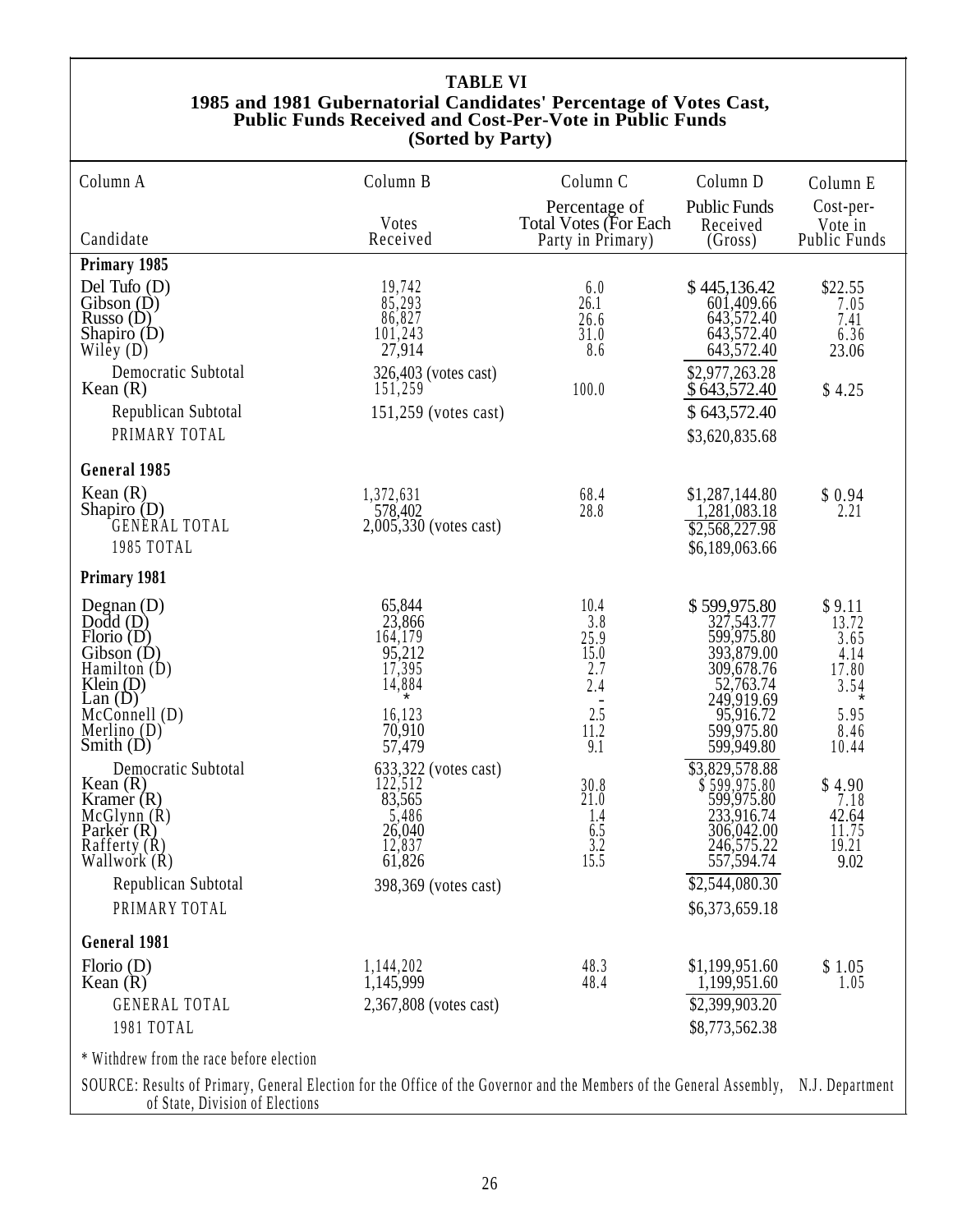**TABLE VI**
**1985 and 1981 Gubernatorial Candidates' Percentage of Votes Cast, Public Funds Received and Cost-Per-Vote in Public Funds (Sorted by Party)**

| Column A | Column B | Column C | Column D | Column E |
|---|---|---|---|---|
| Candidate | Votes Received | Percentage of Total Votes (For Each Party in Primary) | Public Funds Received (Gross) | Cost-per-Vote in Public Funds |
| **Primary 1985** | | | | |
| Del Tufo (D) | 19,742 | 6.0 | $ 445,136.42 | $22.55 |
| Gibson (D) | 85,293 | 26.1 | 601,409.66 | 7.05 |
| Russo (D) | 86,827 | 26.6 | 643,572.40 | 7.41 |
| Shapiro (D) | 101,243 | 31.0 | 643,572.40 | 6.36 |
| Wiley (D) | 27,914 | 8.6 | 643,572.40 | 23.06 |
| Democratic Subtotal | 326,403 (votes cast) | | $2,977,263.28 | |
| Kean (R) | 151,259 | 100.0 | $ 643,572.40 | $ 4.25 |
| Republican Subtotal | 151,259 (votes cast) | | $ 643,572.40 | |
| PRIMARY TOTAL | | | $3,620,835.68 | |
| **General 1985** | | | | |
| Kean (R) | 1,372,631 | 68.4 | $1,287,144.80 | $ 0.94 |
| Shapiro (D) | 578,402 | 28.8 | 1,281,083.18 | 2.21 |
| GENERAL TOTAL | 2,005,330 (votes cast) | | $2,568,227.98 | |
| 1985 TOTAL | | | $6,189,063.66 | |
| **Primary 1981** | | | | |
| Degnan (D) | 65,844 | 10.4 | $ 599,975.80 | $ 9.11 |
| Dodd (D) | 23,866 | 3.8 | 327,543.77 | 13.72 |
| Florio (D) | 164,179 | 25.9 | 599,975.80 | 3.65 |
| Gibson (D) | 95,212 | 15.0 | 393,879.00 | 4.14 |
| Hamilton (D) | 17,395 | 2.7 | 309,678.76 | 17.80 |
| Klein (D) | 14,884 | 2.4 | 52,763.74 | 3.54 |
| Lan (D) | * | - | 249,919.69 | * |
| McConnell (D) | 16,123 | 2.5 | 95,916.72 | 5.95 |
| Merlino (D) | 70,910 | 11.2 | 599,975.80 | 8.46 |
| Smith (D) | 57,479 | 9.1 | 599,949.80 | 10.44 |
| Democratic Subtotal | 633,322 (votes cast) | | $3,829,578.88 | |
| Kean (R) | 122,512 | 30.8 | $ 599,975.80 | $ 4.90 |
| Kramer (R) | 83,565 | 21.0 | 599,975.80 | 7.18 |
| McGlynn (R) | 5,486 | 1.4 | 233,916.74 | 42.64 |
| Parker (R) | 26,040 | 6.5 | 306,042.00 | 11.75 |
| Rafferty (R) | 12,837 | 3.2 | 246,575.22 | 19.21 |
| Wallwork (R) | 61,826 | 15.5 | 557,594.74 | 9.02 |
| Republican Subtotal | 398,369 (votes cast) | | $2,544,080.30 | |
| PRIMARY TOTAL | | | $6,373,659.18 | |
| **General 1981** | | | | |
| Florio (D) | 1,144,202 | 48.3 | $1,199,951.60 | $ 1.05 |
| Kean (R) | 1,145,999 | 48.4 | 1,199,951.60 | 1.05 |
| GENERAL TOTAL | 2,367,808 (votes cast) | | $2,399,903.20 | |
| 1981 TOTAL | | | $8,773,562.38 | |

\* Withdrew from the race before election

SOURCE: Results of Primary, General Election for the Office of the Governor and the Members of the General Assembly, N.J. Department of State, Division of Elections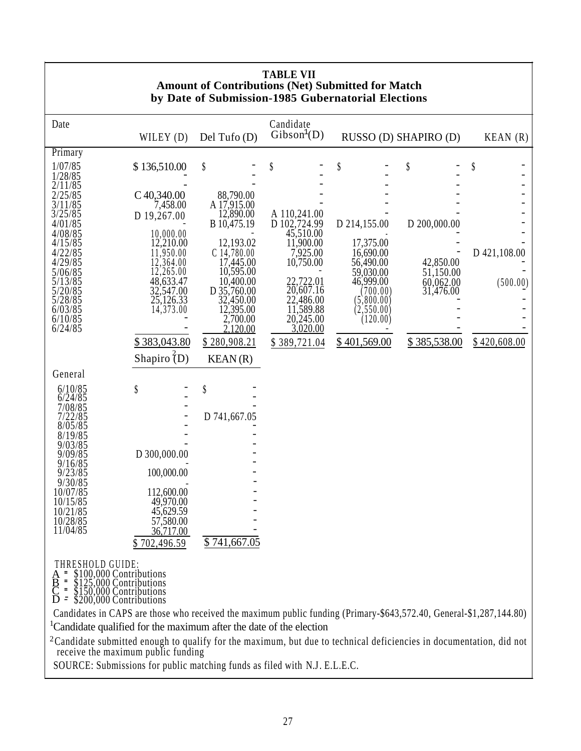**TABLE VII**
**Amount of Contributions (Net) Submitted for Match by Date of Submission-1985 Gubernatorial Elections**

| Date | WILEY (D) | Del Tufo (D) | Gibson[1] (D) | RUSSO (D) | SHAPIRO (D) | KEAN (R) |
|---|---|---|---|---|---|---|
| Primary | | | | | | |
| 1/07/85 | $ 136,510.00 | $ - | $ - | $ - | $ - | $ - |
| 1/28/85 | - | - | - | - | - | - |
| 2/11/85 | | - | - | - | - | - |
| 2/25/85 | C 40,340.00 | 88,790.00 | - | - | - | - |
| 3/11/85 | 7,458.00 | A 17,915.00 | - | - | - | - |
| 3/25/85 | D 19,267.00 | 12,890.00 | A 110,241.00 | - | - | - |
| 4/01/85 | - | B 10,475.19 | D 102,724.99 | D 214,155.00 | D 200,000.00 | - |
| 4/08/85 | 10,000.00 | - | 45,510.00 | - | - | - |
| 4/15/85 | 12,210.00 | 12,193.02 | 11,900.00 | 17,375.00 | - | - |
| 4/22/85 | 11,950.00 | C 14,780.00 | 7,925.00 | 16,690.00 | - | D 421,108.00 |
| 4/29/85 | 12,364.00 | 17,445.00 | 10,750.00 | 56,490.00 | 42,850.00 | - |
| 5/06/85 | 12,265.00 | 10,595.00 | - | 59,030.00 | 51,150.00 | - |
| 5/13/85 | 48,633.47 | 10,400.00 | 22,722.01 | 46,999.00 | 60,062.00 | (500.00) |
| 5/20/85 | 32,547.00 | D 35,760.00 | 20,607.16 | (700.00) | 31,476.00 | - |
| 5/28/85 | 25,126.33 | 32,450.00 | 22,486.00 | (5,800.00) | - | - |
| 6/03/85 | 14,373.00 | 12,395.00 | 11,589.88 | (2,550.00) | - | - |
| 6/10/85 | - | 2,700.00 | 20,245.00 | (120.00) | - | - |
| 6/24/85 | - | 2,120.00 | 3,020.00 | - | - | - |
| | $ 383,043.80 | $ 280,908.21 | $ 389,721.04 | $ 401,569.00 | $ 385,538.00 | $ 420,608.00 |

| Date | Shapiro[2] (D) | KEAN (R) |
|---|---|---|
| General | | |
| 6/10/85 | $ - | $ - |
| 6/24/85 | - | - |
| 7/08/85 | - | - |
| 7/22/85 | - | D 741,667.05 |
| 8/05/85 | - | - |
| 8/19/85 | - | - |
| 9/03/85 | - | - |
| 9/09/85 | D 300,000.00 | - |
| 9/16/85 | - | - |
| 9/23/85 | 100,000.00 | - |
| 9/30/85 | - | - |
| 10/07/85 | 112,600.00 | - |
| 10/15/85 | 49,970.00 | - |
| 10/21/85 | 45,629.59 | - |
| 10/28/85 | 57,580.00 | - |
| 11/04/85 | 36,717.00 | - |
| | $ 702,496.59 | $ 741,667.05 |

THRESHOLD GUIDE:
A = $100,000 Contributions
B = $125,000 Contributions
C = $150,000 Contributions
D = $200,000 Contributions

Candidates in CAPS are those who received the maximum public funding (Primary-$643,572.40, General-$1,287,144.80)

[1]Candidate qualified for the maximum after the date of the election

[2]Candidate submitted enough to qualify for the maximum, but due to technical deficiencies in documentation, did not receive the maximum public funding

SOURCE: Submissions for public matching funds as filed with N.J. E.L.E.C.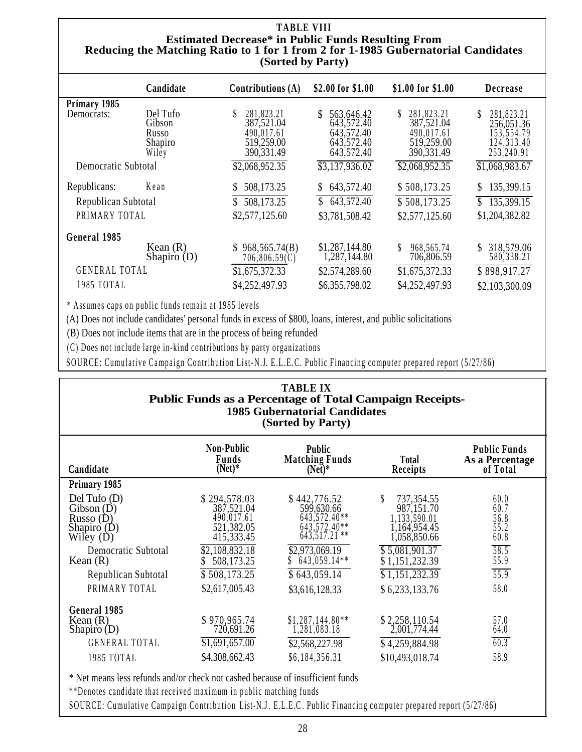## TABLE VIII

**Estimated Decrease* in Public Funds Resulting From Reducing the Matching Ratio to 1 for 1 from 2 for 1-1985 Gubernatorial Candidates (Sorted by Party)**

| | Candidate | Contributions (A) | $2.00 for $1.00 | $1.00 for $1.00 | Decrease |
|---|---|---|---|---|---|
| **Primary 1985** | | | | | |
| Democrats: | Del Tufo | $ 281,823.21 | $ 563,646.42 | $ 281,823.21 | $ 281,823.21 |
| | Gibson | 387,521.04 | 643,572.40 | 387,521.04 | 256,051.36 |
| | Russo | 490,017.61 | 643,572.40 | 490,017.61 | 153,554.79 |
| | Shapiro | 519,259.00 | 643,572.40 | 519,259.00 | 124,313.40 |
| | Wiley | 390,331.49 | 643,572.40 | 390,331.49 | 253,240.91 |
| Democratic Subtotal | | $2,068,952.35 | $3,137,936.02 | $2,068,952.35 | $1,068,983.67 |
| Republicans: | Kean | $ 508,173.25 | $ 643,572.40 | $ 508,173.25 | $ 135,399.15 |
| Republican Subtotal | | $ 508,173.25 | $ 643,572.40 | $ 508,173.25 | $ 135,399.15 |
| PRIMARY TOTAL | | $2,577,125.60 | $3,781,508.42 | $2,577,125.60 | $1,204,382.82 |
| **General 1985** | | | | | |
| | Kean (R) | $ 968,565.74(B) | $1,287,144.80 | $ 968,565.74 | $ 318,579.06 |
| | Shapiro (D) | 706,806.59(C) | 1,287,144.80 | 706,806.59 | 580,338.21 |
| GENERAL TOTAL | | $1,675,372.33 | $2,574,289.60 | $1,675,372.33 | $ 898,917.27 |
| 1985 TOTAL | | $4,252,497.93 | $6,355,798.02 | $4,252,497.93 | $2,103,300.09 |

* Assumes caps on public funds remain at 1985 levels

(A) Does not include candidates' personal funds in excess of $800, loans, interest, and public solicitations

(B) Does not include items that are in the process of being refunded

(C) Does not include large in-kind contributions by party organizations

SOURCE: Cumulative Campaign Contribution List-N.J. E.L.E.C. Public Financing computer prepared report (5/27/86)

## TABLE IX

**Public Funds as a Percentage of Total Campaign Receipts- 1985 Gubernatorial Candidates (Sorted by Party)**

| Candidate | Non-Public Funds (Net)* | Public Matching Funds (Net)* | Total Receipts | Public Funds As a Percentage of Total |
|---|---|---|---|---|
| **Primary 1985** | | | | |
| Del Tufo (D) | $ 294,578.03 | $ 442,776.52 | $ 737,354.55 | 60.0 |
| Gibson (D) | 387,521.04 | 599,630.66 | 987,151.70 | 60.7 |
| Russo (D) | 490,017.61 | 643,572.40** | 1,133,590.01 | 56.8 |
| Shapiro (D) | 521,382.05 | 643,572.40** | 1,164,954.45 | 55.2 |
| Wiley (D) | 415,333.45 | 643,517.21 ** | 1,058,850.66 | 60.8 |
| Democratic Subtotal | $2,108,832.18 | $2,973,069.19 | $ 5,081,901.37 | 58.5 |
| Kean (R) | $ 508,173.25 | $ 643,059.14** | $ 1,151,232.39 | 55.9 |
| Republican Subtotal | $ 508,173.25 | $ 643,059.14 | $ 1,151,232.39 | 55.9 |
| PRIMARY TOTAL | $2,617,005.43 | $3,616,128.33 | $ 6,233,133.76 | 58.0 |
| **General 1985** | | | | |
| Kean (R) | $ 970,965.74 | $1,287,144.80** | $ 2,258,110.54 | 57.0 |
| Shapiro (D) | 720,691.26 | 1,281,083.18 | 2,001,774.44 | 64.0 |
| GENERAL TOTAL | $1,691,657.00 | $2,568,227.98 | $ 4,259,884.98 | 60.3 |
| 1985 TOTAL | $4,308,662.43 | $6,184,356.31 | $10,493,018.74 | 58.9 |

* Net means less refunds and/or check not cashed because of insufficient funds

**Denotes candidate that received maximum in public matching funds

SOURCE: Cumulative Campaign Contribution List-N.J. E.L.E.C. Public Financing computer prepared report (5/27/86)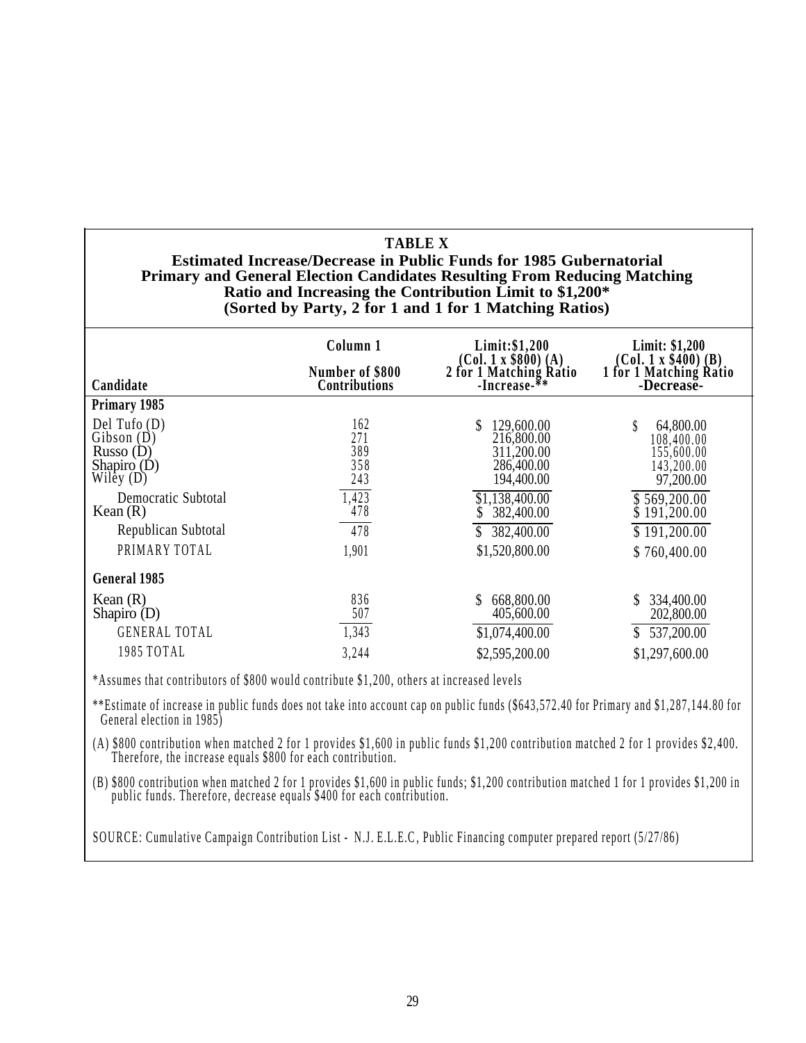**TABLE X**

**Estimated Increase/Decrease in Public Funds for 1985 Gubernatorial Primary and General Election Candidates Resulting From Reducing Matching Ratio and Increasing the Contribution Limit to $1,200***

**(Sorted by Party, 2 for 1 and 1 for 1 Matching Ratios)**

| Candidate | Column 1 Number of $800 Contributions | Limit: $1,200 (Col. 1 x $800) (A) 2 for 1 Matching Ratio -Increase-** | Limit: $1,200 (Col. 1 x $400) (B) 1 for 1 Matching Ratio -Decrease- |
|---|---|---|---|
| **Primary 1985** | | | |
| Del Tufo (D) | 162 | $ 129,600.00 | $ 64,800.00 |
| Gibson (D) | 271 | 216,800.00 | 108,400.00 |
| Russo (D) | 389 | 311,200.00 | 155,600.00 |
| Shapiro (D) | 358 | 286,400.00 | 143,200.00 |
| Wiley (D) | 243 | 194,400.00 | 97,200.00 |
| Democratic Subtotal | 1,423 | $1,138,400.00 | $ 569,200.00 |
| Kean (R) | 478 | $ 382,400.00 | $ 191,200.00 |
| Republican Subtotal | 478 | $ 382,400.00 | $ 191,200.00 |
| PRIMARY TOTAL | 1,901 | $1,520,800.00 | $ 760,400.00 |
| **General 1985** | | | |
| Kean (R) | 836 | $ 668,800.00 | $ 334,400.00 |
| Shapiro (D) | 507 | 405,600.00 | 202,800.00 |
| GENERAL TOTAL | 1,343 | $1,074,400.00 | $ 537,200.00 |
| 1985 TOTAL | 3,244 | $2,595,200.00 | $1,297,600.00 |

*Assumes that contributors of $800 would contribute $1,200, others at increased levels

**Estimate of increase in public funds does not take into account cap on public funds ($643,572.40 for Primary and $1,287,144.80 for General election in 1985)

(A) $800 contribution when matched 2 for 1 provides $1,600 in public funds $1,200 contribution matched 2 for 1 provides $2,400. Therefore, the increase equals $800 for each contribution.

(B) $800 contribution when matched 2 for 1 provides $1,600 in public funds; $1,200 contribution matched 1 for 1 provides $1,200 in public funds. Therefore, decrease equals $400 for each contribution.

SOURCE: Cumulative Campaign Contribution List - N.J. E.L.E.C, Public Financing computer prepared report (5/27/86)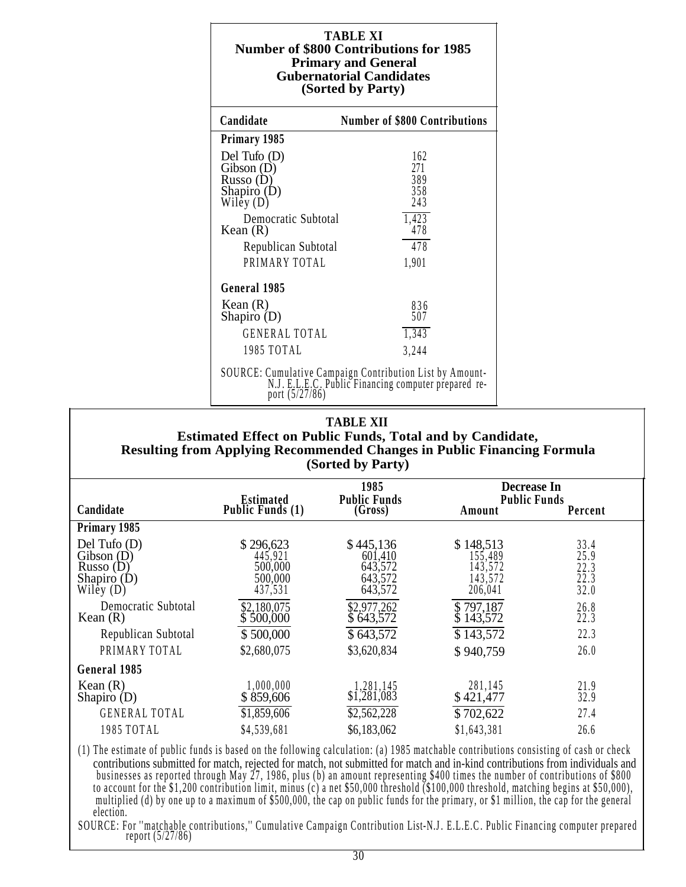**TABLE XI**
**Number of $800 Contributions for 1985 Primary and General Gubernatorial Candidates (Sorted by Party)**

| Candidate | Number of $800 Contributions |
|---|---|
| **Primary 1985** | |
| Del Tufo (D) | 162 |
| Gibson (D) | 271 |
| Russo (D) | 389 |
| Shapiro (D) | 358 |
| Wiley (D) | 243 |
| Democratic Subtotal | 1,423 |
| Kean (R) | 478 |
| Republican Subtotal | 478 |
| PRIMARY TOTAL | 1,901 |
| **General 1985** | |
| Kean (R) | 836 |
| Shapiro (D) | 507 |
| GENERAL TOTAL | 1,343 |
| 1985 TOTAL | 3,244 |

SOURCE: Cumulative Campaign Contribution List by Amount-N.J. E.L.E.C. Public Financing computer prepared report (5/27/86)

**TABLE XII**
**Estimated Effect on Public Funds, Total and by Candidate, Resulting from Applying Recommended Changes in Public Financing Formula (Sorted by Party)**

| Candidate | Estimated Public Funds (1) | 1985 Public Funds (Gross) | Decrease In Public Funds Amount | Percent |
|---|---|---|---|---|
| **Primary 1985** | | | | |
| Del Tufo (D) | $ 296,623 | $ 445,136 | $ 148,513 | 33.4 |
| Gibson (D) | 445,921 | 601,410 | 155,489 | 25.9 |
| Russo (D) | 500,000 | 643,572 | 143,572 | 22.3 |
| Shapiro (D) | 500,000 | 643,572 | 143,572 | 22.3 |
| Wiley (D) | 437,531 | 643,572 | 206,041 | 32.0 |
| Democratic Subtotal | $2,180,075 | $2,977,262 | $ 797,187 | 26.8 |
| Kean (R) | $ 500,000 | $ 643,572 | $ 143,572 | 22.3 |
| Republican Subtotal | $ 500,000 | $ 643,572 | $ 143,572 | 22.3 |
| PRIMARY TOTAL | $2,680,075 | $3,620,834 | $ 940,759 | 26.0 |
| **General 1985** | | | | |
| Kean (R) | 1,000,000 | 1,281,145 | 281,145 | 21.9 |
| Shapiro (D) | $ 859,606 | $1,281,083 | $ 421,477 | 32.9 |
| GENERAL TOTAL | $1,859,606 | $2,562,228 | $ 702,622 | 27.4 |
| 1985 TOTAL | $4,539,681 | $6,183,062 | $1,643,381 | 26.6 |

(1) The estimate of public funds is based on the following calculation: (a) 1985 matchable contributions consisting of cash or check contributions submitted for match, rejected for match, not submitted for match and in-kind contributions from individuals and businesses as reported through May 27, 1986, plus (b) an amount representing $400 times the number of contributions of $800 to account for the $1,200 contribution limit, minus (c) a net $50,000 threshold ($100,000 threshold, matching begins at $50,000), multiplied (d) by one up to a maximum of $500,000, the cap on public funds for the primary, or $1 million, the cap for the general election.

SOURCE: For "matchable contributions," Cumulative Campaign Contribution List-N.J. E.L.E.C. Public Financing computer prepared report (5/27/86)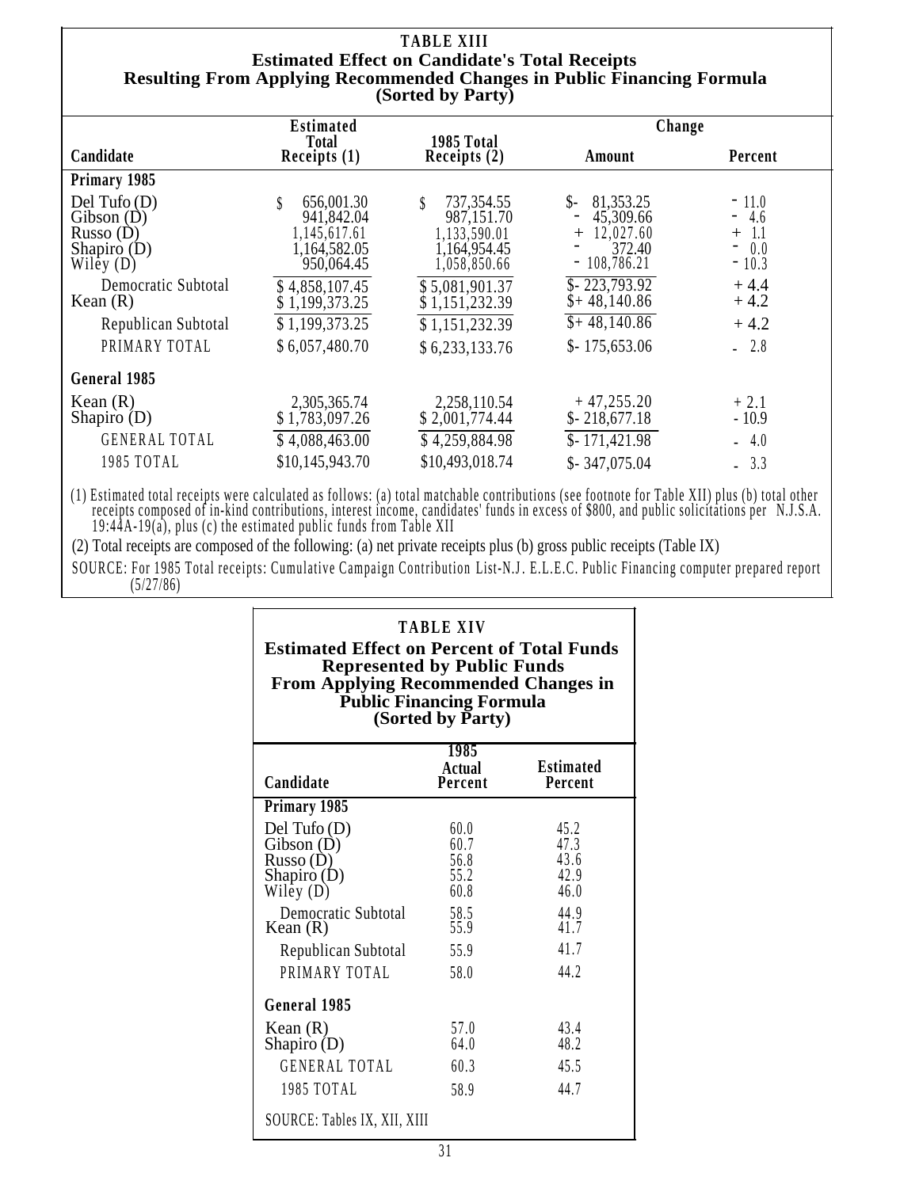**TABLE XIII**

**Estimated Effect on Candidate's Total Receipts Resulting From Applying Recommended Changes in Public Financing Formula (Sorted by Party)**

| Candidate | Estimated Total Receipts (1) | 1985 Total Receipts (2) | Change Amount | Change Percent |
|---|---|---|---|---|
| **Primary 1985** | | | | |
| Del Tufo (D) | $ 656,001.30 | $ 737,354.55 | $- 81,353.25 | - 11.0 |
| Gibson (D) | 941,842.04 | 987,151.70 | - 45,309.66 | - 4.6 |
| Russo (D) | 1,145,617.61 | 1,133,590.01 | + 12,027.60 | + 1.1 |
| Shapiro (D) | 1,164,582.05 | 1,164,954.45 | - 372.40 | - 0.0 |
| Wiley (D) | 950,064.45 | 1,058,850.66 | - 108,786.21 | - 10.3 |
| Democratic Subtotal | $ 4,858,107.45 | $ 5,081,901.37 | $- 223,793.92 | + 4.4 |
| Kean (R) | $ 1,199,373.25 | $ 1,151,232.39 | $+ 48,140.86 | + 4.2 |
| Republican Subtotal | $ 1,199,373.25 | $ 1,151,232.39 | $+ 48,140.86 | + 4.2 |
| PRIMARY TOTAL | $ 6,057,480.70 | $ 6,233,133.76 | $- 175,653.06 | - 2.8 |
| **General 1985** | | | | |
| Kean (R) | 2,305,365.74 | 2,258,110.54 | + 47,255.20 | + 2.1 |
| Shapiro (D) | $ 1,783,097.26 | $ 2,001,774.44 | $- 218,677.18 | - 10.9 |
| GENERAL TOTAL | $ 4,088,463.00 | $ 4,259,884.98 | $- 171,421.98 | - 4.0 |
| 1985 TOTAL | $10,145,943.70 | $10,493,018.74 | $- 347,075.04 | - 3.3 |

(1) Estimated total receipts were calculated as follows: (a) total matchable contributions (see footnote for Table XII) plus (b) total other receipts composed of in-kind contributions, interest income, candidates' funds in excess of $800, and public solicitations per N.J.S.A. 19:44A-19(a), plus (c) the estimated public funds from Table XII

(2) Total receipts are composed of the following: (a) net private receipts plus (b) gross public receipts (Table IX)

SOURCE: For 1985 Total receipts: Cumulative Campaign Contribution List-N.J. E.L.E.C. Public Financing computer prepared report (5/27/86)

**TABLE XIV**

**Estimated Effect on Percent of Total Funds Represented by Public Funds From Applying Recommended Changes in Public Financing Formula (Sorted by Party)**

| Candidate | 1985 Actual Percent | Estimated Percent |
|---|---|---|
| **Primary 1985** | | |
| Del Tufo (D) | 60.0 | 45.2 |
| Gibson (D) | 60.7 | 47.3 |
| Russo (D) | 56.8 | 43.6 |
| Shapiro (D) | 55.2 | 42.9 |
| Wiley (D) | 60.8 | 46.0 |
| Democratic Subtotal | 58.5 | 44.9 |
| Kean (R) | 55.9 | 41.7 |
| Republican Subtotal | 55.9 | 41.7 |
| PRIMARY TOTAL | 58.0 | 44.2 |
| **General 1985** | | |
| Kean (R) | 57.0 | 43.4 |
| Shapiro (D) | 64.0 | 48.2 |
| GENERAL TOTAL | 60.3 | 45.5 |
| 1985 TOTAL | 58.9 | 44.7 |

SOURCE: Tables IX, XII, XIII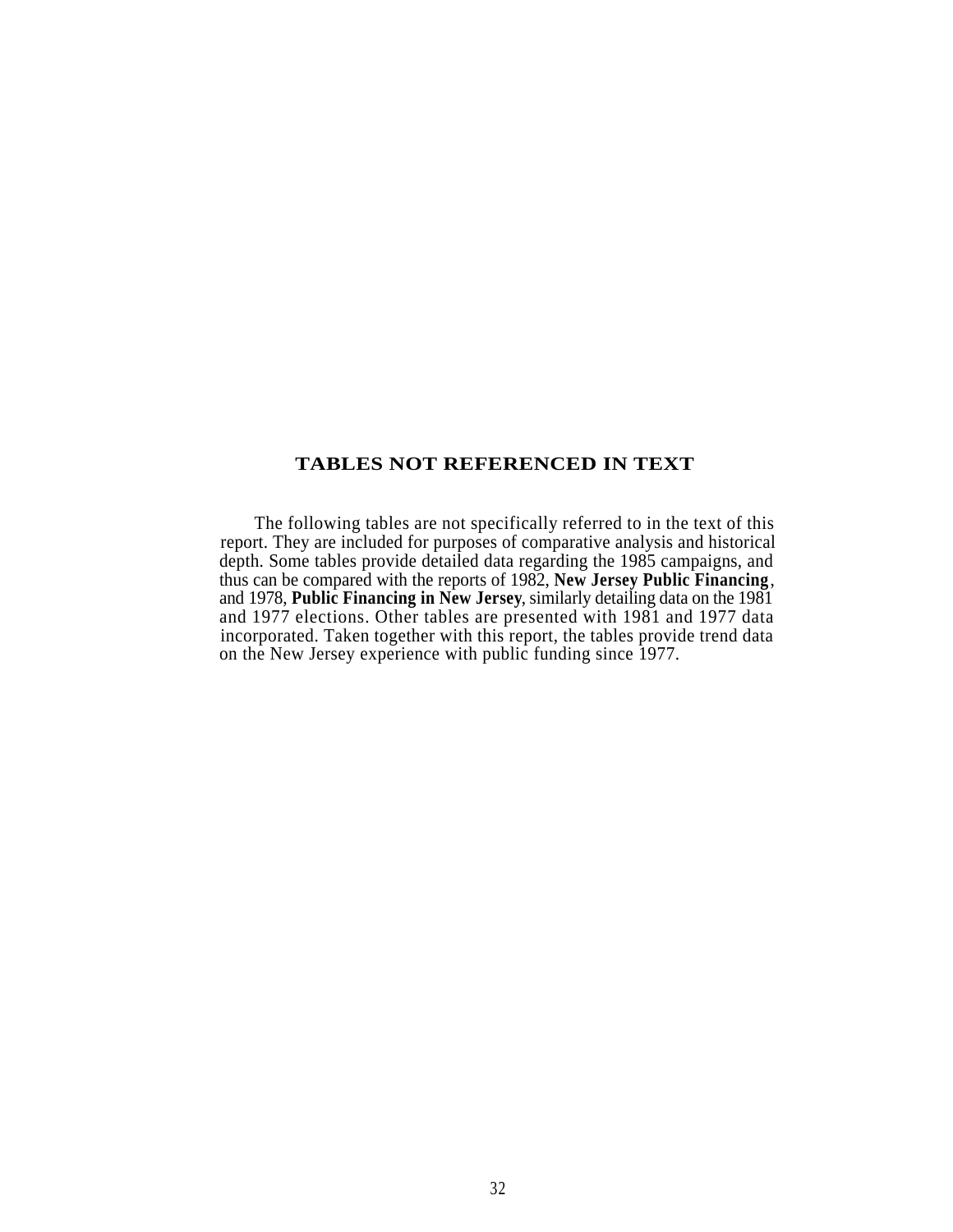## TABLES NOT REFERENCED IN TEXT

The following tables are not specifically referred to in the text of this report. They are included for purposes of comparative analysis and historical depth. Some tables provide detailed data regarding the 1985 campaigns, and thus can be compared with the reports of 1982, **New Jersey Public Financing**, and 1978, **Public Financing in New Jersey**, similarly detailing data on the 1981 and 1977 elections. Other tables are presented with 1981 and 1977 data incorporated. Taken together with this report, the tables provide trend data on the New Jersey experience with public funding since 1977.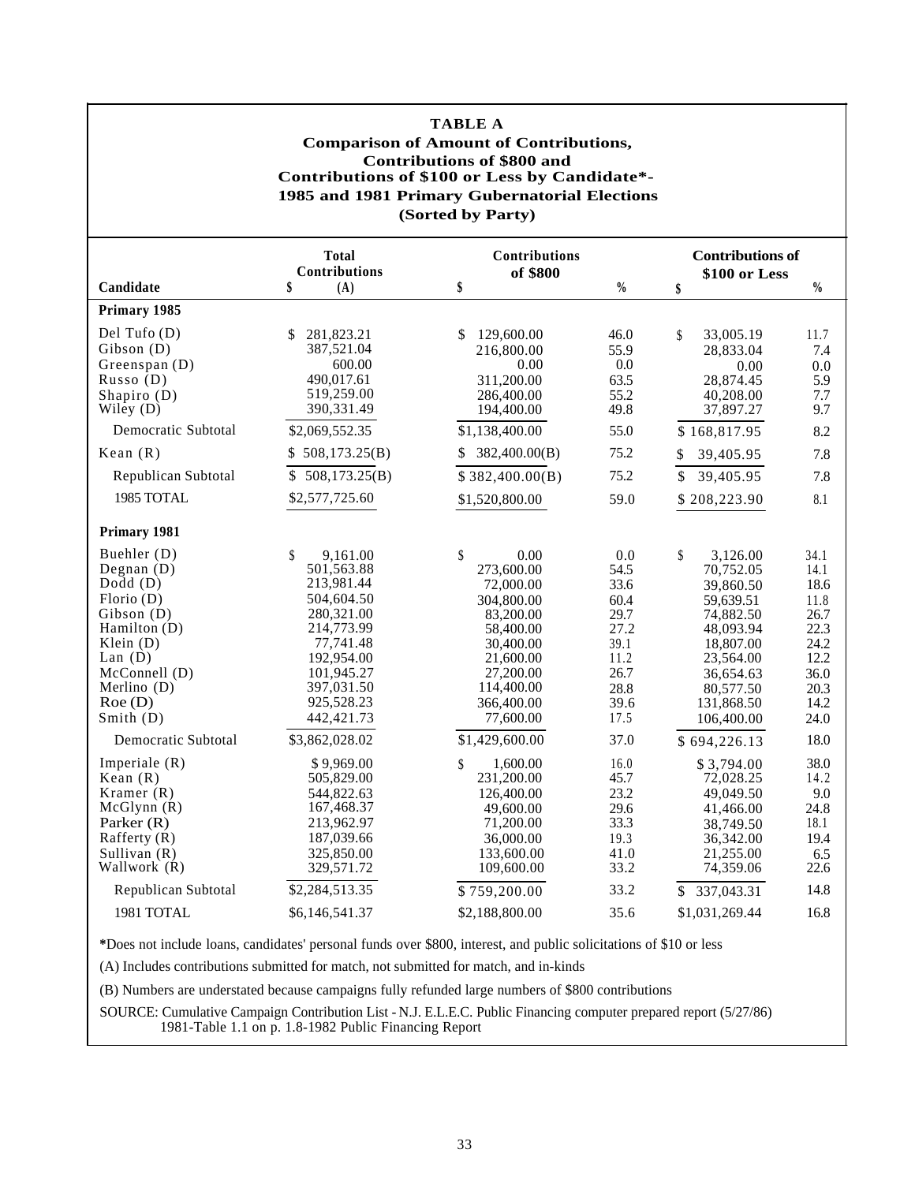**TABLE A**
**Comparison of Amount of Contributions,**
**Contributions of $800 and**
**Contributions of $100 or Less by Candidate*-**
**1985 and 1981 Primary Gubernatorial Elections**
**(Sorted by Party)**

| Candidate | Total Contributions $ (A) | Contributions of $800 $ | % | Contributions of $100 or Less $ | % |
|---|---|---|---|---|---|
| **Primary 1985** | | | | | |
| Del Tufo (D) | $ 281,823.21 | $ 129,600.00 | 46.0 | $ 33,005.19 | 11.7 |
| Gibson (D) | 387,521.04 | 216,800.00 | 55.9 | 28,833.04 | 7.4 |
| Greenspan (D) | 600.00 | 0.00 | 0.0 | 0.00 | 0.0 |
| Russo (D) | 490,017.61 | 311,200.00 | 63.5 | 28,874.45 | 5.9 |
| Shapiro (D) | 519,259.00 | 286,400.00 | 55.2 | 40,208.00 | 7.7 |
| Wiley (D) | 390,331.49 | 194,400.00 | 49.8 | 37,897.27 | 9.7 |
| Democratic Subtotal | $2,069,552.35 | $1,138,400.00 | 55.0 | $ 168,817.95 | 8.2 |
| Kean (R) | $ 508,173.25(B) | $ 382,400.00(B) | 75.2 | $ 39,405.95 | 7.8 |
| Republican Subtotal | $ 508,173.25(B) | $ 382,400.00(B) | 75.2 | $ 39,405.95 | 7.8 |
| 1985 TOTAL | $2,577,725.60 | $1,520,800.00 | 59.0 | $ 208,223.90 | 8.1 |
| **Primary 1981** | | | | | |
| Buehler (D) | $ 9,161.00 | $ 0.00 | 0.0 | $ 3,126.00 | 34.1 |
| Degnan (D) | 501,563.88 | 273,600.00 | 54.5 | 70,752.05 | 14.1 |
| Dodd (D) | 213,981.44 | 72,000.00 | 33.6 | 39,860.50 | 18.6 |
| Florio (D) | 504,604.50 | 304,800.00 | 60.4 | 59,639.51 | 11.8 |
| Gibson (D) | 280,321.00 | 83,200.00 | 29.7 | 74,882.50 | 26.7 |
| Hamilton (D) | 214,773.99 | 58,400.00 | 27.2 | 48,093.94 | 22.3 |
| Klein (D) | 77,741.48 | 30,400.00 | 39.1 | 18,807.00 | 24.2 |
| Lan (D) | 192,954.00 | 21,600.00 | 11.2 | 23,564.00 | 12.2 |
| McConnell (D) | 101,945.27 | 27,200.00 | 26.7 | 36,654.63 | 36.0 |
| Merlino (D) | 397,031.50 | 114,400.00 | 28.8 | 80,577.50 | 20.3 |
| Roe (D) | 925,528.23 | 366,400.00 | 39.6 | 131,868.50 | 14.2 |
| Smith (D) | 442,421.73 | 77,600.00 | 17.5 | 106,400.00 | 24.0 |
| Democratic Subtotal | $3,862,028.02 | $1,429,600.00 | 37.0 | $ 694,226.13 | 18.0 |
| Imperiale (R) | $ 9,969.00 | $ 1,600.00 | 16.0 | $ 3,794.00 | 38.0 |
| Kean (R) | 505,829.00 | 231,200.00 | 45.7 | 72,028.25 | 14.2 |
| Kramer (R) | 544,822.63 | 126,400.00 | 23.2 | 49,049.50 | 9.0 |
| McGlynn (R) | 167,468.37 | 49,600.00 | 29.6 | 41,466.00 | 24.8 |
| Parker (R) | 213,962.97 | 71,200.00 | 33.3 | 38,749.50 | 18.1 |
| Rafferty (R) | 187,039.66 | 36,000.00 | 19.3 | 36,342.00 | 19.4 |
| Sullivan (R) | 325,850.00 | 133,600.00 | 41.0 | 21,255.00 | 6.5 |
| Wallwork (R) | 329,571.72 | 109,600.00 | 33.2 | 74,359.06 | 22.6 |
| Republican Subtotal | $2,284,513.35 | $ 759,200.00 | 33.2 | $ 337,043.31 | 14.8 |
| 1981 TOTAL | $6,146,541.37 | $2,188,800.00 | 35.6 | $1,031,269.44 | 16.8 |

*Does not include loans, candidates' personal funds over $800, interest, and public solicitations of $10 or less

(A) Includes contributions submitted for match, not submitted for match, and in-kinds

(B) Numbers are understated because campaigns fully refunded large numbers of $800 contributions

SOURCE: Cumulative Campaign Contribution List - N.J. E.L.E.C. Public Financing computer prepared report (5/27/86)
1981-Table 1.1 on p. 1.8-1982 Public Financing Report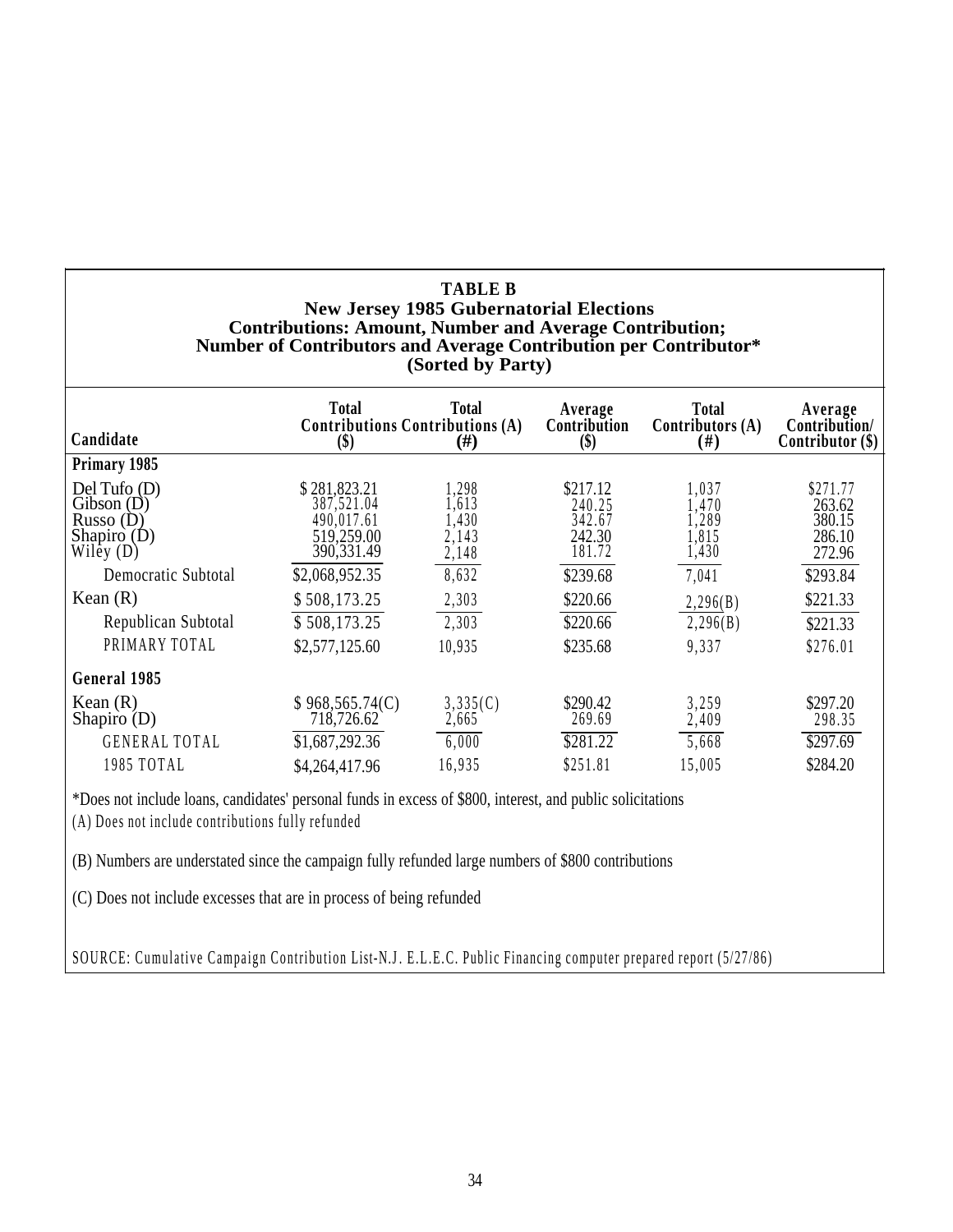**TABLE B**
**New Jersey 1985 Gubernatorial Elections**
**Contributions: Amount, Number and Average Contribution;**
**Number of Contributors and Average Contribution per Contributor***
**(Sorted by Party)**

| Candidate | Total Contributions ($) | Total Contributions (A) (#) | Average Contribution ($) | Total Contributors (A) (#) | Average Contribution/ Contributor ($) |
|---|---|---|---|---|---|
| **Primary 1985** | | | | | |
| Del Tufo (D) | $ 281,823.21 | 1,298 | $217.12 | 1,037 | $271.77 |
| Gibson (D) | 387,521.04 | 1,613 | 240.25 | 1,470 | 263.62 |
| Russo (D) | 490,017.61 | 1,430 | 342.67 | 1,289 | 380.15 |
| Shapiro (D) | 519,259.00 | 2,143 | 242.30 | 1,815 | 286.10 |
| Wiley (D) | 390,331.49 | 2,148 | 181.72 | 1,430 | 272.96 |
| Democratic Subtotal | $2,068,952.35 | 8,632 | $239.68 | 7,041 | $293.84 |
| Kean (R) | $ 508,173.25 | 2,303 | $220.66 | 2,296(B) | $221.33 |
| Republican Subtotal | $ 508,173.25 | 2,303 | $220.66 | 2,296(B) | $221.33 |
| PRIMARY TOTAL | $2,577,125.60 | 10,935 | $235.68 | 9,337 | $276.01 |
| **General 1985** | | | | | |
| Kean (R) | $ 968,565.74(C) | 3,335(C) | $290.42 | 3,259 | $297.20 |
| Shapiro (D) | 718,726.62 | 2,665 | 269.69 | 2,409 | 298.35 |
| GENERAL TOTAL | $1,687,292.36 | 6,000 | $281.22 | 5,668 | $297.69 |
| 1985 TOTAL | $4,264,417.96 | 16,935 | $251.81 | 15,005 | $284.20 |

*Does not include loans, candidates' personal funds in excess of $800, interest, and public solicitations
(A) Does not include contributions fully refunded

(B) Numbers are understated since the campaign fully refunded large numbers of $800 contributions

(C) Does not include excesses that are in process of being refunded

SOURCE: Cumulative Campaign Contribution List-N.J. E.L.E.C. Public Financing computer prepared report (5/27/86)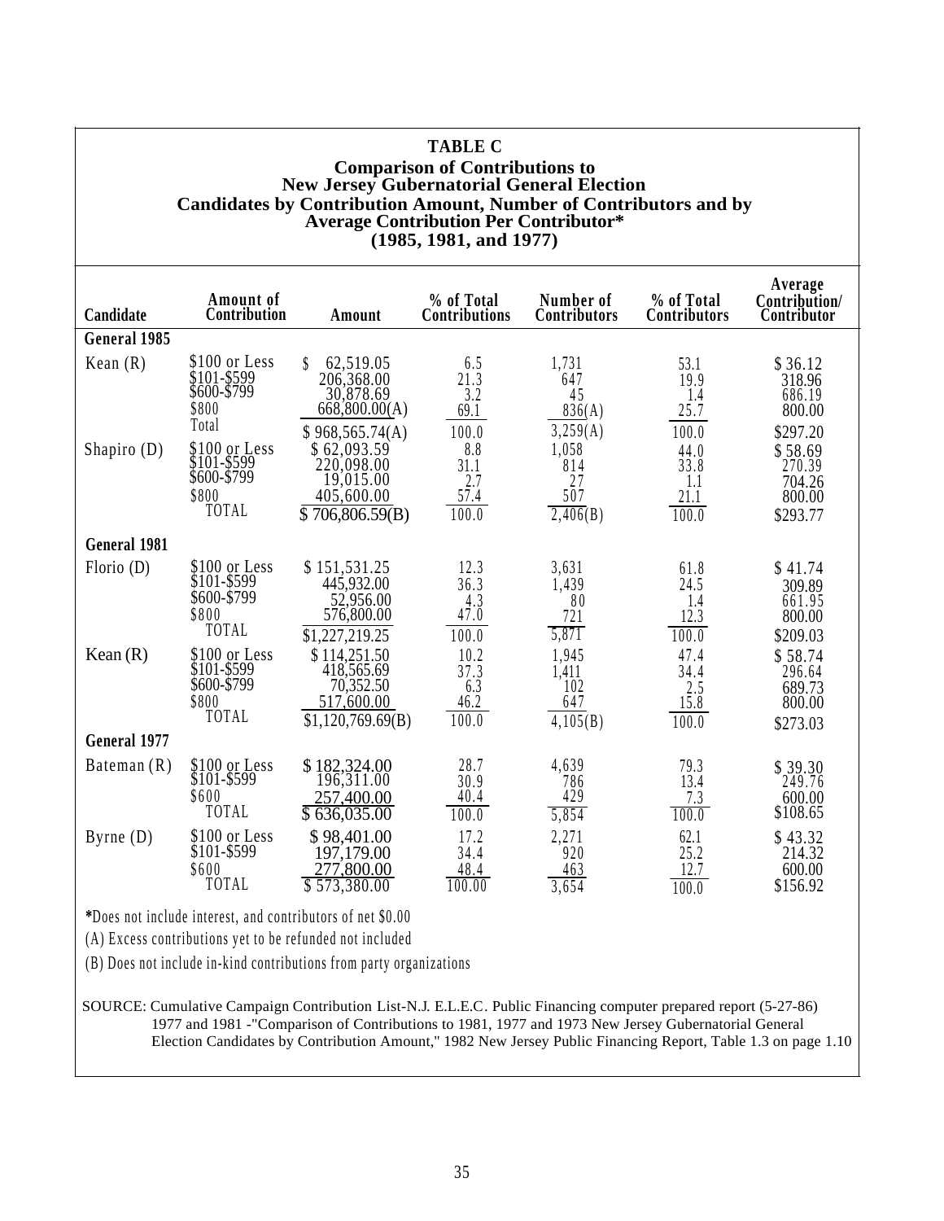**TABLE C**

**Comparison of Contributions to New Jersey Gubernatorial General Election Candidates by Contribution Amount, Number of Contributors and by Average Contribution Per Contributor***

**(1985, 1981, and 1977)**

| Candidate | Amount of Contribution | Amount | % of Total Contributions | Number of Contributors | % of Total Contributors | Average Contribution/ Contributor |
|---|---|---|---|---|---|---|
| **General 1985** | | | | | | |
| Kean (R) | $100 or Less | $ 62,519.05 | 6.5 | 1,731 | 53.1 | $ 36.12 |
| | $101-$599 | 206,368.00 | 21.3 | 647 | 19.9 | 318.96 |
| | $600-$799 | 30,878.69 | 3.2 | 45 | 1.4 | 686.19 |
| | $800 | 668,800.00(A) | 69.1 | 836(A) | 25.7 | 800.00 |
| | Total | $ 968,565.74(A) | 100.0 | 3,259(A) | 100.0 | $297.20 |
| Shapiro (D) | $100 or Less | $ 62,093.59 | 8.8 | 1,058 | 44.0 | $ 58.69 |
| | $101-$599 | 220,098.00 | 31.1 | 814 | 33.8 | 270.39 |
| | $600-$799 | 19,015.00 | 2.7 | 27 | 1.1 | 704.26 |
| | $800 | 405,600.00 | 57.4 | 507 | 21.1 | 800.00 |
| | TOTAL | $ 706,806.59(B) | 100.0 | 2,406(B) | 100.0 | $293.77 |
| **General 1981** | | | | | | |
| Florio (D) | $100 or Less | $ 151,531.25 | 12.3 | 3,631 | 61.8 | $ 41.74 |
| | $101-$599 | 445,932.00 | 36.3 | 1,439 | 24.5 | 309.89 |
| | $600-$799 | 52,956.00 | 4.3 | 80 | 1.4 | 661.95 |
| | $800 | 576,800.00 | 47.0 | 721 | 12.3 | 800.00 |
| | TOTAL | $1,227,219.25 | 100.0 | 5,871 | 100.0 | $209.03 |
| Kean (R) | $100 or Less | $ 114,251.50 | 10.2 | 1,945 | 47.4 | $ 58.74 |
| | $101-$599 | 418,565.69 | 37.3 | 1,411 | 34.4 | 296.64 |
| | $600-$799 | 70,352.50 | 6.3 | 102 | 2.5 | 689.73 |
| | $800 | 517,600.00 | 46.2 | 647 | 15.8 | 800.00 |
| | TOTAL | $1,120,769.69(B) | 100.0 | 4,105(B) | 100.0 | $273.03 |
| **General 1977** | | | | | | |
| Bateman (R) | $100 or Less | $ 182,324.00 | 28.7 | 4,639 | 79.3 | $ 39.30 |
| | $101-$599 | 196,311.00 | 30.9 | 786 | 13.4 | 249.76 |
| | $600 | 257,400.00 | 40.4 | 429 | 7.3 | 600.00 |
| | TOTAL | $ 636,035.00 | 100.0 | 5,854 | 100.0 | $108.65 |
| Byrne (D) | $100 or Less | $ 98,401.00 | 17.2 | 2,271 | 62.1 | $ 43.32 |
| | $101-$599 | 197,179.00 | 34.4 | 920 | 25.2 | 214.32 |
| | $600 | 277,800.00 | 48.4 | 463 | 12.7 | 600.00 |
| | TOTAL | $ 573,380.00 | 100.00 | 3,654 | 100.0 | $156.92 |

*Does not include interest, and contributors of net $0.00

(A) Excess contributions yet to be refunded not included

(B) Does not include in-kind contributions from party organizations

SOURCE: Cumulative Campaign Contribution List-N.J. E.L.E.C. Public Financing computer prepared report (5-27-86)
1977 and 1981 -"Comparison of Contributions to 1981, 1977 and 1973 New Jersey Gubernatorial General Election Candidates by Contribution Amount," 1982 New Jersey Public Financing Report, Table 1.3 on page 1.10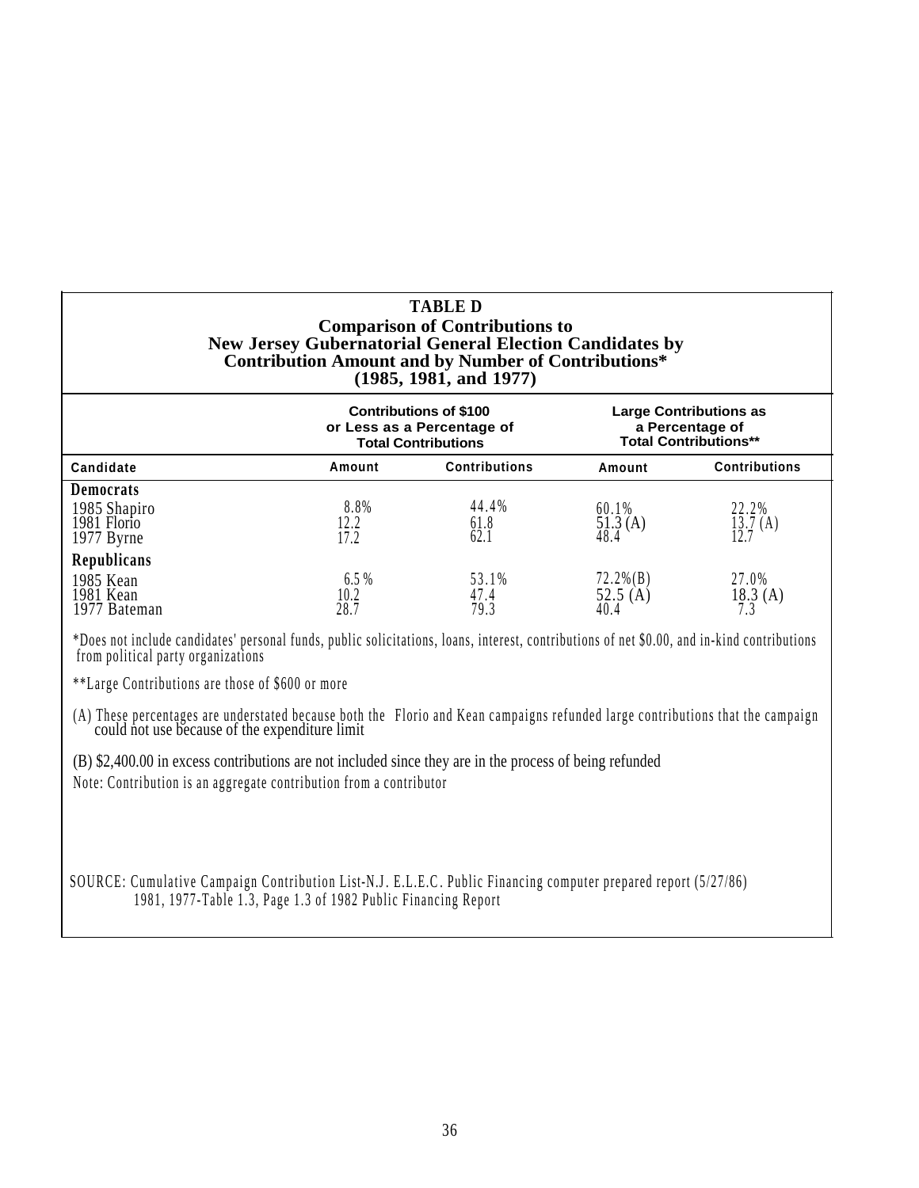**TABLE D**
**Comparison of Contributions to New Jersey Gubernatorial General Election Candidates by Contribution Amount and by Number of Contributions***
**(1985, 1981, and 1977)**

| | Contributions of $100 or Less as a Percentage of Total Contributions | | Large Contributions as a Percentage of Total Contributions** | |
|---|---|---|---|---|
| Candidate | Amount | Contributions | Amount | Contributions |
| **Democrats** | | | | |
| 1985 Shapiro | 8.8% | 44.4% | 60.1% | 22.2% |
| 1981 Florio | 12.2 | 61.8 | 51.3 (A) | 13.7 (A) |
| 1977 Byrne | 17.2 | 62.1 | 48.4 | 12.7 |
| **Republicans** | | | | |
| 1985 Kean | 6.5 % | 53.1% | 72.2%(B) | 27.0% |
| 1981 Kean | 10.2 | 47.4 | 52.5 (A) | 18.3 (A) |
| 1977 Bateman | 28.7 | 79.3 | 40.4 | 7.3 |

*Does not include candidates' personal funds, public solicitations, loans, interest, contributions of net $0.00, and in-kind contributions from political party organizations

**Large Contributions are those of $600 or more

(A) These percentages are understated because both the Florio and Kean campaigns refunded large contributions that the campaign could not use because of the expenditure limit

(B) $2,400.00 in excess contributions are not included since they are in the process of being refunded

Note: Contribution is an aggregate contribution from a contributor

SOURCE: Cumulative Campaign Contribution List-N.J. E.L.E.C. Public Financing computer prepared report (5/27/86)
1981, 1977-Table 1.3, Page 1.3 of 1982 Public Financing Report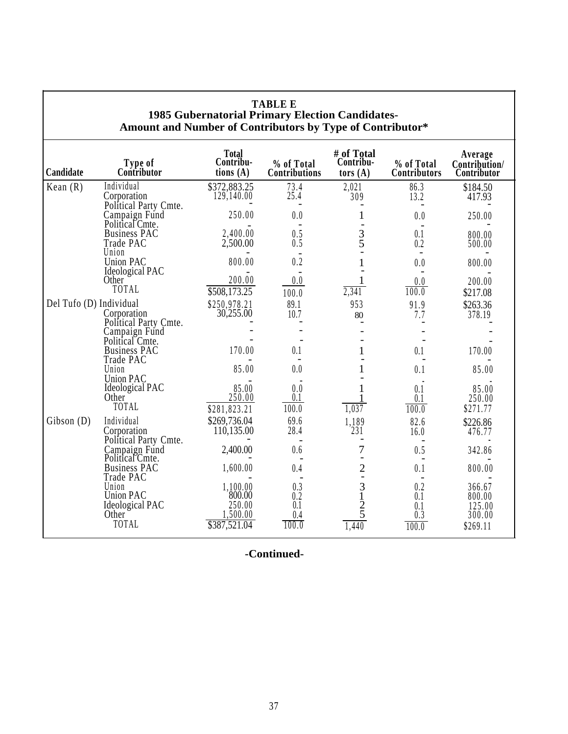**TABLE E**
**1985 Gubernatorial Primary Election Candidates-**
**Amount and Number of Contributors by Type of Contributor***

| Candidate | Type of Contributor | Total Contributions (A) | % of Total Contributions | # of Total Contributors (A) | % of Total Contributors | Average Contribution/ Contributor |
|---|---|---|---|---|---|---|
| Kean (R) | Individual | $372,883.25 | 73.4 | 2,021 | 86.3 | $184.50 |
| | Corporation | 129,140.00 | 25.4 | 309 | 13.2 | 417.93 |
| | Political Party Cmte. | - | - | - | - | - |
| | Campaign Fund | 250.00 | 0.0 | 1 | 0.0 | 250.00 |
| | Political Cmte. | - | - | - | - | - |
| | Business PAC | 2,400.00 | 0.5 | 3 | 0.1 | 800.00 |
| | Trade PAC | 2,500.00 | 0.5 | 5 | 0.2 | 500.00 |
| | Union | - | - | - | - | - |
| | Union PAC | 800.00 | 0.2 | 1 | 0.0 | 800.00 |
| | Ideological PAC | - | - | - | - | - |
| | Other | 200.00 | 0.0 | 1 | 0.0 | 200.00 |
| | TOTAL | $508,173.25 | 100.0 | 2,341 | 100.0 | $217.08 |
| Del Tufo (D) | Individual | $250,978.21 | 89.1 | 953 | 91.9 | $263.36 |
| | Corporation | 30,255.00 | 10.7 | 80 | 7.7 | 378.19 |
| | Political Party Cmte. | - | - | - | - | - |
| | Campaign Fund | - | - | - | - | - |
| | Political Cmte. | - | - | - | - | - |
| | Business PAC | 170.00 | 0.1 | 1 | 0.1 | 170.00 |
| | Trade PAC | - | - | - | - | - |
| | Union | 85.00 | 0.0 | 1 | 0.1 | 85.00 |
| | Union PAC | - | - | - | - | - |
| | Ideological PAC | 85.00 | 0.0 | 1 | 0.1 | 85.00 |
| | Other | 250.00 | 0.1 | 1 | 0.1 | 250.00 |
| | TOTAL | $281,823.21 | 100.0 | 1,037 | 100.0 | $271.77 |
| Gibson (D) | Individual | $269,736.04 | 69.6 | 1,189 | 82.6 | $226.86 |
| | Corporation | 110,135.00 | 28.4 | 231 | 16.0 | 476.77 |
| | Political Party Cmte. | - | - | - | - | - |
| | Campaign Fund | 2,400.00 | 0.6 | 7 | 0.5 | 342.86 |
| | Political Cmte. | - | - | - | - | - |
| | Business PAC | 1,600.00 | 0.4 | 2 | 0.1 | 800.00 |
| | Trade PAC | - | - | - | - | - |
| | Union | 1,100.00 | 0.3 | 3 | 0.2 | 366.67 |
| | Union PAC | 800.00 | 0.2 | 1 | 0.1 | 800.00 |
| | Ideological PAC | 250.00 | 0.1 | 2 | 0.1 | 125.00 |
| | Other | 1,500.00 | 0.4 | 5 | 0.3 | 300.00 |
| | TOTAL | $387,521.04 | 100.0 | 1,440 | 100.0 | $269.11 |

**-Continued-**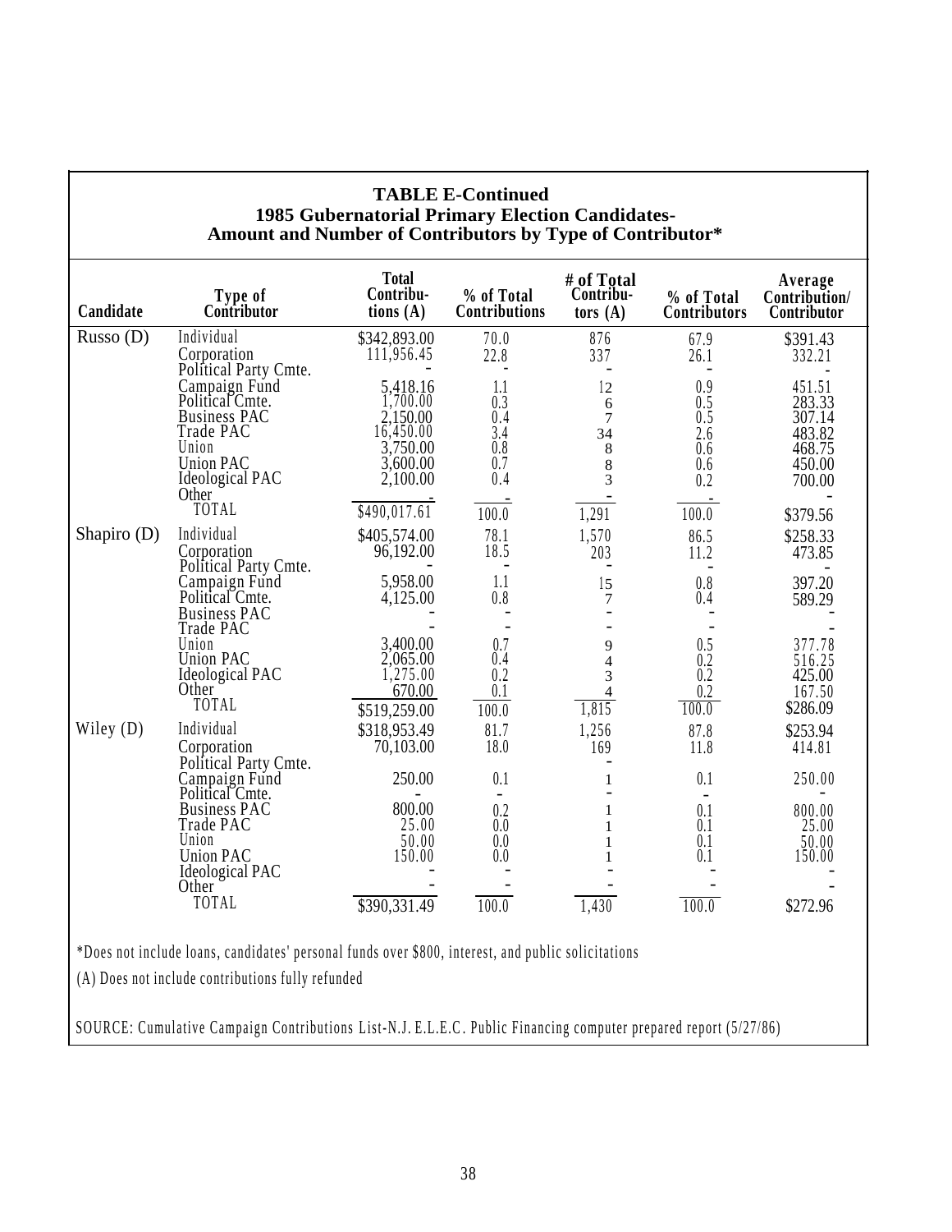**TABLE E-Continued**
**1985 Gubernatorial Primary Election Candidates-**
**Amount and Number of Contributors by Type of Contributor***

| Candidate | Type of Contributor | Total Contributions (A) | % of Total Contributions | # of Total Contributors (A) | % of Total Contributors | Average Contribution/ Contributor |
|---|---|---|---|---|---|---|
| Russo (D) | Individual | $342,893.00 | 70.0 | 876 | 67.9 | $391.43 |
| | Corporation | 111,956.45 | 22.8 | 337 | 26.1 | 332.21 |
| | Political Party Cmte. | - | - | - | - | - |
| | Campaign Fund | 5,418.16 | 1.1 | 12 | 0.9 | 451.51 |
| | Political Cmte. | 1,700.00 | 0.3 | 6 | 0.5 | 283.33 |
| | Business PAC | 2,150.00 | 0.4 | 7 | 0.5 | 307.14 |
| | Trade PAC | 16,450.00 | 3.4 | 34 | 2.6 | 483.82 |
| | Union | 3,750.00 | 0.8 | 8 | 0.6 | 468.75 |
| | Union PAC | 3,600.00 | 0.7 | 8 | 0.6 | 450.00 |
| | Ideological PAC | 2,100.00 | 0.4 | 3 | 0.2 | 700.00 |
| | Other | - | - | - | - | - |
| | TOTAL | $490,017.61 | 100.0 | 1,291 | 100.0 | $379.56 |
| Shapiro (D) | Individual | $405,574.00 | 78.1 | 1,570 | 86.5 | $258.33 |
| | Corporation | 96,192.00 | 18.5 | 203 | 11.2 | 473.85 |
| | Political Party Cmte. | - | - | - | - | - |
| | Campaign Fund | 5,958.00 | 1.1 | 15 | 0.8 | 397.20 |
| | Political Cmte. | 4,125.00 | 0.8 | 7 | 0.4 | 589.29 |
| | Business PAC | - | - | - | - | - |
| | Trade PAC | - | - | - | - | - |
| | Union | 3,400.00 | 0.7 | 9 | 0.5 | 377.78 |
| | Union PAC | 2,065.00 | 0.4 | 4 | 0.2 | 516.25 |
| | Ideological PAC | 1,275.00 | 0.2 | 3 | 0.2 | 425.00 |
| | Other | 670.00 | 0.1 | 4 | 0.2 | 167.50 |
| | TOTAL | $519,259.00 | 100.0 | 1,815 | 100.0 | $286.09 |
| Wiley (D) | Individual | $318,953.49 | 81.7 | 1,256 | 87.8 | $253.94 |
| | Corporation | 70,103.00 | 18.0 | 169 | 11.8 | 414.81 |
| | Political Party Cmte. | | | - | | |
| | Campaign Fund | 250.00 | 0.1 | 1 | 0.1 | 250.00 |
| | Political Cmte. | - | - | - | - | - |
| | Business PAC | 800.00 | 0.2 | 1 | 0.1 | 800.00 |
| | Trade PAC | 25.00 | 0.0 | 1 | 0.1 | 25.00 |
| | Union | 50.00 | 0.0 | 1 | 0.1 | 50.00 |
| | Union PAC | 150.00 | 0.0 | 1 | 0.1 | 150.00 |
| | Ideological PAC | - | - | - | - | - |
| | Other | - | - | - | - | - |
| | TOTAL | $390,331.49 | 100.0 | 1,430 | 100.0 | $272.96 |

*Does not include loans, candidates' personal funds over $800, interest, and public solicitations

(A) Does not include contributions fully refunded

SOURCE: Cumulative Campaign Contributions List-N.J. E.L.E.C. Public Financing computer prepared report (5/27/86)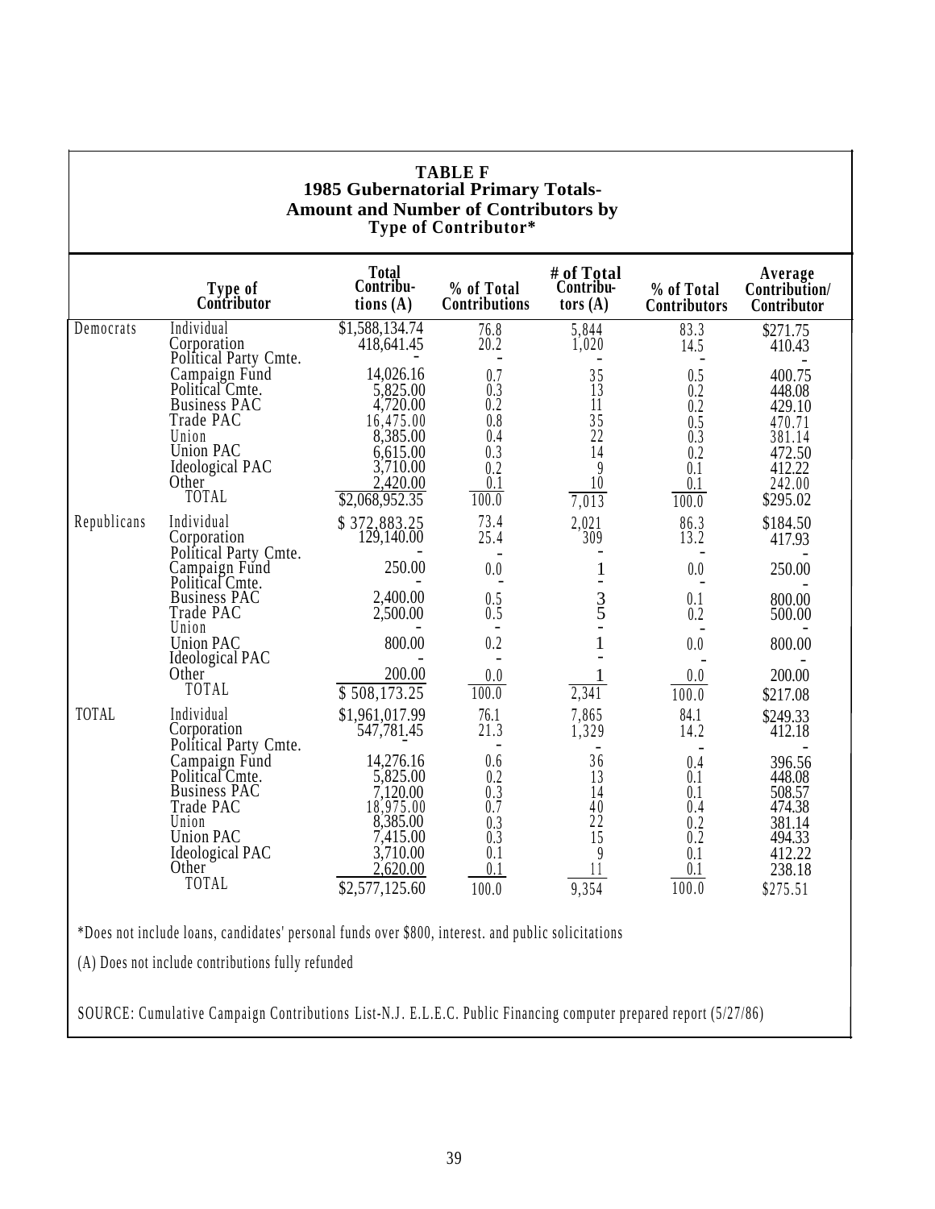**TABLE F**
**1985 Gubernatorial Primary Totals-**
**Amount and Number of Contributors by**
**Type of Contributor***

| | Type of Contributor | Total Contributions (A) | % of Total Contributions | # of Total Contributors (A) | % of Total Contributors | Average Contribution/ Contributor |
|---|---|---|---|---|---|---|
| Democrats | Individual | $1,588,134.74 | 76.8 | 5,844 | 83.3 | $271.75 |
| | Corporation | 418,641.45 | 20.2 | 1,020 | 14.5 | 410.43 |
| | Political Party Cmte. | - | - | - | - | - |
| | Campaign Fund | 14,026.16 | 0.7 | 35 | 0.5 | 400.75 |
| | Political Cmte. | 5,825.00 | 0.3 | 13 | 0.2 | 448.08 |
| | Business PAC | 4,720.00 | 0.2 | 11 | 0.2 | 429.10 |
| | Trade PAC | 16,475.00 | 0.8 | 35 | 0.5 | 470.71 |
| | Union | 8,385.00 | 0.4 | 22 | 0.3 | 381.14 |
| | Union PAC | 6,615.00 | 0.3 | 14 | 0.2 | 472.50 |
| | Ideological PAC | 3,710.00 | 0.2 | 9 | 0.1 | 412.22 |
| | Other | 2,420.00 | 0.1 | 10 | 0.1 | 242.00 |
| | TOTAL | $2,068,952.35 | 100.0 | 7,013 | 100.0 | $295.02 |
| Republicans | Individual | $ 372,883.25 | 73.4 | 2,021 | 86.3 | $184.50 |
| | Corporation | 129,140.00 | 25.4 | 309 | 13.2 | 417.93 |
| | Political Party Cmte. | - | - | - | - | - |
| | Campaign Fund | 250.00 | 0.0 | 1 | 0.0 | 250.00 |
| | Political Cmte. | - | - | - | - | - |
| | Business PAC | 2,400.00 | 0.5 | 3 | 0.1 | 800.00 |
| | Trade PAC | 2,500.00 | 0.5 | 5 | 0.2 | 500.00 |
| | Union | - | - | - | - | - |
| | Union PAC | 800.00 | 0.2 | 1 | 0.0 | 800.00 |
| | Ideological PAC | - | - | - | - | - |
| | Other | 200.00 | 0.0 | 1 | 0.0 | 200.00 |
| | TOTAL | $ 508,173.25 | 100.0 | 2,341 | 100.0 | $217.08 |
| TOTAL | Individual | $1,961,017.99 | 76.1 | 7,865 | 84.1 | $249.33 |
| | Corporation | 547,781.45 | 21.3 | 1,329 | 14.2 | 412.18 |
| | Political Party Cmte. | - | - | - | - | - |
| | Campaign Fund | 14,276.16 | 0.6 | 36 | 0.4 | 396.56 |
| | Political Cmte. | 5,825.00 | 0.2 | 13 | 0.1 | 448.08 |
| | Business PAC | 7,120.00 | 0.3 | 14 | 0.1 | 508.57 |
| | Trade PAC | 18,975.00 | 0.7 | 40 | 0.4 | 474.38 |
| | Union | 8,385.00 | 0.3 | 22 | 0.2 | 381.14 |
| | Union PAC | 7,415.00 | 0.3 | 15 | 0.2 | 494.33 |
| | Ideological PAC | 3,710.00 | 0.1 | 9 | 0.1 | 412.22 |
| | Other | 2,620.00 | 0.1 | 11 | 0.1 | 238.18 |
| | TOTAL | $2,577,125.60 | 100.0 | 9,354 | 100.0 | $275.51 |

*Does not include loans, candidates' personal funds over $800, interest. and public solicitations

(A) Does not include contributions fully refunded

SOURCE: Cumulative Campaign Contributions List-N.J. E.L.E.C. Public Financing computer prepared report (5/27/86)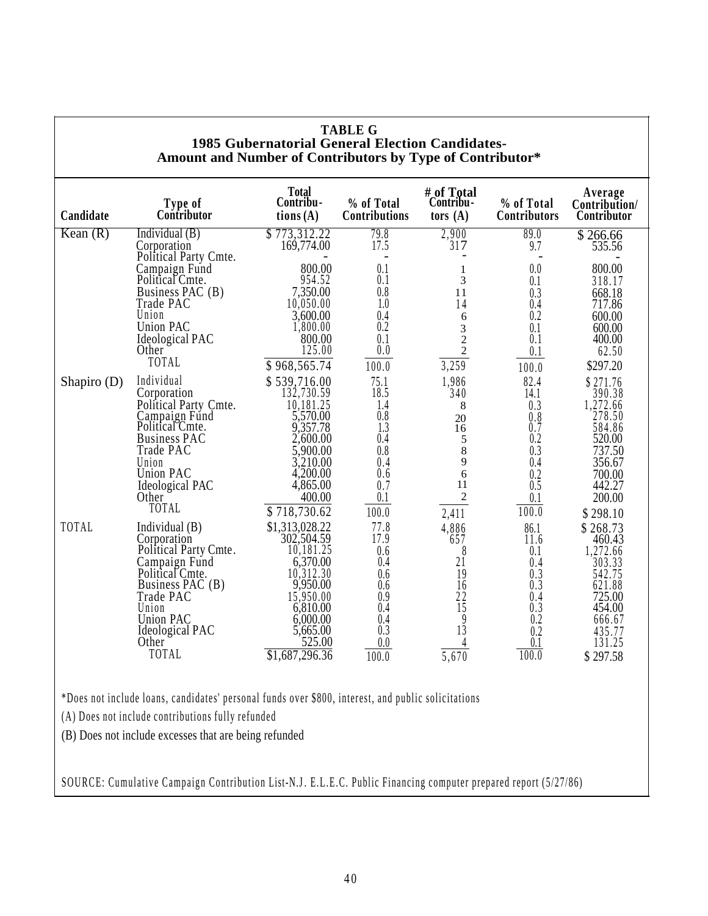**TABLE G**
**1985 Gubernatorial General Election Candidates-**
**Amount and Number of Contributors by Type of Contributor***

| Candidate | Type of Contributor | Total Contributions (A) | % of Total Contributions | # of Total Contributors (A) | % of Total Contributors | Average Contribution/ Contributor |
|---|---|---|---|---|---|---|
| Kean (R) | Individual (B) | $ 773,312.22 | 79.8 | 2,900 | 89.0 | $ 266.66 |
| | Corporation | 169,774.00 | 17.5 | 317 | 9.7 | 535.56 |
| | Political Party Cmte. | - | - | - | - | - |
| | Campaign Fund | 800.00 | 0.1 | 1 | 0.0 | 800.00 |
| | Political Cmte. | 954.52 | 0.1 | 3 | 0.1 | 318.17 |
| | Business PAC (B) | 7,350.00 | 0.8 | 11 | 0.3 | 668.18 |
| | Trade PAC | 10,050.00 | 1.0 | 14 | 0.4 | 717.86 |
| | Union | 3,600.00 | 0.4 | 6 | 0.2 | 600.00 |
| | Union PAC | 1,800.00 | 0.2 | 3 | 0.1 | 600.00 |
| | Ideological PAC | 800.00 | 0.1 | 2 | 0.1 | 400.00 |
| | Other | 125.00 | 0.0 | 2 | 0.1 | 62.50 |
| | TOTAL | $ 968,565.74 | 100.0 | 3,259 | 100.0 | $297.20 |
| Shapiro (D) | Individual | $ 539,716.00 | 75.1 | 1,986 | 82.4 | $ 271.76 |
| | Corporation | 132,730.59 | 18.5 | 340 | 14.1 | 390.38 |
| | Political Party Cmte. | 10,181.25 | 1.4 | 8 | 0.3 | 1,272.66 |
| | Campaign Fund | 5,570.00 | 0.8 | 20 | 0.8 | 278.50 |
| | Political Cmte. | 9,357.78 | 1.3 | 16 | 0.7 | 584.86 |
| | Business PAC | 2,600.00 | 0.4 | 5 | 0.2 | 520.00 |
| | Trade PAC | 5,900.00 | 0.8 | 8 | 0.3 | 737.50 |
| | Union | 3,210.00 | 0.4 | 9 | 0.4 | 356.67 |
| | Union PAC | 4,200.00 | 0.6 | 6 | 0.2 | 700.00 |
| | Ideological PAC | 4,865.00 | 0.7 | 11 | 0.5 | 442.27 |
| | Other | 400.00 | 0.1 | 2 | 0.1 | 200.00 |
| | TOTAL | $ 718,730.62 | 100.0 | 2,411 | 100.0 | $ 298.10 |
| TOTAL | Individual (B) | $1,313,028.22 | 77.8 | 4,886 | 86.1 | $ 268.73 |
| | Corporation | 302,504.59 | 17.9 | 657 | 11.6 | 460.43 |
| | Political Party Cmte. | 10,181.25 | 0.6 | 8 | 0.1 | 1,272.66 |
| | Campaign Fund | 6,370.00 | 0.4 | 21 | 0.4 | 303.33 |
| | Political Cmte. | 10,312.30 | 0.6 | 19 | 0.3 | 542.75 |
| | Business PAC (B) | 9,950.00 | 0.6 | 16 | 0.3 | 621.88 |
| | Trade PAC | 15,950.00 | 0.9 | 22 | 0.4 | 725.00 |
| | Union | 6,810.00 | 0.4 | 15 | 0.3 | 454.00 |
| | Union PAC | 6,000.00 | 0.4 | 9 | 0.2 | 666.67 |
| | Ideological PAC | 5,665.00 | 0.3 | 13 | 0.2 | 435.77 |
| | Other | 525.00 | 0.0 | 4 | 0.1 | 131.25 |
| | TOTAL | $1,687,296.36 | 100.0 | 5,670 | 100.0 | $ 297.58 |

*Does not include loans, candidates' personal funds over $800, interest, and public solicitations

(A) Does not include contributions fully refunded

(B) Does not include excesses that are being refunded

SOURCE: Cumulative Campaign Contribution List-N.J. E.L.E.C. Public Financing computer prepared report (5/27/86)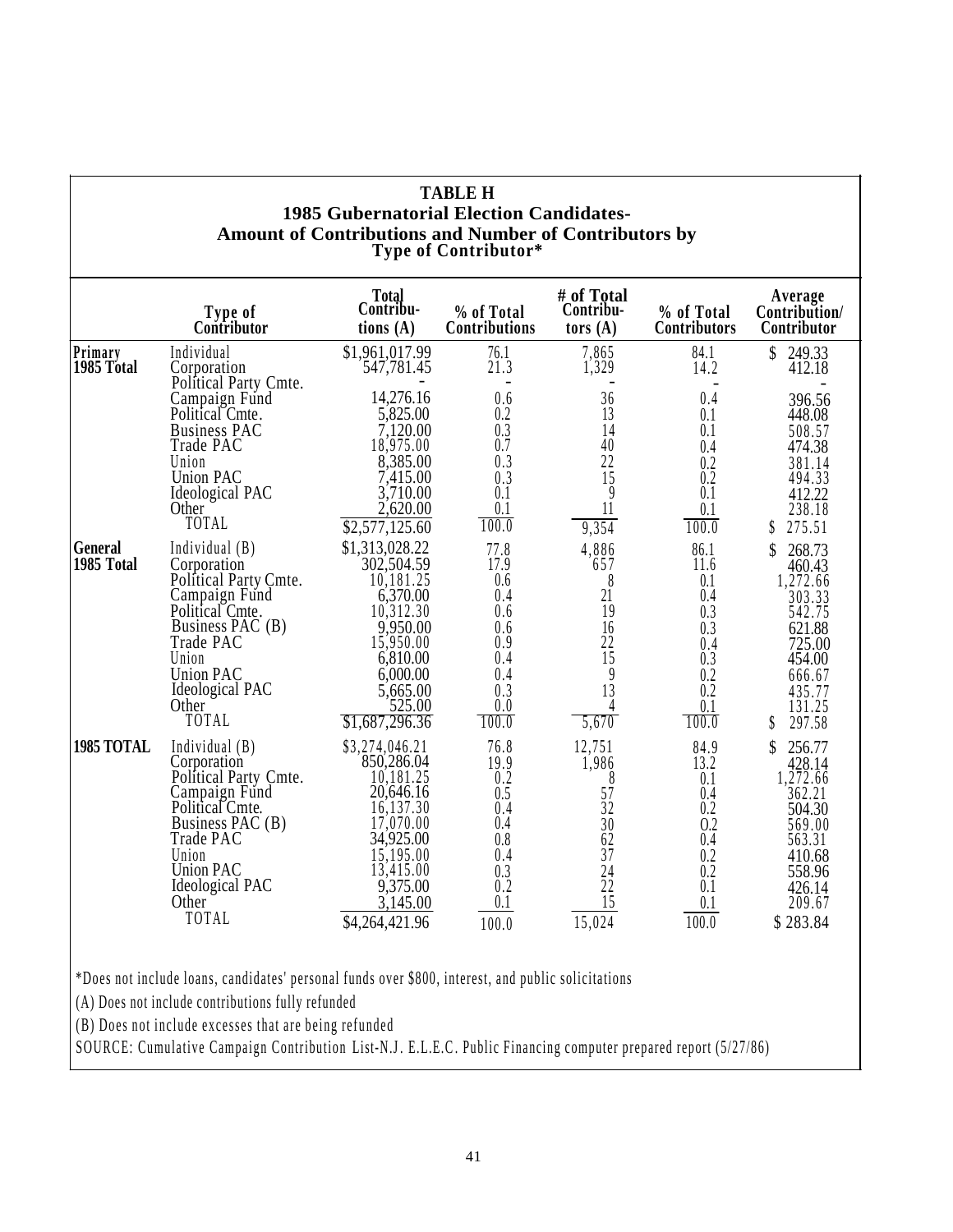**TABLE H**
**1985 Gubernatorial Election Candidates-**
**Amount of Contributions and Number of Contributors by Type of Contributor***

| | Type of Contributor | Total Contributions (A) | % of Total Contributions | # of Total Contributors (A) | % of Total Contributors | Average Contribution/ Contributor |
|---|---|---|---|---|---|---|
| **Primary 1985 Total** | Individual | $1,961,017.99 | 76.1 | 7,865 | 84.1 | $ 249.33 |
| | Corporation | 547,781.45 | 21.3 | 1,329 | 14.2 | 412.18 |
| | Political Party Cmte. | - | - | - | - | - |
| | Campaign Fund | 14,276.16 | 0.6 | 36 | 0.4 | 396.56 |
| | Political Cmte. | 5,825.00 | 0.2 | 13 | 0.1 | 448.08 |
| | Business PAC | 7,120.00 | 0.3 | 14 | 0.1 | 508.57 |
| | Trade PAC | 18,975.00 | 0.7 | 40 | 0.4 | 474.38 |
| | Union | 8,385.00 | 0.3 | 22 | 0.2 | 381.14 |
| | Union PAC | 7,415.00 | 0.3 | 15 | 0.2 | 494.33 |
| | Ideological PAC | 3,710.00 | 0.1 | 9 | 0.1 | 412.22 |
| | Other | 2,620.00 | 0.1 | 11 | 0.1 | 238.18 |
| | TOTAL | $2,577,125.60 | 100.0 | 9,354 | 100.0 | $ 275.51 |
| **General 1985 Total** | Individual (B) | $1,313,028.22 | 77.8 | 4,886 | 86.1 | $ 268.73 |
| | Corporation | 302,504.59 | 17.9 | 657 | 11.6 | 460.43 |
| | Political Party Cmte. | 10,181.25 | 0.6 | 8 | 0.1 | 1,272.66 |
| | Campaign Fund | 6,370.00 | 0.4 | 21 | 0.4 | 303.33 |
| | Political Cmte. | 10,312.30 | 0.6 | 19 | 0.3 | 542.75 |
| | Business PAC (B) | 9,950.00 | 0.6 | 16 | 0.3 | 621.88 |
| | Trade PAC | 15,950.00 | 0.9 | 22 | 0.4 | 725.00 |
| | Union | 6,810.00 | 0.4 | 15 | 0.3 | 454.00 |
| | Union PAC | 6,000.00 | 0.4 | 9 | 0.2 | 666.67 |
| | Ideological PAC | 5,665.00 | 0.3 | 13 | 0.2 | 435.77 |
| | Other | 525.00 | 0.0 | 4 | 0.1 | 131.25 |
| | TOTAL | $1,687,296.36 | 100.0 | 5,670 | 100.0 | $ 297.58 |
| **1985 TOTAL** | Individual (B) | $3,274,046.21 | 76.8 | 12,751 | 84.9 | $ 256.77 |
| | Corporation | 850,286.04 | 19.9 | 1,986 | 13.2 | 428.14 |
| | Political Party Cmte. | 10,181.25 | 0.2 | 8 | 0.1 | 1,272.66 |
| | Campaign Fund | 20,646.16 | 0.5 | 57 | 0.4 | 362.21 |
| | Political Cmte. | 16,137.30 | 0.4 | 32 | 0.2 | 504.30 |
| | Business PAC (B) | 17,070.00 | 0.4 | 30 | 0.2 | 569.00 |
| | Trade PAC | 34,925.00 | 0.8 | 62 | 0.4 | 563.31 |
| | Union | 15,195.00 | 0.4 | 37 | 0.2 | 410.68 |
| | Union PAC | 13,415.00 | 0.3 | 24 | 0.2 | 558.96 |
| | Ideological PAC | 9,375.00 | 0.2 | 22 | 0.1 | 426.14 |
| | Other | 3,145.00 | 0.1 | 15 | 0.1 | 209.67 |
| | TOTAL | $4,264,421.96 | 100.0 | 15,024 | 100.0 | $ 283.84 |

*Does not include loans, candidates' personal funds over $800, interest, and public solicitations

(A) Does not include contributions fully refunded

(B) Does not include excesses that are being refunded

SOURCE: Cumulative Campaign Contribution List-N.J. E.L.E.C. Public Financing computer prepared report (5/27/86)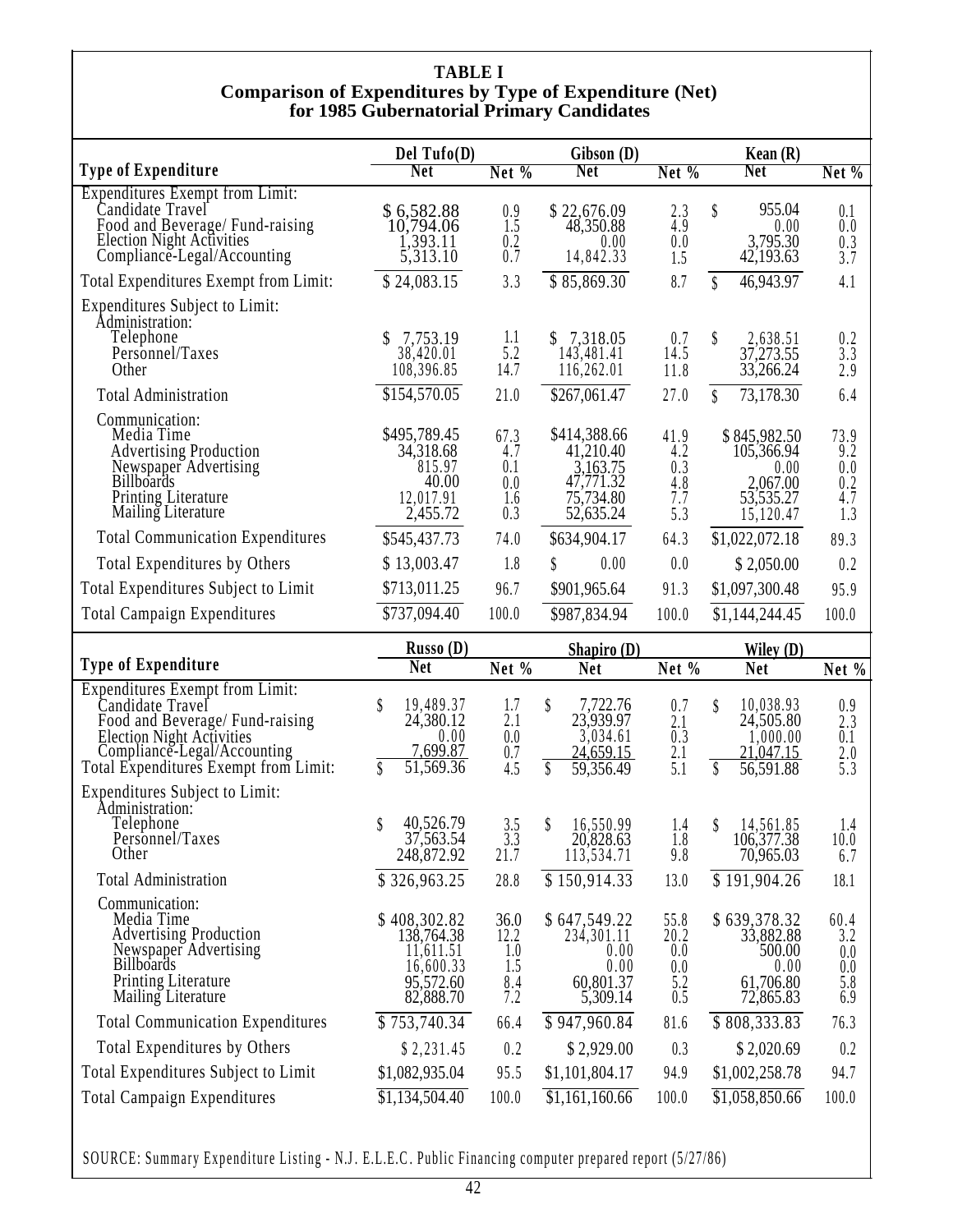**TABLE I**
**Comparison of Expenditures by Type of Expenditure (Net)**
**for 1985 Gubernatorial Primary Candidates**

| Type of Expenditure | Del Tufo(D) Net | Net % | Gibson (D) Net | Net % | Kean (R) Net | Net % |
|---|---|---|---|---|---|---|
| Expenditures Exempt from Limit: | | | | | | |
| Candidate Travel | $ 6,582.88 | 0.9 | $ 22,676.09 | 2.3 | $ 955.04 | 0.1 |
| Food and Beverage/ Fund-raising | 10,794.06 | 1.5 | 48,350.88 | 4.9 | 0.00 | 0.0 |
| Election Night Activities | 1,393.11 | 0.2 | 0.00 | 0.0 | 3,795.30 | 0.3 |
| Compliance-Legal/Accounting | 5,313.10 | 0.7 | 14,842.33 | 1.5 | 42,193.63 | 3.7 |
| Total Expenditures Exempt from Limit: | $ 24,083.15 | 3.3 | $ 85,869.30 | 8.7 | $ 46,943.97 | 4.1 |
| Expenditures Subject to Limit: | | | | | | |
| Administration: | | | | | | |
| Telephone | $ 7,753.19 | 1.1 | $ 7,318.05 | 0.7 | $ 2,638.51 | 0.2 |
| Personnel/Taxes | 38,420.01 | 5.2 | 143,481.41 | 14.5 | 37,273.55 | 3.3 |
| Other | 108,396.85 | 14.7 | 116,262.01 | 11.8 | 33,266.24 | 2.9 |
| Total Administration | $154,570.05 | 21.0 | $267,061.47 | 27.0 | $ 73,178.30 | 6.4 |
| Communication: | | | | | | |
| Media Time | $495,789.45 | 67.3 | $414,388.66 | 41.9 | $ 845,982.50 | 73.9 |
| Advertising Production | 34,318.68 | 4.7 | 41,210.40 | 4.2 | 105,366.94 | 9.2 |
| Newspaper Advertising | 815.97 | 0.1 | 3,163.75 | 0.3 | 0.00 | 0.0 |
| Billboards | 40.00 | 0.0 | 47,771.32 | 4.8 | 2,067.00 | 0.2 |
| Printing Literature | 12,017.91 | 1.6 | 75,734.80 | 7.7 | 53,535.27 | 4.7 |
| Mailing Literature | 2,455.72 | 0.3 | 52,635.24 | 5.3 | 15,120.47 | 1.3 |
| Total Communication Expenditures | $545,437.73 | 74.0 | $634,904.17 | 64.3 | $1,022,072.18 | 89.3 |
| Total Expenditures by Others | $ 13,003.47 | 1.8 | $ 0.00 | 0.0 | $ 2,050.00 | 0.2 |
| Total Expenditures Subject to Limit | $713,011.25 | 96.7 | $901,965.64 | 91.3 | $1,097,300.48 | 95.9 |
| Total Campaign Expenditures | $737,094.40 | 100.0 | $987,834.94 | 100.0 | $1,144,244.45 | 100.0 |

| Type of Expenditure | Russo (D) Net | Net % | Shapiro (D) Net | Net % | Wiley (D) Net | Net % |
|---|---|---|---|---|---|---|
| Expenditures Exempt from Limit: | | | | | | |
| Candidate Travel | $ 19,489.37 | 1.7 | $ 7,722.76 | 0.7 | $ 10,038.93 | 0.9 |
| Food and Beverage/ Fund-raising | 24,380.12 | 2.1 | 23,939.97 | 2.1 | 24,505.80 | 2.3 |
| Election Night Activities | 0.00 | 0.0 | 3,034.61 | 0.3 | 1,000.00 | 0.1 |
| Compliance-Legal/Accounting | 7,699.87 | 0.7 | 24,659.15 | 2.1 | 21,047.15 | 2.0 |
| Total Expenditures Exempt from Limit: | $ 51,569.36 | 4.5 | $ 59,356.49 | 5.1 | $ 56,591.88 | 5.3 |
| Expenditures Subject to Limit: | | | | | | |
| Administration: | | | | | | |
| Telephone | $ 40,526.79 | 3.5 | $ 16,550.99 | 1.4 | $ 14,561.85 | 1.4 |
| Personnel/Taxes | 37,563.54 | 3.3 | 20,828.63 | 1.8 | 106,377.38 | 10.0 |
| Other | 248,872.92 | 21.7 | 113,534.71 | 9.8 | 70,965.03 | 6.7 |
| Total Administration | $ 326,963.25 | 28.8 | $ 150,914.33 | 13.0 | $ 191,904.26 | 18.1 |
| Communication: | | | | | | |
| Media Time | $ 408,302.82 | 36.0 | $ 647,549.22 | 55.8 | $ 639,378.32 | 60.4 |
| Advertising Production | 138,764.38 | 12.2 | 234,301.11 | 20.2 | 33,882.88 | 3.2 |
| Newspaper Advertising | 11,611.51 | 1.0 | 0.00 | 0.0 | 500.00 | 0.0 |
| Billboards | 16,600.33 | 1.5 | 0.00 | 0.0 | 0.00 | 0.0 |
| Printing Literature | 95,572.60 | 8.4 | 60,801.37 | 5.2 | 61,706.80 | 5.8 |
| Mailing Literature | 82,888.70 | 7.2 | 5,309.14 | 0.5 | 72,865.83 | 6.9 |
| Total Communication Expenditures | $ 753,740.34 | 66.4 | $ 947,960.84 | 81.6 | $ 808,333.83 | 76.3 |
| Total Expenditures by Others | $ 2,231.45 | 0.2 | $ 2,929.00 | 0.3 | $ 2,020.69 | 0.2 |
| Total Expenditures Subject to Limit | $1,082,935.04 | 95.5 | $1,101,804.17 | 94.9 | $1,002,258.78 | 94.7 |
| Total Campaign Expenditures | $1,134,504.40 | 100.0 | $1,161,160.66 | 100.0 | $1,058,850.66 | 100.0 |

SOURCE: Summary Expenditure Listing - N.J. E.L.E.C. Public Financing computer prepared report (5/27/86)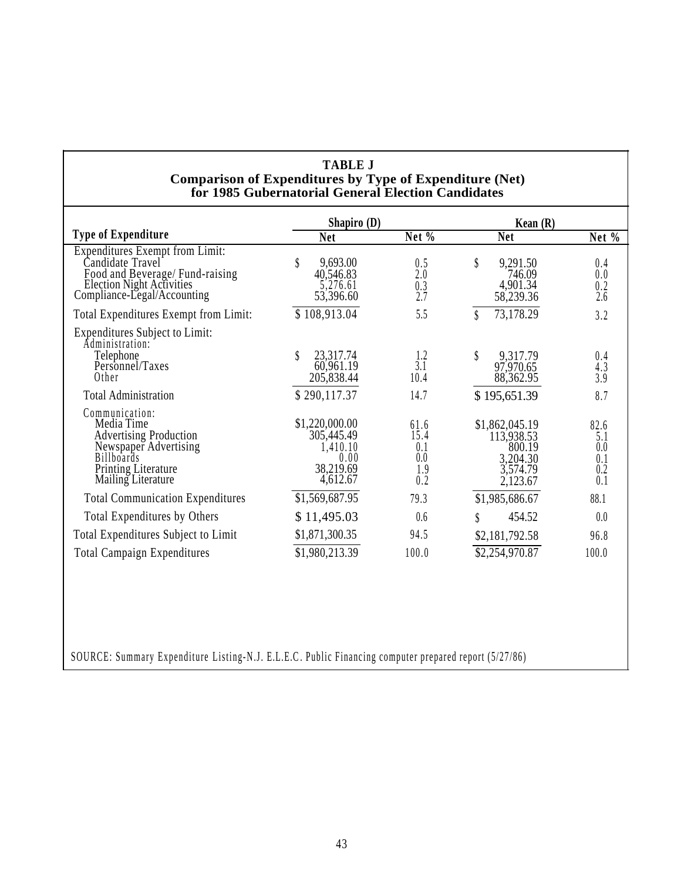**TABLE J**
**Comparison of Expenditures by Type of Expenditure (Net)**
**for 1985 Gubernatorial General Election Candidates**

| Type of Expenditure | Shapiro (D) Net | Shapiro (D) Net % | Kean (R) Net | Kean (R) Net % |
|---|---|---|---|---|
| Expenditures Exempt from Limit: | | | | |
| Candidate Travel | $ 9,693.00 | 0.5 | $ 9,291.50 | 0.4 |
| Food and Beverage/ Fund-raising | 40,546.83 | 2.0 | 746.09 | 0.0 |
| Election Night Activities | 5,276.61 | 0.3 | 4,901.34 | 0.2 |
| Compliance-Legal/Accounting | 53,396.60 | 2.7 | 58,239.36 | 2.6 |
| Total Expenditures Exempt from Limit: | $ 108,913.04 | 5.5 | $ 73,178.29 | 3.2 |
| Expenditures Subject to Limit: | | | | |
| Administration: | | | | |
| Telephone | $ 23,317.74 | 1.2 | $ 9,317.79 | 0.4 |
| Personnel/Taxes | 60,961.19 | 3.1 | 97,970.65 | 4.3 |
| Other | 205,838.44 | 10.4 | 88,362.95 | 3.9 |
| Total Administration | $ 290,117.37 | 14.7 | $ 195,651.39 | 8.7 |
| Communication: | | | | |
| Media Time | $1,220,000.00 | 61.6 | $1,862,045.19 | 82.6 |
| Advertising Production | 305,445.49 | 15.4 | 113,938.53 | 5.1 |
| Newspaper Advertising | 1,410.10 | 0.1 | 800.19 | 0.0 |
| Billboards | 0.00 | 0.0 | 3,204.30 | 0.1 |
| Printing Literature | 38,219.69 | 1.9 | 3,574.79 | 0.2 |
| Mailing Literature | 4,612.67 | 0.2 | 2,123.67 | 0.1 |
| Total Communication Expenditures | $1,569,687.95 | 79.3 | $1,985,686.67 | 88.1 |
| Total Expenditures by Others | $ 11,495.03 | 0.6 | $ 454.52 | 0.0 |
| Total Expenditures Subject to Limit | $1,871,300.35 | 94.5 | $2,181,792.58 | 96.8 |
| Total Campaign Expenditures | $1,980,213.39 | 100.0 | $2,254,970.87 | 100.0 |

SOURCE: Summary Expenditure Listing-N.J. E.L.E.C. Public Financing computer prepared report (5/27/86)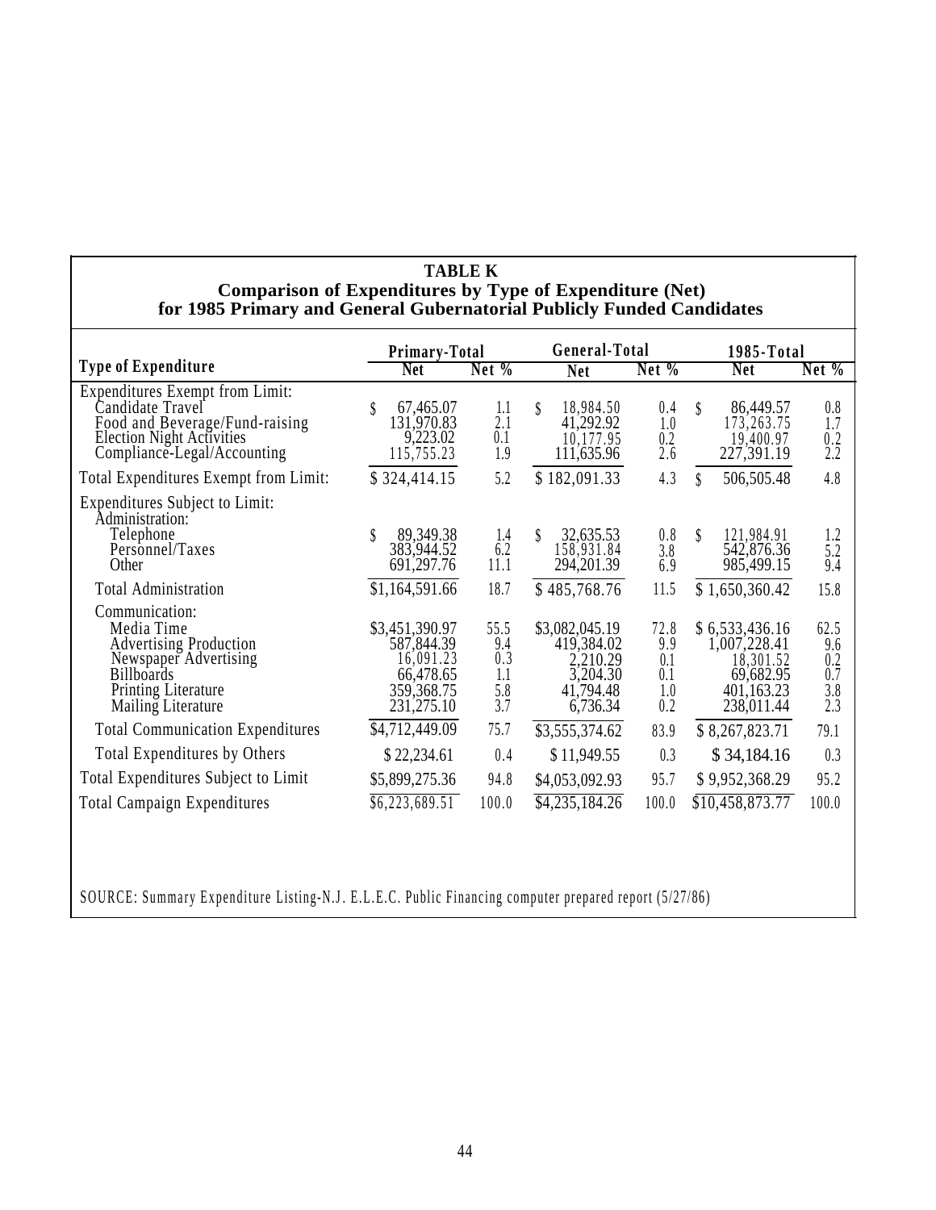## TABLE K
### Comparison of Expenditures by Type of Expenditure (Net) for 1985 Primary and General Gubernatorial Publicly Funded Candidates

| Type of Expenditure | Primary-Total Net | Primary-Total Net % | General-Total Net | General-Total Net % | 1985-Total Net | 1985-Total Net % |
|---|---|---|---|---|---|---|
| Expenditures Exempt from Limit: | | | | | | |
| Candidate Travel | $ 67,465.07 | 1.1 | $ 18,984.50 | 0.4 | $ 86,449.57 | 0.8 |
| Food and Beverage/Fund-raising | 131,970.83 | 2.1 | 41,292.92 | 1.0 | 173,263.75 | 1.7 |
| Election Night Activities | 9,223.02 | 0.1 | 10,177.95 | 0.2 | 19,400.97 | 0.2 |
| Compliance-Legal/Accounting | 115,755.23 | 1.9 | 111,635.96 | 2.6 | 227,391.19 | 2.2 |
| Total Expenditures Exempt from Limit: | $ 324,414.15 | 5.2 | $ 182,091.33 | 4.3 | $ 506,505.48 | 4.8 |
| Expenditures Subject to Limit: | | | | | | |
| Administration: | | | | | | |
| Telephone | $ 89,349.38 | 1.4 | $ 32,635.53 | 0.8 | $ 121,984.91 | 1.2 |
| Personnel/Taxes | 383,944.52 | 6.2 | 158,931.84 | 3.8 | 542,876.36 | 5.2 |
| Other | 691,297.76 | 11.1 | 294,201.39 | 6.9 | 985,499.15 | 9.4 |
| Total Administration | $1,164,591.66 | 18.7 | $ 485,768.76 | 11.5 | $ 1,650,360.42 | 15.8 |
| Communication: | | | | | | |
| Media Time | $3,451,390.97 | 55.5 | $3,082,045.19 | 72.8 | $ 6,533,436.16 | 62.5 |
| Advertising Production | 587,844.39 | 9.4 | 419,384.02 | 9.9 | 1,007,228.41 | 9.6 |
| Newspaper Advertising | 16,091.23 | 0.3 | 2,210.29 | 0.1 | 18,301.52 | 0.2 |
| Billboards | 66,478.65 | 1.1 | 3,204.30 | 0.1 | 69,682.95 | 0.7 |
| Printing Literature | 359,368.75 | 5.8 | 41,794.48 | 1.0 | 401,163.23 | 3.8 |
| Mailing Literature | 231,275.10 | 3.7 | 6,736.34 | 0.2 | 238,011.44 | 2.3 |
| Total Communication Expenditures | $4,712,449.09 | 75.7 | $3,555,374.62 | 83.9 | $ 8,267,823.71 | 79.1 |
| Total Expenditures by Others | $ 22,234.61 | 0.4 | $ 11,949.55 | 0.3 | $ 34,184.16 | 0.3 |
| Total Expenditures Subject to Limit | $5,899,275.36 | 94.8 | $4,053,092.93 | 95.7 | $ 9,952,368.29 | 95.2 |
| Total Campaign Expenditures | $6,223,689.51 | 100.0 | $4,235,184.26 | 100.0 | $10,458,873.77 | 100.0 |

SOURCE: Summary Expenditure Listing-N.J. E.L.E.C. Public Financing computer prepared report (5/27/86)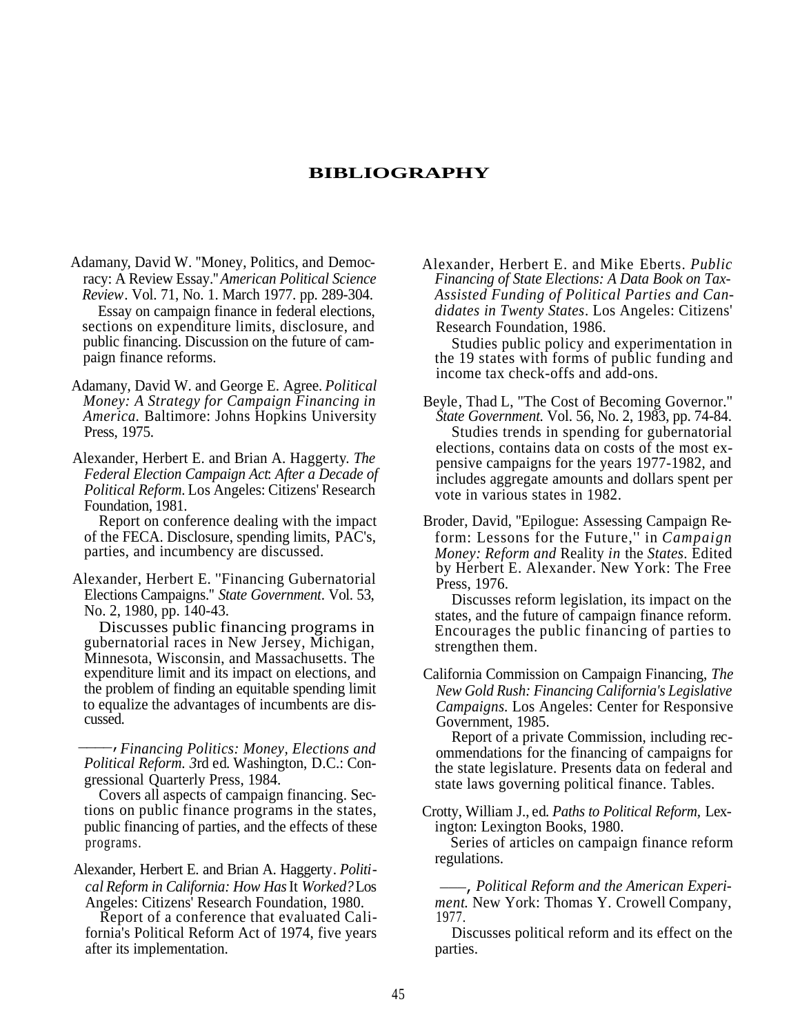# BIBLIOGRAPHY

Adamany, David W. "Money, Politics, and Democracy: A Review Essay." *American Political Science Review*. Vol. 71, No. 1. March 1977. pp. 289-304.
Essay on campaign finance in federal elections, sections on expenditure limits, disclosure, and public financing. Discussion on the future of campaign finance reforms.

Adamany, David W. and George E. Agree. *Political Money: A Strategy for Campaign Financing in America.* Baltimore: Johns Hopkins University Press, 1975.

Alexander, Herbert E. and Brian A. Haggerty. *The Federal Election Campaign Act: After a Decade of Political Reform.* Los Angeles: Citizens' Research Foundation, 1981.
Report on conference dealing with the impact of the FECA. Disclosure, spending limits, PAC's, parties, and incumbency are discussed.

Alexander, Herbert E. "Financing Gubernatorial Elections Campaigns." *State Government.* Vol. 53, No. 2, 1980, pp. 140-43.
Discusses public financing programs in gubernatorial races in New Jersey, Michigan, Minnesota, Wisconsin, and Massachusetts. The expenditure limit and its impact on elections, and the problem of finding an equitable spending limit to equalize the advantages of incumbents are discussed.

——, *Financing Politics: Money, Elections and Political Reform.* 3rd ed. Washington, D.C.: Congressional Quarterly Press, 1984.
Covers all aspects of campaign financing. Sections on public finance programs in the states, public financing of parties, and the effects of these programs.

Alexander, Herbert E. and Brian A. Haggerty. *Political Reform in California: How Has It Worked?* Los Angeles: Citizens' Research Foundation, 1980.
Report of a conference that evaluated California's Political Reform Act of 1974, five years after its implementation.

Alexander, Herbert E. and Mike Eberts. *Public Financing of State Elections: A Data Book on Tax-Assisted Funding of Political Parties and Candidates in Twenty States*. Los Angeles: Citizens' Research Foundation, 1986.
Studies public policy and experimentation in the 19 states with forms of public funding and income tax check-offs and add-ons.

Beyle, Thad L, "The Cost of Becoming Governor." *State Government.* Vol. 56, No. 2, 1983, pp. 74-84.
Studies trends in spending for gubernatorial elections, contains data on costs of the most expensive campaigns for the years 1977-1982, and includes aggregate amounts and dollars spent per vote in various states in 1982.

Broder, David, "Epilogue: Assessing Campaign Reform: Lessons for the Future," in *Campaign Money: Reform and Reality in the States*. Edited by Herbert E. Alexander. New York: The Free Press, 1976.
Discusses reform legislation, its impact on the states, and the future of campaign finance reform. Encourages the public financing of parties to strengthen them.

California Commission on Campaign Financing, *The New Gold Rush: Financing California's Legislative Campaigns.* Los Angeles: Center for Responsive Government, 1985.
Report of a private Commission, including recommendations for the financing of campaigns for the state legislature. Presents data on federal and state laws governing political finance. Tables.

Crotty, William J., ed. *Paths to Political Reform,* Lexington: Lexington Books, 1980.
Series of articles on campaign finance reform regulations.

——, *Political Reform and the American Experiment.* New York: Thomas Y. Crowell Company, 1977.
Discusses political reform and its effect on the parties.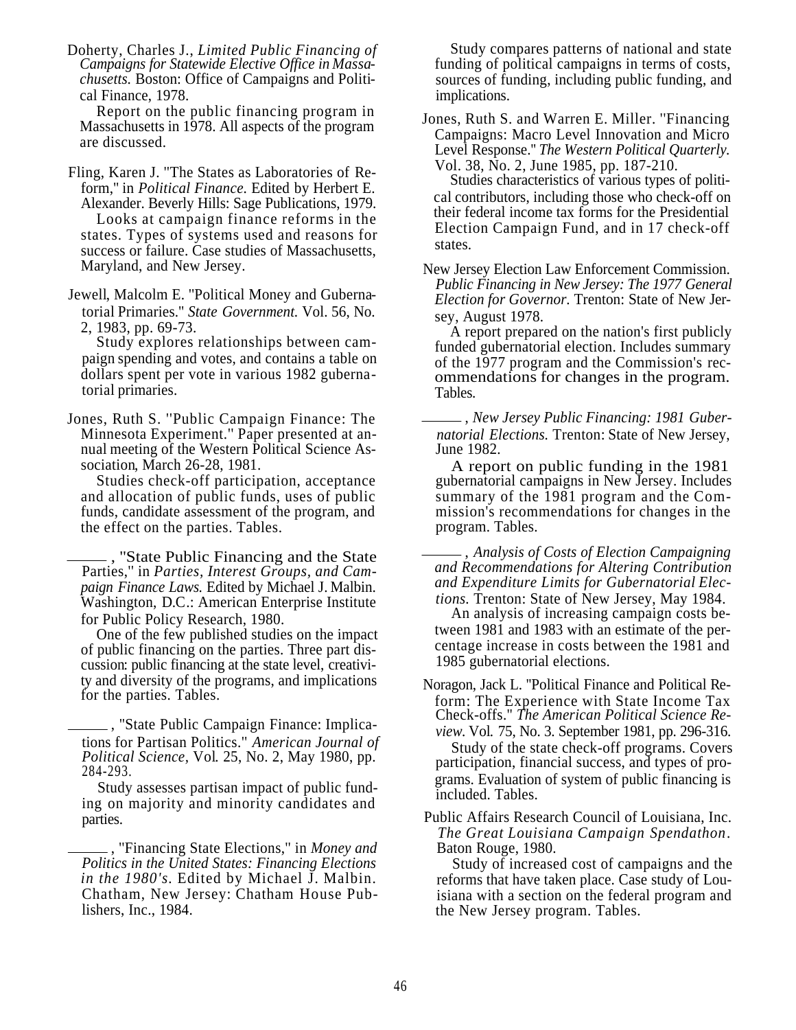Doherty, Charles J., *Limited Public Financing of Campaigns for Statewide Elective Office in Massachusetts.* Boston: Office of Campaigns and Political Finance, 1978.

Report on the public financing program in Massachusetts in 1978. All aspects of the program are discussed.

Fling, Karen J. "The States as Laboratories of Reform," in *Political Finance.* Edited by Herbert E. Alexander. Beverly Hills: Sage Publications, 1979.

Looks at campaign finance reforms in the states. Types of systems used and reasons for success or failure. Case studies of Massachusetts, Maryland, and New Jersey.

Jewell, Malcolm E. "Political Money and Gubernatorial Primaries." *State Government.* Vol. 56, No. 2, 1983, pp. 69-73.

Study explores relationships between campaign spending and votes, and contains a table on dollars spent per vote in various 1982 gubernatorial primaries.

Jones, Ruth S. "Public Campaign Finance: The Minnesota Experiment." Paper presented at annual meeting of the Western Political Science Association, March 26-28, 1981.

Studies check-off participation, acceptance and allocation of public funds, uses of public funds, candidate assessment of the program, and the effect on the parties. Tables.

\_\_\_\_\_\_ , "State Public Financing and the State Parties," in *Parties, Interest Groups, and Campaign Finance Laws.* Edited by Michael J. Malbin. Washington, D.C.: American Enterprise Institute for Public Policy Research, 1980.

One of the few published studies on the impact of public financing on the parties. Three part discussion: public financing at the state level, creativity and diversity of the programs, and implications for the parties. Tables.

\_\_\_\_\_\_ , "State Public Campaign Finance: Implications for Partisan Politics." *American Journal of Political Science*, Vol. 25, No. 2, May 1980, pp. 284-293.

Study assesses partisan impact of public funding on majority and minority candidates and parties.

\_\_\_\_\_\_ , "Financing State Elections," in *Money and Politics in the United States: Financing Elections in the 1980's*. Edited by Michael J. Malbin. Chatham, New Jersey: Chatham House Publishers, Inc., 1984.

Study compares patterns of national and state funding of political campaigns in terms of costs, sources of funding, including public funding, and implications.

Jones, Ruth S. and Warren E. Miller. "Financing Campaigns: Macro Level Innovation and Micro Level Response." *The Western Political Quarterly.* Vol. 38, No. 2, June 1985, pp. 187-210.

Studies characteristics of various types of political contributors, including those who check-off on their federal income tax forms for the Presidential Election Campaign Fund, and in 17 check-off states.

New Jersey Election Law Enforcement Commission. *Public Financing in New Jersey: The 1977 General Election for Governor.* Trenton: State of New Jersey, August 1978.

A report prepared on the nation's first publicly funded gubernatorial election. Includes summary of the 1977 program and the Commission's recommendations for changes in the program. Tables.

\_\_\_\_\_\_ , *New Jersey Public Financing: 1981 Gubernatorial Elections.* Trenton: State of New Jersey, June 1982.

A report on public funding in the 1981 gubernatorial campaigns in New Jersey. Includes summary of the 1981 program and the Commission's recommendations for changes in the program. Tables.

\_\_\_\_\_\_ , *Analysis of Costs of Election Campaigning and Recommendations for Altering Contribution and Expenditure Limits for Gubernatorial Elections.* Trenton: State of New Jersey, May 1984.

An analysis of increasing campaign costs between 1981 and 1983 with an estimate of the percentage increase in costs between the 1981 and 1985 gubernatorial elections.

Noragon, Jack L. "Political Finance and Political Reform: The Experience with State Income Tax Check-offs." *The American Political Science Review.* Vol. 75, No. 3. September 1981, pp. 296-316.

Study of the state check-off programs. Covers participation, financial success, and types of programs. Evaluation of system of public financing is included. Tables.

Public Affairs Research Council of Louisiana, Inc. *The Great Louisiana Campaign Spendathon.* Baton Rouge, 1980.

Study of increased cost of campaigns and the reforms that have taken place. Case study of Louisiana with a section on the federal program and the New Jersey program. Tables.